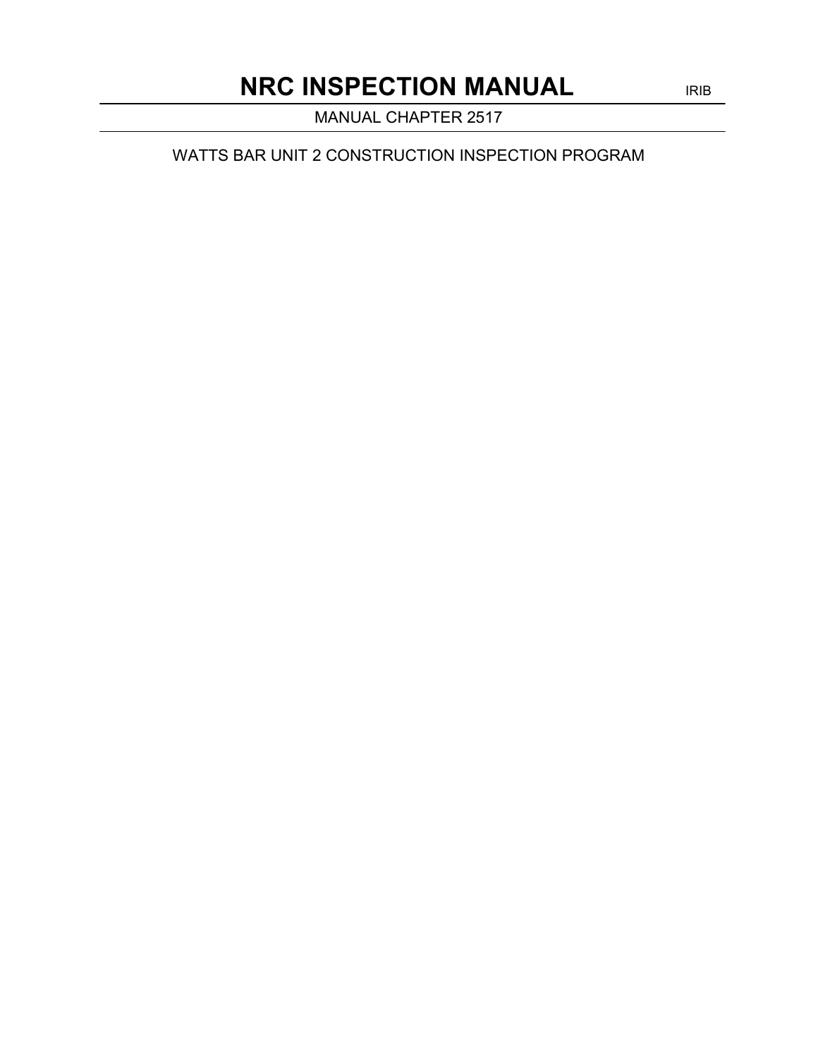# NRC INSPECTION MANUAL

IRIB

MANUAL CHAPTER 2517

WATTS BAR UNIT 2 CONSTRUCTION INSPECTION PROGRAM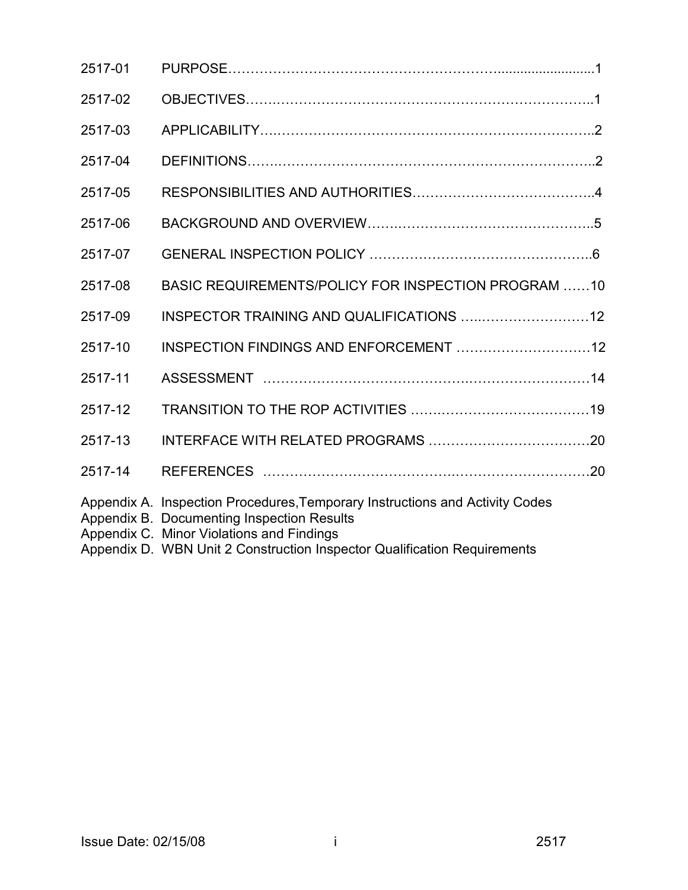| | | |
|---|---|---|
| 2517-01 | PURPOSE | 1 |
| 2517-02 | OBJECTIVES | 1 |
| 2517-03 | APPLICABILITY | 2 |
| 2517-04 | DEFINITIONS | 2 |
| 2517-05 | RESPONSIBILITIES AND AUTHORITIES | 4 |
| 2517-06 | BACKGROUND AND OVERVIEW | 5 |
| 2517-07 | GENERAL INSPECTION POLICY | 6 |
| 2517-08 | BASIC REQUIREMENTS/POLICY FOR INSPECTION PROGRAM | 10 |
| 2517-09 | INSPECTOR TRAINING AND QUALIFICATIONS | 12 |
| 2517-10 | INSPECTION FINDINGS AND ENFORCEMENT | 12 |
| 2517-11 | ASSESSMENT | 14 |
| 2517-12 | TRANSITION TO THE ROP ACTIVITIES | 19 |
| 2517-13 | INTERFACE WITH RELATED PROGRAMS | 20 |
| 2517-14 | REFERENCES | 20 |

Appendix A. Inspection Procedures,Temporary Instructions and Activity Codes
Appendix B. Documenting Inspection Results
Appendix C. Minor Violations and Findings
Appendix D. WBN Unit 2 Construction Inspector Qualification Requirements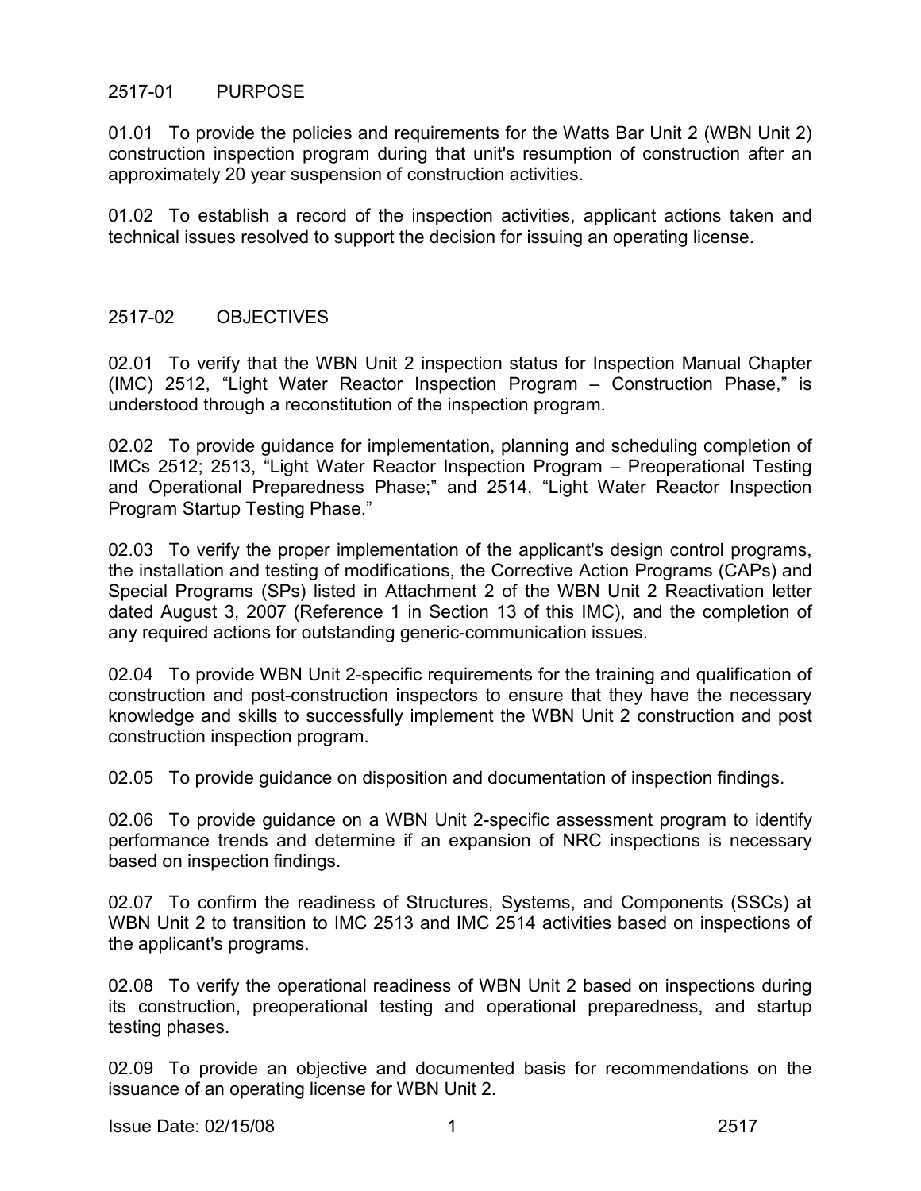## 2517-01 PURPOSE

01.01 To provide the policies and requirements for the Watts Bar Unit 2 (WBN Unit 2) construction inspection program during that unit's resumption of construction after an approximately 20 year suspension of construction activities.

01.02 To establish a record of the inspection activities, applicant actions taken and technical issues resolved to support the decision for issuing an operating license.

## 2517-02 OBJECTIVES

02.01 To verify that the WBN Unit 2 inspection status for Inspection Manual Chapter (IMC) 2512, "Light Water Reactor Inspection Program – Construction Phase," is understood through a reconstitution of the inspection program.

02.02 To provide guidance for implementation, planning and scheduling completion of IMCs 2512; 2513, "Light Water Reactor Inspection Program – Preoperational Testing and Operational Preparedness Phase;" and 2514, "Light Water Reactor Inspection Program Startup Testing Phase."

02.03 To verify the proper implementation of the applicant's design control programs, the installation and testing of modifications, the Corrective Action Programs (CAPs) and Special Programs (SPs) listed in Attachment 2 of the WBN Unit 2 Reactivation letter dated August 3, 2007 (Reference 1 in Section 13 of this IMC), and the completion of any required actions for outstanding generic-communication issues.

02.04 To provide WBN Unit 2-specific requirements for the training and qualification of construction and post-construction inspectors to ensure that they have the necessary knowledge and skills to successfully implement the WBN Unit 2 construction and post construction inspection program.

02.05 To provide guidance on disposition and documentation of inspection findings.

02.06 To provide guidance on a WBN Unit 2-specific assessment program to identify performance trends and determine if an expansion of NRC inspections is necessary based on inspection findings.

02.07 To confirm the readiness of Structures, Systems, and Components (SSCs) at WBN Unit 2 to transition to IMC 2513 and IMC 2514 activities based on inspections of the applicant's programs.

02.08 To verify the operational readiness of WBN Unit 2 based on inspections during its construction, preoperational testing and operational preparedness, and startup testing phases.

02.09 To provide an objective and documented basis for recommendations on the issuance of an operating license for WBN Unit 2.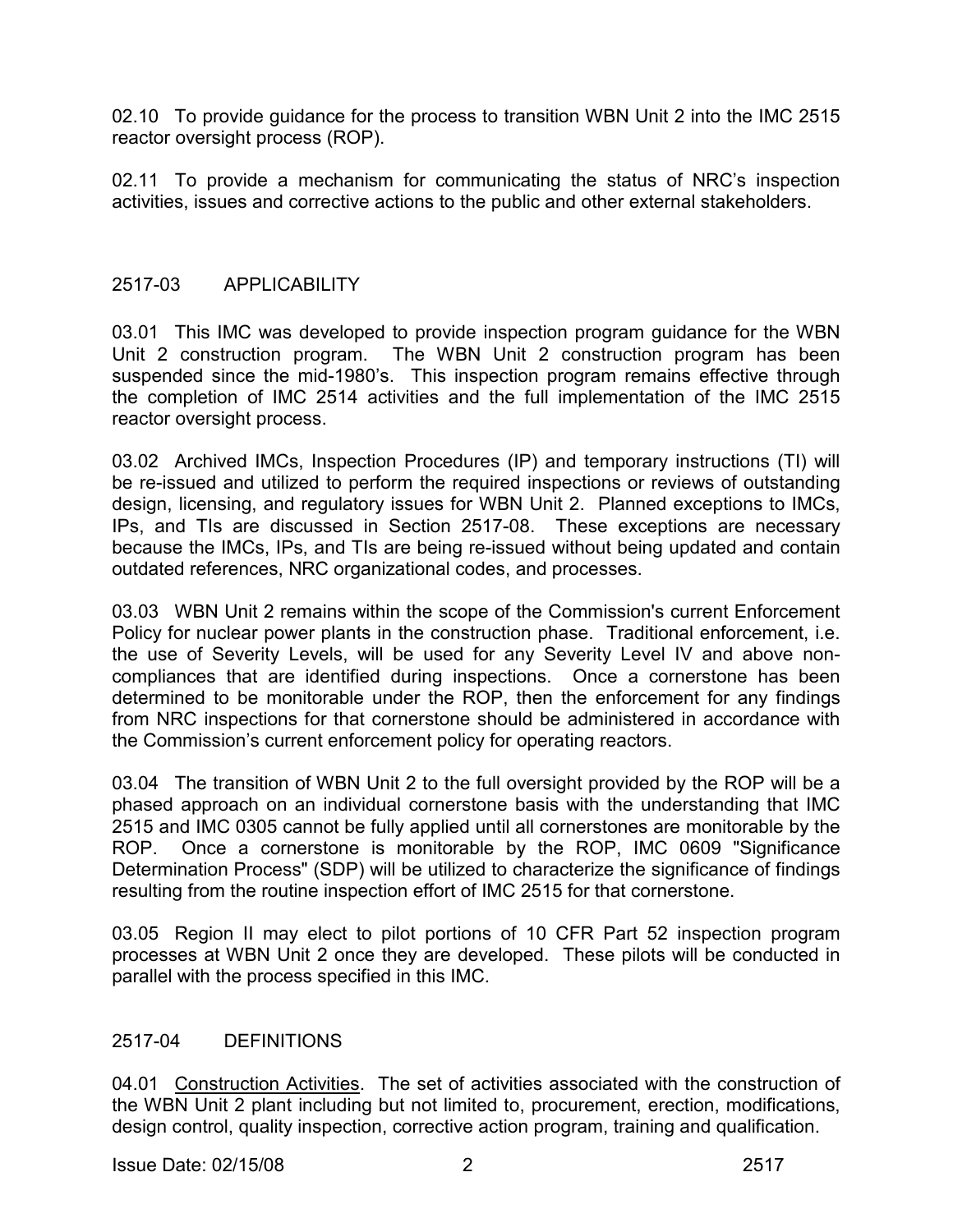02.10 To provide guidance for the process to transition WBN Unit 2 into the IMC 2515 reactor oversight process (ROP).

02.11 To provide a mechanism for communicating the status of NRC's inspection activities, issues and corrective actions to the public and other external stakeholders.

## 2517-03 APPLICABILITY

03.01 This IMC was developed to provide inspection program guidance for the WBN Unit 2 construction program. The WBN Unit 2 construction program has been suspended since the mid-1980's. This inspection program remains effective through the completion of IMC 2514 activities and the full implementation of the IMC 2515 reactor oversight process.

03.02 Archived IMCs, Inspection Procedures (IP) and temporary instructions (TI) will be re-issued and utilized to perform the required inspections or reviews of outstanding design, licensing, and regulatory issues for WBN Unit 2. Planned exceptions to IMCs, IPs, and TIs are discussed in Section 2517-08. These exceptions are necessary because the IMCs, IPs, and TIs are being re-issued without being updated and contain outdated references, NRC organizational codes, and processes.

03.03 WBN Unit 2 remains within the scope of the Commission's current Enforcement Policy for nuclear power plants in the construction phase. Traditional enforcement, i.e. the use of Severity Levels, will be used for any Severity Level IV and above non-compliances that are identified during inspections. Once a cornerstone has been determined to be monitorable under the ROP, then the enforcement for any findings from NRC inspections for that cornerstone should be administered in accordance with the Commission's current enforcement policy for operating reactors.

03.04 The transition of WBN Unit 2 to the full oversight provided by the ROP will be a phased approach on an individual cornerstone basis with the understanding that IMC 2515 and IMC 0305 cannot be fully applied until all cornerstones are monitorable by the ROP. Once a cornerstone is monitorable by the ROP, IMC 0609 "Significance Determination Process" (SDP) will be utilized to characterize the significance of findings resulting from the routine inspection effort of IMC 2515 for that cornerstone.

03.05 Region II may elect to pilot portions of 10 CFR Part 52 inspection program processes at WBN Unit 2 once they are developed. These pilots will be conducted in parallel with the process specified in this IMC.

## 2517-04 DEFINITIONS

04.01 Construction Activities. The set of activities associated with the construction of the WBN Unit 2 plant including but not limited to, procurement, erection, modifications, design control, quality inspection, corrective action program, training and qualification.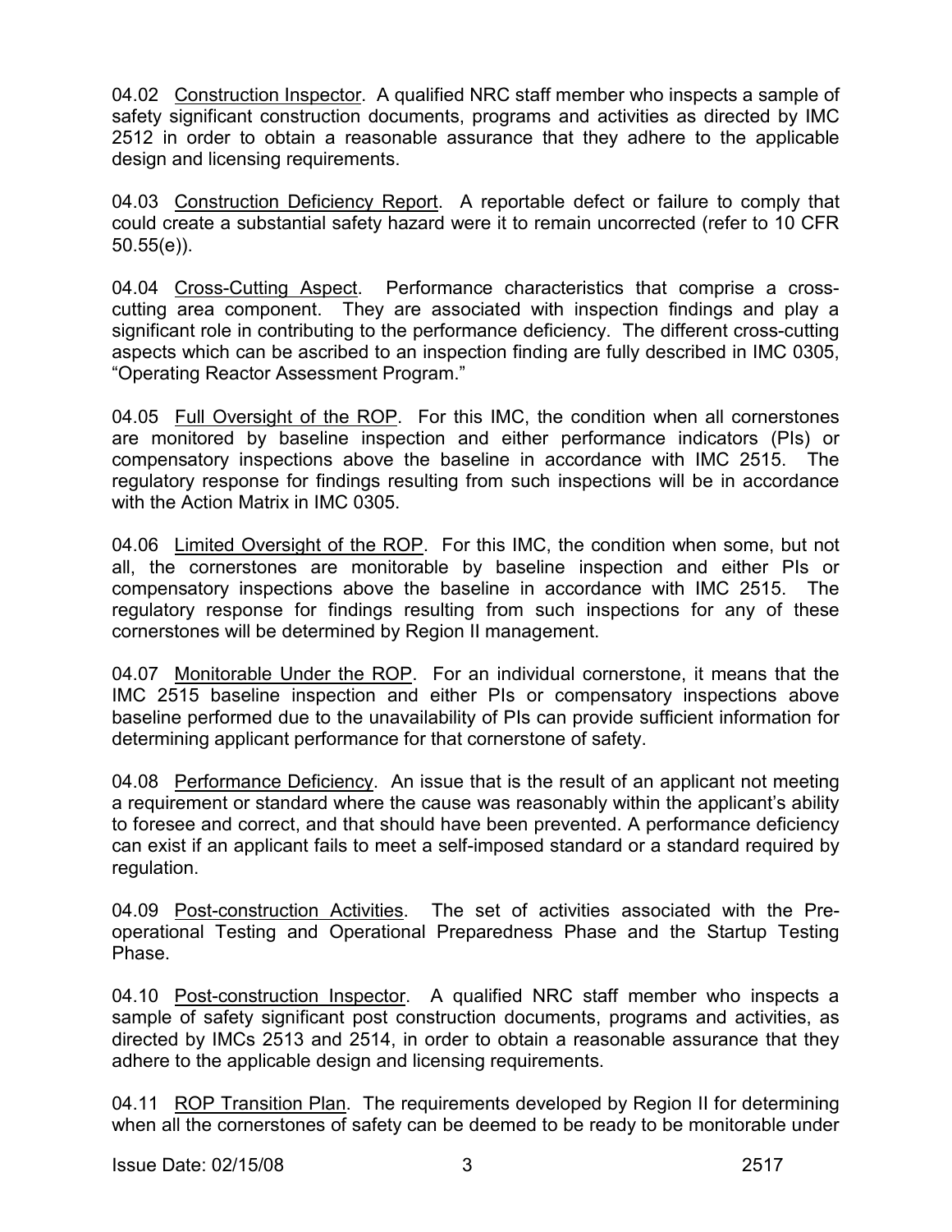04.02 Construction Inspector. A qualified NRC staff member who inspects a sample of safety significant construction documents, programs and activities as directed by IMC 2512 in order to obtain a reasonable assurance that they adhere to the applicable design and licensing requirements.

04.03 Construction Deficiency Report. A reportable defect or failure to comply that could create a substantial safety hazard were it to remain uncorrected (refer to 10 CFR 50.55(e)).

04.04 Cross-Cutting Aspect. Performance characteristics that comprise a cross-cutting area component. They are associated with inspection findings and play a significant role in contributing to the performance deficiency. The different cross-cutting aspects which can be ascribed to an inspection finding are fully described in IMC 0305, "Operating Reactor Assessment Program."

04.05 Full Oversight of the ROP. For this IMC, the condition when all cornerstones are monitored by baseline inspection and either performance indicators (PIs) or compensatory inspections above the baseline in accordance with IMC 2515. The regulatory response for findings resulting from such inspections will be in accordance with the Action Matrix in IMC 0305.

04.06 Limited Oversight of the ROP. For this IMC, the condition when some, but not all, the cornerstones are monitorable by baseline inspection and either PIs or compensatory inspections above the baseline in accordance with IMC 2515. The regulatory response for findings resulting from such inspections for any of these cornerstones will be determined by Region II management.

04.07 Monitorable Under the ROP. For an individual cornerstone, it means that the IMC 2515 baseline inspection and either PIs or compensatory inspections above baseline performed due to the unavailability of PIs can provide sufficient information for determining applicant performance for that cornerstone of safety.

04.08 Performance Deficiency. An issue that is the result of an applicant not meeting a requirement or standard where the cause was reasonably within the applicant's ability to foresee and correct, and that should have been prevented. A performance deficiency can exist if an applicant fails to meet a self-imposed standard or a standard required by regulation.

04.09 Post-construction Activities. The set of activities associated with the Pre-operational Testing and Operational Preparedness Phase and the Startup Testing Phase.

04.10 Post-construction Inspector. A qualified NRC staff member who inspects a sample of safety significant post construction documents, programs and activities, as directed by IMCs 2513 and 2514, in order to obtain a reasonable assurance that they adhere to the applicable design and licensing requirements.

04.11 ROP Transition Plan. The requirements developed by Region II for determining when all the cornerstones of safety can be deemed to be ready to be monitorable under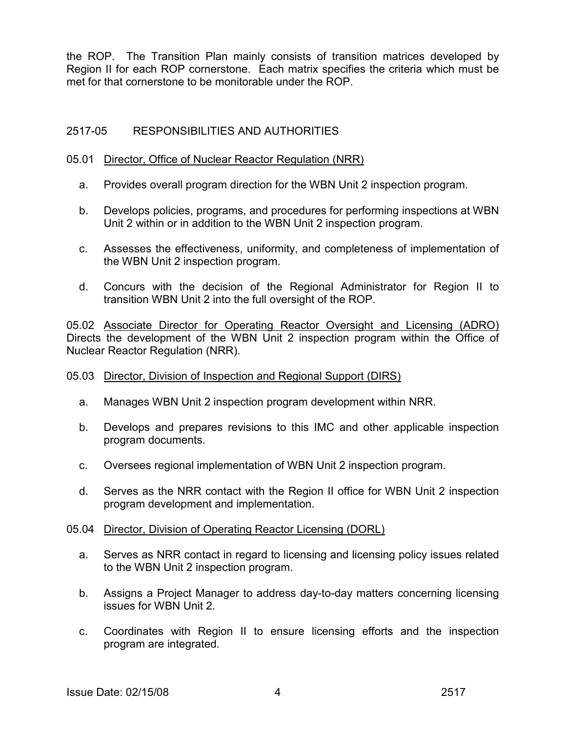the ROP. The Transition Plan mainly consists of transition matrices developed by Region II for each ROP cornerstone. Each matrix specifies the criteria which must be met for that cornerstone to be monitorable under the ROP.

## 2517-05 RESPONSIBILITIES AND AUTHORITIES

05.01 Director, Office of Nuclear Reactor Regulation (NRR)

a. Provides overall program direction for the WBN Unit 2 inspection program.

b. Develops policies, programs, and procedures for performing inspections at WBN Unit 2 within or in addition to the WBN Unit 2 inspection program.

c. Assesses the effectiveness, uniformity, and completeness of implementation of the WBN Unit 2 inspection program.

d. Concurs with the decision of the Regional Administrator for Region II to transition WBN Unit 2 into the full oversight of the ROP.

05.02 Associate Director for Operating Reactor Oversight and Licensing (ADRO) Directs the development of the WBN Unit 2 inspection program within the Office of Nuclear Reactor Regulation (NRR).

05.03 Director, Division of Inspection and Regional Support (DIRS)

a. Manages WBN Unit 2 inspection program development within NRR.

b. Develops and prepares revisions to this IMC and other applicable inspection program documents.

c. Oversees regional implementation of WBN Unit 2 inspection program.

d. Serves as the NRR contact with the Region II office for WBN Unit 2 inspection program development and implementation.

05.04 Director, Division of Operating Reactor Licensing (DORL)

a. Serves as NRR contact in regard to licensing and licensing policy issues related to the WBN Unit 2 inspection program.

b. Assigns a Project Manager to address day-to-day matters concerning licensing issues for WBN Unit 2.

c. Coordinates with Region II to ensure licensing efforts and the inspection program are integrated.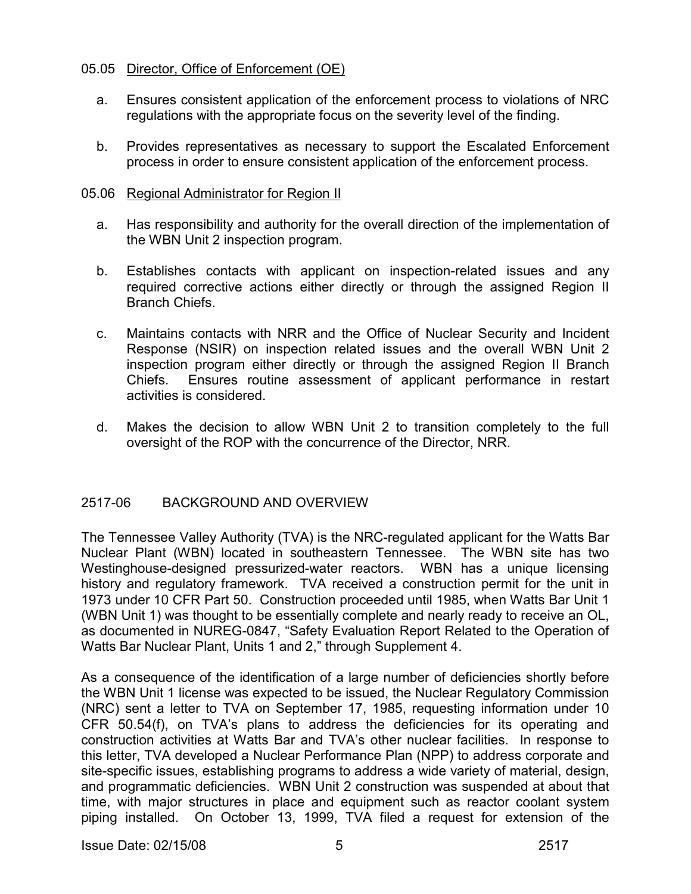05.05 Director, Office of Enforcement (OE)

a. Ensures consistent application of the enforcement process to violations of NRC regulations with the appropriate focus on the severity level of the finding.

b. Provides representatives as necessary to support the Escalated Enforcement process in order to ensure consistent application of the enforcement process.

05.06 Regional Administrator for Region II

a. Has responsibility and authority for the overall direction of the implementation of the WBN Unit 2 inspection program.

b. Establishes contacts with applicant on inspection-related issues and any required corrective actions either directly or through the assigned Region II Branch Chiefs.

c. Maintains contacts with NRR and the Office of Nuclear Security and Incident Response (NSIR) on inspection related issues and the overall WBN Unit 2 inspection program either directly or through the assigned Region II Branch Chiefs. Ensures routine assessment of applicant performance in restart activities is considered.

d. Makes the decision to allow WBN Unit 2 to transition completely to the full oversight of the ROP with the concurrence of the Director, NRR.

## 2517-06 BACKGROUND AND OVERVIEW

The Tennessee Valley Authority (TVA) is the NRC-regulated applicant for the Watts Bar Nuclear Plant (WBN) located in southeastern Tennessee. The WBN site has two Westinghouse-designed pressurized-water reactors. WBN has a unique licensing history and regulatory framework. TVA received a construction permit for the unit in 1973 under 10 CFR Part 50. Construction proceeded until 1985, when Watts Bar Unit 1 (WBN Unit 1) was thought to be essentially complete and nearly ready to receive an OL, as documented in NUREG-0847, "Safety Evaluation Report Related to the Operation of Watts Bar Nuclear Plant, Units 1 and 2," through Supplement 4.

As a consequence of the identification of a large number of deficiencies shortly before the WBN Unit 1 license was expected to be issued, the Nuclear Regulatory Commission (NRC) sent a letter to TVA on September 17, 1985, requesting information under 10 CFR 50.54(f), on TVA's plans to address the deficiencies for its operating and construction activities at Watts Bar and TVA's other nuclear facilities. In response to this letter, TVA developed a Nuclear Performance Plan (NPP) to address corporate and site-specific issues, establishing programs to address a wide variety of material, design, and programmatic deficiencies. WBN Unit 2 construction was suspended at about that time, with major structures in place and equipment such as reactor coolant system piping installed. On October 13, 1999, TVA filed a request for extension of the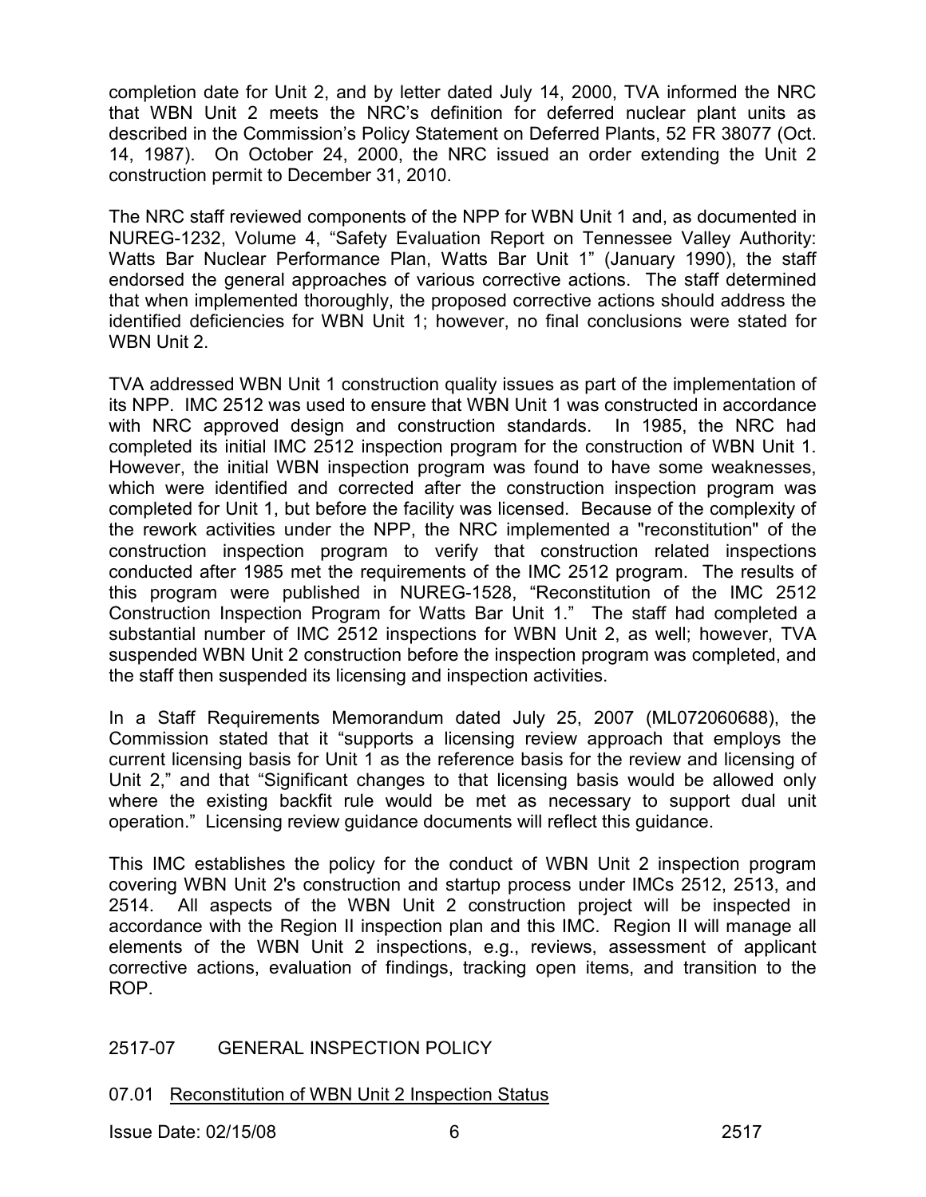completion date for Unit 2, and by letter dated July 14, 2000, TVA informed the NRC that WBN Unit 2 meets the NRC's definition for deferred nuclear plant units as described in the Commission's Policy Statement on Deferred Plants, 52 FR 38077 (Oct. 14, 1987). On October 24, 2000, the NRC issued an order extending the Unit 2 construction permit to December 31, 2010.

The NRC staff reviewed components of the NPP for WBN Unit 1 and, as documented in NUREG-1232, Volume 4, "Safety Evaluation Report on Tennessee Valley Authority: Watts Bar Nuclear Performance Plan, Watts Bar Unit 1" (January 1990), the staff endorsed the general approaches of various corrective actions. The staff determined that when implemented thoroughly, the proposed corrective actions should address the identified deficiencies for WBN Unit 1; however, no final conclusions were stated for WBN Unit 2.

TVA addressed WBN Unit 1 construction quality issues as part of the implementation of its NPP. IMC 2512 was used to ensure that WBN Unit 1 was constructed in accordance with NRC approved design and construction standards. In 1985, the NRC had completed its initial IMC 2512 inspection program for the construction of WBN Unit 1. However, the initial WBN inspection program was found to have some weaknesses, which were identified and corrected after the construction inspection program was completed for Unit 1, but before the facility was licensed. Because of the complexity of the rework activities under the NPP, the NRC implemented a "reconstitution" of the construction inspection program to verify that construction related inspections conducted after 1985 met the requirements of the IMC 2512 program. The results of this program were published in NUREG-1528, "Reconstitution of the IMC 2512 Construction Inspection Program for Watts Bar Unit 1." The staff had completed a substantial number of IMC 2512 inspections for WBN Unit 2, as well; however, TVA suspended WBN Unit 2 construction before the inspection program was completed, and the staff then suspended its licensing and inspection activities.

In a Staff Requirements Memorandum dated July 25, 2007 (ML072060688), the Commission stated that it "supports a licensing review approach that employs the current licensing basis for Unit 1 as the reference basis for the review and licensing of Unit 2," and that "Significant changes to that licensing basis would be allowed only where the existing backfit rule would be met as necessary to support dual unit operation." Licensing review guidance documents will reflect this guidance.

This IMC establishes the policy for the conduct of WBN Unit 2 inspection program covering WBN Unit 2's construction and startup process under IMCs 2512, 2513, and 2514. All aspects of the WBN Unit 2 construction project will be inspected in accordance with the Region II inspection plan and this IMC. Region II will manage all elements of the WBN Unit 2 inspections, e.g., reviews, assessment of applicant corrective actions, evaluation of findings, tracking open items, and transition to the ROP.

## 2517-07 GENERAL INSPECTION POLICY

### 07.01 Reconstitution of WBN Unit 2 Inspection Status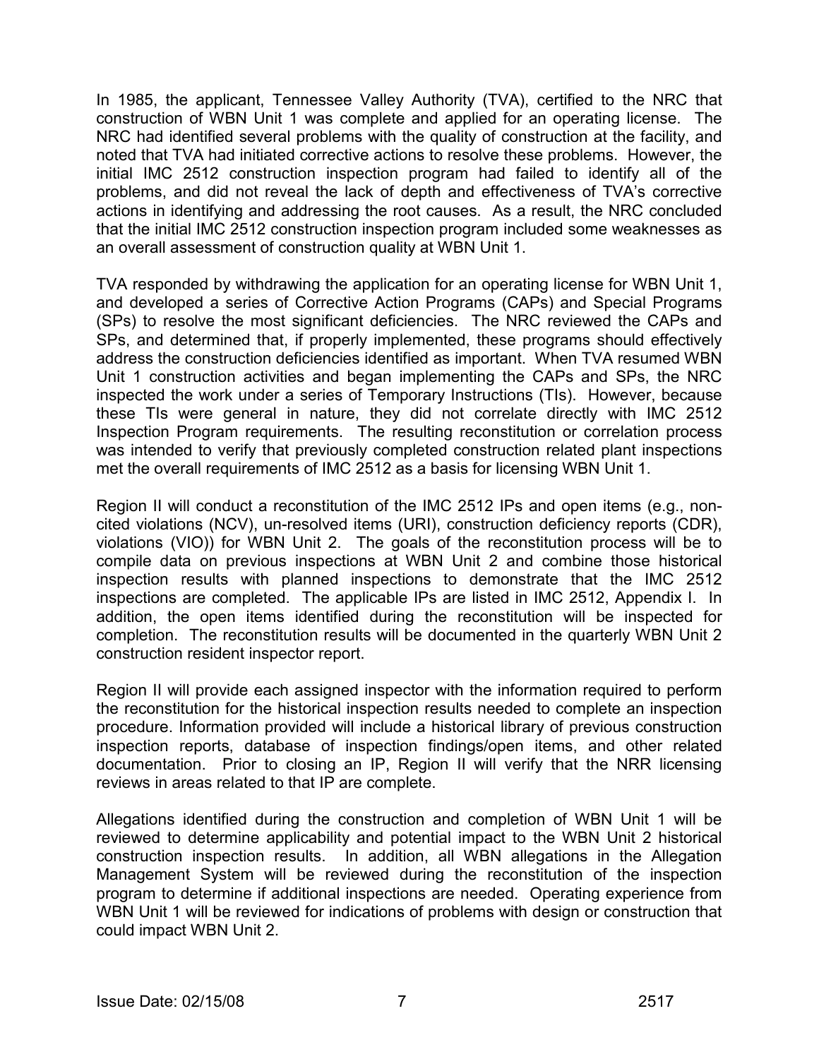In 1985, the applicant, Tennessee Valley Authority (TVA), certified to the NRC that construction of WBN Unit 1 was complete and applied for an operating license. The NRC had identified several problems with the quality of construction at the facility, and noted that TVA had initiated corrective actions to resolve these problems. However, the initial IMC 2512 construction inspection program had failed to identify all of the problems, and did not reveal the lack of depth and effectiveness of TVA's corrective actions in identifying and addressing the root causes. As a result, the NRC concluded that the initial IMC 2512 construction inspection program included some weaknesses as an overall assessment of construction quality at WBN Unit 1.

TVA responded by withdrawing the application for an operating license for WBN Unit 1, and developed a series of Corrective Action Programs (CAPs) and Special Programs (SPs) to resolve the most significant deficiencies. The NRC reviewed the CAPs and SPs, and determined that, if properly implemented, these programs should effectively address the construction deficiencies identified as important. When TVA resumed WBN Unit 1 construction activities and began implementing the CAPs and SPs, the NRC inspected the work under a series of Temporary Instructions (TIs). However, because these TIs were general in nature, they did not correlate directly with IMC 2512 Inspection Program requirements. The resulting reconstitution or correlation process was intended to verify that previously completed construction related plant inspections met the overall requirements of IMC 2512 as a basis for licensing WBN Unit 1.

Region II will conduct a reconstitution of the IMC 2512 IPs and open items (e.g., non-cited violations (NCV), un-resolved items (URI), construction deficiency reports (CDR), violations (VIO)) for WBN Unit 2. The goals of the reconstitution process will be to compile data on previous inspections at WBN Unit 2 and combine those historical inspection results with planned inspections to demonstrate that the IMC 2512 inspections are completed. The applicable IPs are listed in IMC 2512, Appendix I. In addition, the open items identified during the reconstitution will be inspected for completion. The reconstitution results will be documented in the quarterly WBN Unit 2 construction resident inspector report.

Region II will provide each assigned inspector with the information required to perform the reconstitution for the historical inspection results needed to complete an inspection procedure. Information provided will include a historical library of previous construction inspection reports, database of inspection findings/open items, and other related documentation. Prior to closing an IP, Region II will verify that the NRR licensing reviews in areas related to that IP are complete.

Allegations identified during the construction and completion of WBN Unit 1 will be reviewed to determine applicability and potential impact to the WBN Unit 2 historical construction inspection results. In addition, all WBN allegations in the Allegation Management System will be reviewed during the reconstitution of the inspection program to determine if additional inspections are needed. Operating experience from WBN Unit 1 will be reviewed for indications of problems with design or construction that could impact WBN Unit 2.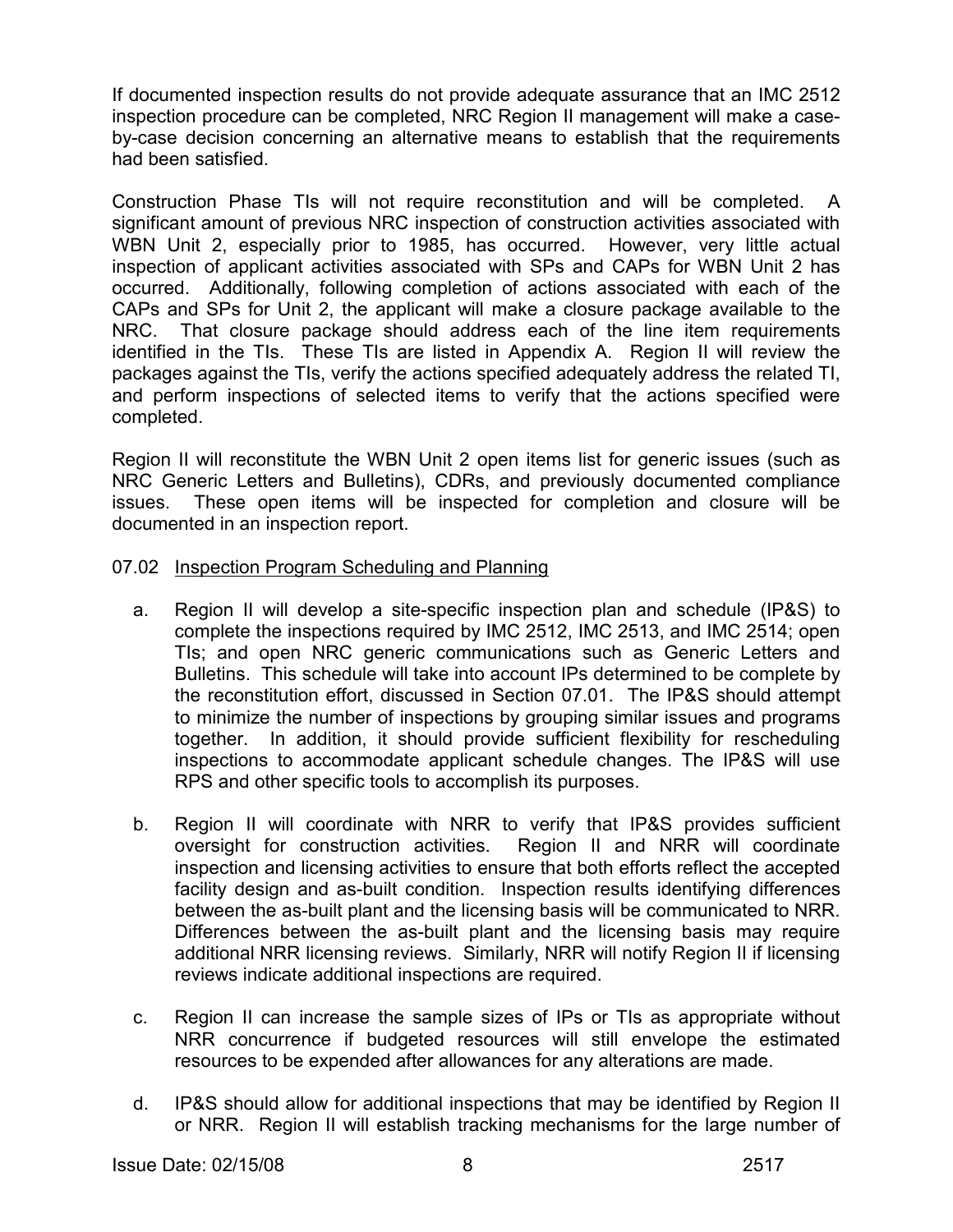If documented inspection results do not provide adequate assurance that an IMC 2512 inspection procedure can be completed, NRC Region II management will make a case-by-case decision concerning an alternative means to establish that the requirements had been satisfied.

Construction Phase TIs will not require reconstitution and will be completed. A significant amount of previous NRC inspection of construction activities associated with WBN Unit 2, especially prior to 1985, has occurred. However, very little actual inspection of applicant activities associated with SPs and CAPs for WBN Unit 2 has occurred. Additionally, following completion of actions associated with each of the CAPs and SPs for Unit 2, the applicant will make a closure package available to the NRC. That closure package should address each of the line item requirements identified in the TIs. These TIs are listed in Appendix A. Region II will review the packages against the TIs, verify the actions specified adequately address the related TI, and perform inspections of selected items to verify that the actions specified were completed.

Region II will reconstitute the WBN Unit 2 open items list for generic issues (such as NRC Generic Letters and Bulletins), CDRs, and previously documented compliance issues. These open items will be inspected for completion and closure will be documented in an inspection report.

07.02 Inspection Program Scheduling and Planning

a. Region II will develop a site-specific inspection plan and schedule (IP&S) to complete the inspections required by IMC 2512, IMC 2513, and IMC 2514; open TIs; and open NRC generic communications such as Generic Letters and Bulletins. This schedule will take into account IPs determined to be complete by the reconstitution effort, discussed in Section 07.01. The IP&S should attempt to minimize the number of inspections by grouping similar issues and programs together. In addition, it should provide sufficient flexibility for rescheduling inspections to accommodate applicant schedule changes. The IP&S will use RPS and other specific tools to accomplish its purposes.

b. Region II will coordinate with NRR to verify that IP&S provides sufficient oversight for construction activities. Region II and NRR will coordinate inspection and licensing activities to ensure that both efforts reflect the accepted facility design and as-built condition. Inspection results identifying differences between the as-built plant and the licensing basis will be communicated to NRR. Differences between the as-built plant and the licensing basis may require additional NRR licensing reviews. Similarly, NRR will notify Region II if licensing reviews indicate additional inspections are required.

c. Region II can increase the sample sizes of IPs or TIs as appropriate without NRR concurrence if budgeted resources will still envelope the estimated resources to be expended after allowances for any alterations are made.

d. IP&S should allow for additional inspections that may be identified by Region II or NRR. Region II will establish tracking mechanisms for the large number of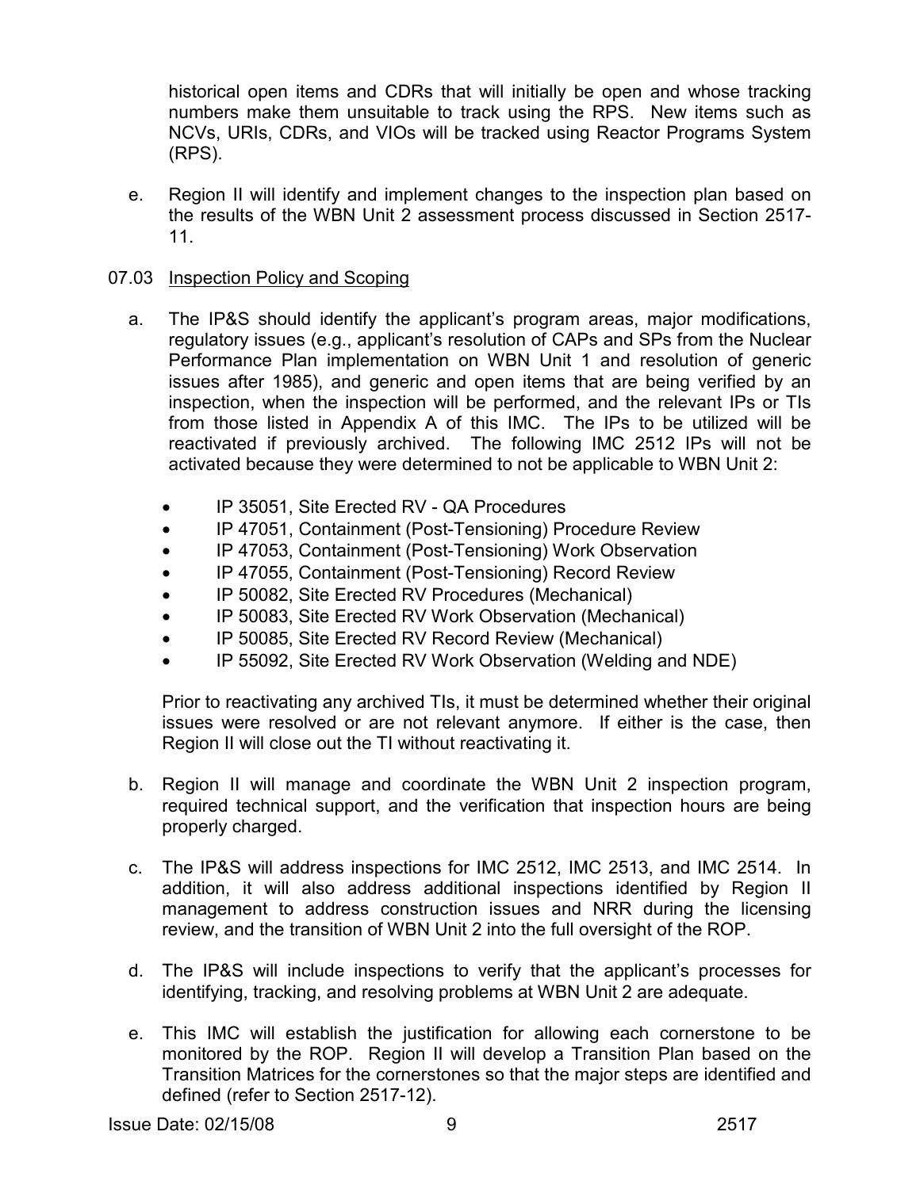historical open items and CDRs that will initially be open and whose tracking numbers make them unsuitable to track using the RPS. New items such as NCVs, URIs, CDRs, and VIOs will be tracked using Reactor Programs System (RPS).

e. Region II will identify and implement changes to the inspection plan based on the results of the WBN Unit 2 assessment process discussed in Section 2517-11.

07.03 Inspection Policy and Scoping

a. The IP&S should identify the applicant's program areas, major modifications, regulatory issues (e.g., applicant's resolution of CAPs and SPs from the Nuclear Performance Plan implementation on WBN Unit 1 and resolution of generic issues after 1985), and generic and open items that are being verified by an inspection, when the inspection will be performed, and the relevant IPs or TIs from those listed in Appendix A of this IMC. The IPs to be utilized will be reactivated if previously archived. The following IMC 2512 IPs will not be activated because they were determined to not be applicable to WBN Unit 2:

- IP 35051, Site Erected RV - QA Procedures
- IP 47051, Containment (Post-Tensioning) Procedure Review
- IP 47053, Containment (Post-Tensioning) Work Observation
- IP 47055, Containment (Post-Tensioning) Record Review
- IP 50082, Site Erected RV Procedures (Mechanical)
- IP 50083, Site Erected RV Work Observation (Mechanical)
- IP 50085, Site Erected RV Record Review (Mechanical)
- IP 55092, Site Erected RV Work Observation (Welding and NDE)

Prior to reactivating any archived TIs, it must be determined whether their original issues were resolved or are not relevant anymore. If either is the case, then Region II will close out the TI without reactivating it.

b. Region II will manage and coordinate the WBN Unit 2 inspection program, required technical support, and the verification that inspection hours are being properly charged.

c. The IP&S will address inspections for IMC 2512, IMC 2513, and IMC 2514. In addition, it will also address additional inspections identified by Region II management to address construction issues and NRR during the licensing review, and the transition of WBN Unit 2 into the full oversight of the ROP.

d. The IP&S will include inspections to verify that the applicant's processes for identifying, tracking, and resolving problems at WBN Unit 2 are adequate.

e. This IMC will establish the justification for allowing each cornerstone to be monitored by the ROP. Region II will develop a Transition Plan based on the Transition Matrices for the cornerstones so that the major steps are identified and defined (refer to Section 2517-12).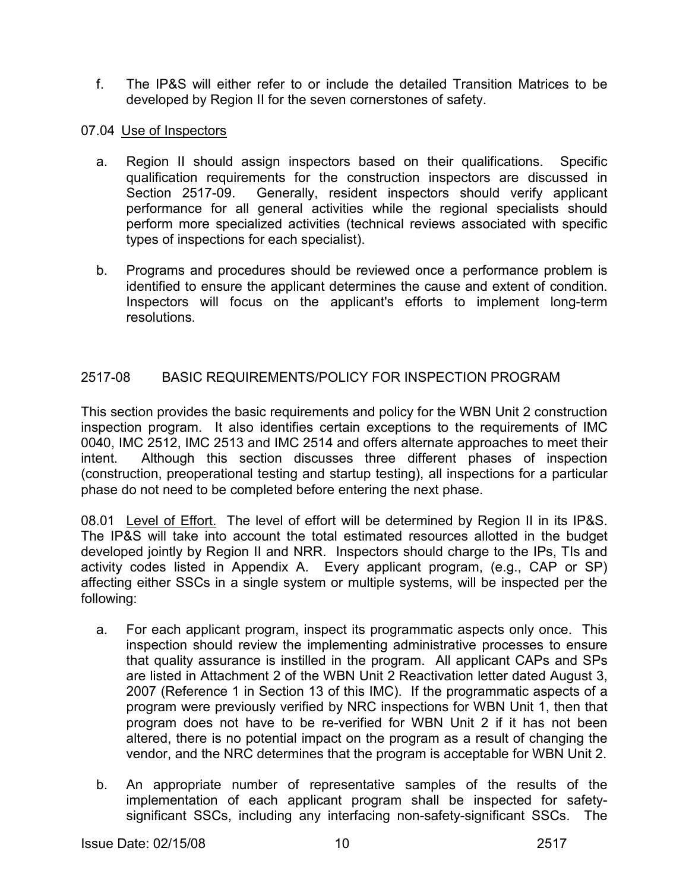f. The IP&S will either refer to or include the detailed Transition Matrices to be developed by Region II for the seven cornerstones of safety.

07.04 <u>Use of Inspectors</u>

a. Region II should assign inspectors based on their qualifications. Specific qualification requirements for the construction inspectors are discussed in Section 2517-09. Generally, resident inspectors should verify applicant performance for all general activities while the regional specialists should perform more specialized activities (technical reviews associated with specific types of inspections for each specialist).

b. Programs and procedures should be reviewed once a performance problem is identified to ensure the applicant determines the cause and extent of condition. Inspectors will focus on the applicant's efforts to implement long-term resolutions.

## 2517-08 BASIC REQUIREMENTS/POLICY FOR INSPECTION PROGRAM

This section provides the basic requirements and policy for the WBN Unit 2 construction inspection program. It also identifies certain exceptions to the requirements of IMC 0040, IMC 2512, IMC 2513 and IMC 2514 and offers alternate approaches to meet their intent. Although this section discusses three different phases of inspection (construction, preoperational testing and startup testing), all inspections for a particular phase do not need to be completed before entering the next phase.

08.01 <u>Level of Effort.</u> The level of effort will be determined by Region II in its IP&S. The IP&S will take into account the total estimated resources allotted in the budget developed jointly by Region II and NRR. Inspectors should charge to the IPs, TIs and activity codes listed in Appendix A. Every applicant program, (e.g., CAP or SP) affecting either SSCs in a single system or multiple systems, will be inspected per the following:

a. For each applicant program, inspect its programmatic aspects only once. This inspection should review the implementing administrative processes to ensure that quality assurance is instilled in the program. All applicant CAPs and SPs are listed in Attachment 2 of the WBN Unit 2 Reactivation letter dated August 3, 2007 (Reference 1 in Section 13 of this IMC). If the programmatic aspects of a program were previously verified by NRC inspections for WBN Unit 1, then that program does not have to be re-verified for WBN Unit 2 if it has not been altered, there is no potential impact on the program as a result of changing the vendor, and the NRC determines that the program is acceptable for WBN Unit 2.

b. An appropriate number of representative samples of the results of the implementation of each applicant program shall be inspected for safety-significant SSCs, including any interfacing non-safety-significant SSCs. The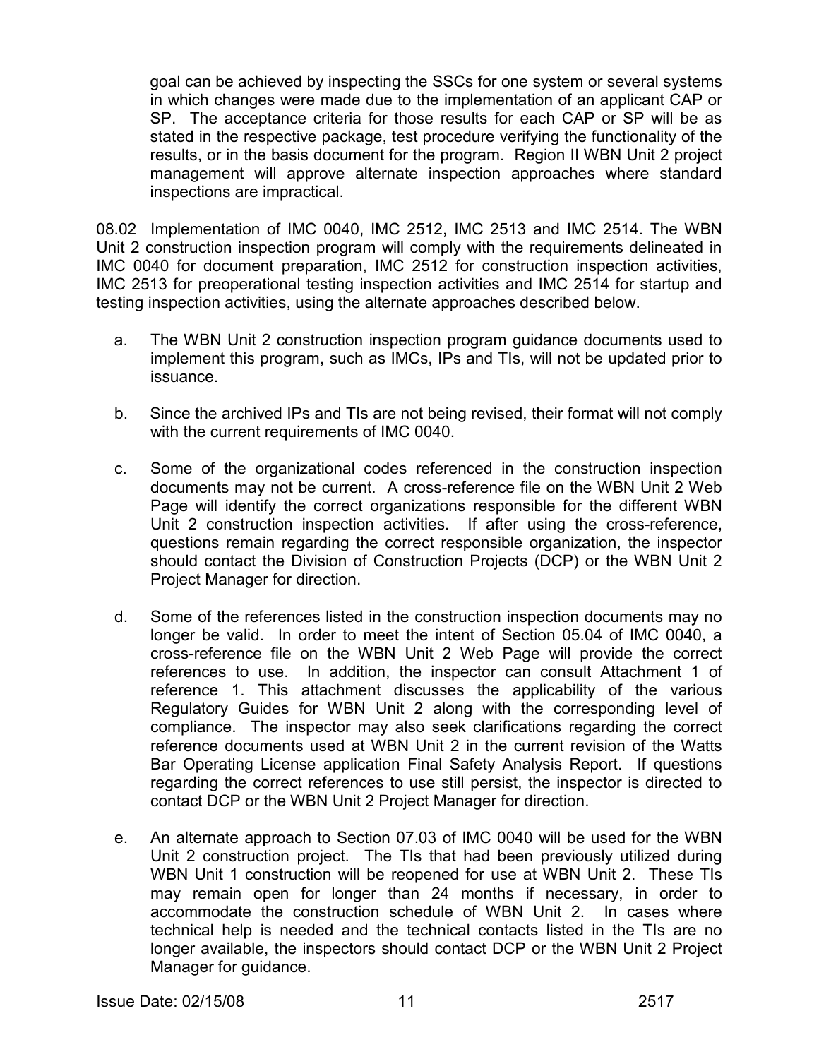goal can be achieved by inspecting the SSCs for one system or several systems in which changes were made due to the implementation of an applicant CAP or SP. The acceptance criteria for those results for each CAP or SP will be as stated in the respective package, test procedure verifying the functionality of the results, or in the basis document for the program. Region II WBN Unit 2 project management will approve alternate inspection approaches where standard inspections are impractical.

08.02 Implementation of IMC 0040, IMC 2512, IMC 2513 and IMC 2514. The WBN Unit 2 construction inspection program will comply with the requirements delineated in IMC 0040 for document preparation, IMC 2512 for construction inspection activities, IMC 2513 for preoperational testing inspection activities and IMC 2514 for startup and testing inspection activities, using the alternate approaches described below.

a. The WBN Unit 2 construction inspection program guidance documents used to implement this program, such as IMCs, IPs and TIs, will not be updated prior to issuance.

b. Since the archived IPs and TIs are not being revised, their format will not comply with the current requirements of IMC 0040.

c. Some of the organizational codes referenced in the construction inspection documents may not be current. A cross-reference file on the WBN Unit 2 Web Page will identify the correct organizations responsible for the different WBN Unit 2 construction inspection activities. If after using the cross-reference, questions remain regarding the correct responsible organization, the inspector should contact the Division of Construction Projects (DCP) or the WBN Unit 2 Project Manager for direction.

d. Some of the references listed in the construction inspection documents may no longer be valid. In order to meet the intent of Section 05.04 of IMC 0040, a cross-reference file on the WBN Unit 2 Web Page will provide the correct references to use. In addition, the inspector can consult Attachment 1 of reference 1. This attachment discusses the applicability of the various Regulatory Guides for WBN Unit 2 along with the corresponding level of compliance. The inspector may also seek clarifications regarding the correct reference documents used at WBN Unit 2 in the current revision of the Watts Bar Operating License application Final Safety Analysis Report. If questions regarding the correct references to use still persist, the inspector is directed to contact DCP or the WBN Unit 2 Project Manager for direction.

e. An alternate approach to Section 07.03 of IMC 0040 will be used for the WBN Unit 2 construction project. The TIs that had been previously utilized during WBN Unit 1 construction will be reopened for use at WBN Unit 2. These TIs may remain open for longer than 24 months if necessary, in order to accommodate the construction schedule of WBN Unit 2. In cases where technical help is needed and the technical contacts listed in the TIs are no longer available, the inspectors should contact DCP or the WBN Unit 2 Project Manager for guidance.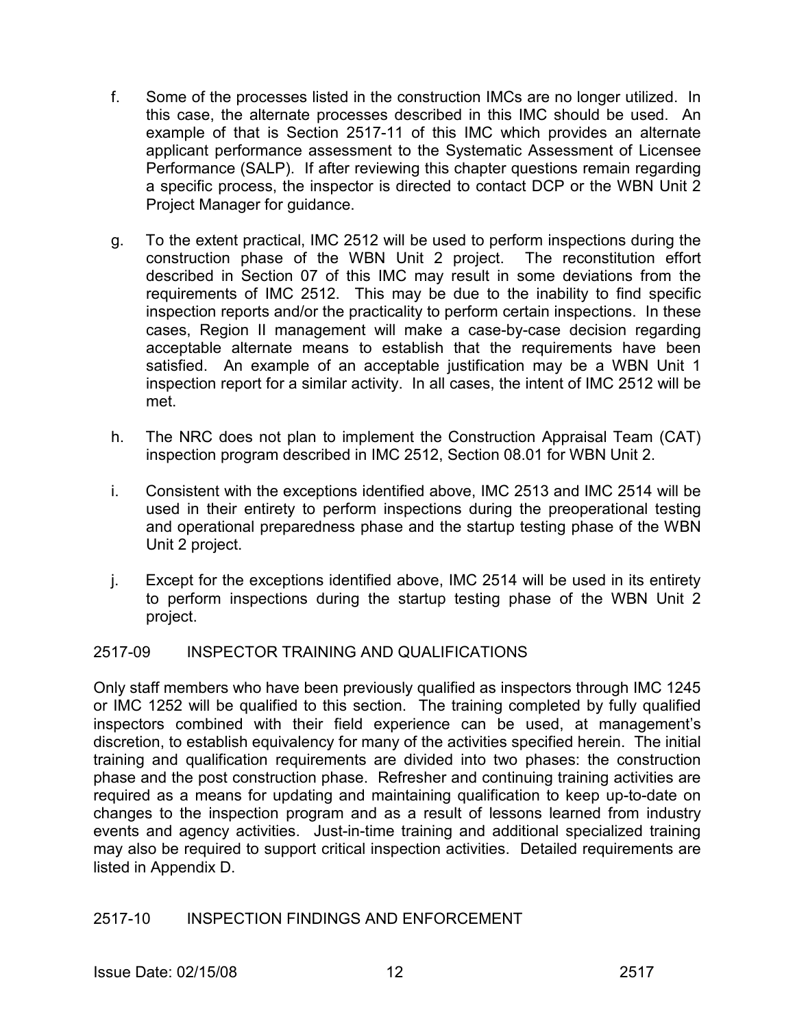f. Some of the processes listed in the construction IMCs are no longer utilized. In this case, the alternate processes described in this IMC should be used. An example of that is Section 2517-11 of this IMC which provides an alternate applicant performance assessment to the Systematic Assessment of Licensee Performance (SALP). If after reviewing this chapter questions remain regarding a specific process, the inspector is directed to contact DCP or the WBN Unit 2 Project Manager for guidance.

g. To the extent practical, IMC 2512 will be used to perform inspections during the construction phase of the WBN Unit 2 project. The reconstitution effort described in Section 07 of this IMC may result in some deviations from the requirements of IMC 2512. This may be due to the inability to find specific inspection reports and/or the practicality to perform certain inspections. In these cases, Region II management will make a case-by-case decision regarding acceptable alternate means to establish that the requirements have been satisfied. An example of an acceptable justification may be a WBN Unit 1 inspection report for a similar activity. In all cases, the intent of IMC 2512 will be met.

h. The NRC does not plan to implement the Construction Appraisal Team (CAT) inspection program described in IMC 2512, Section 08.01 for WBN Unit 2.

i. Consistent with the exceptions identified above, IMC 2513 and IMC 2514 will be used in their entirety to perform inspections during the preoperational testing and operational preparedness phase and the startup testing phase of the WBN Unit 2 project.

j. Except for the exceptions identified above, IMC 2514 will be used in its entirety to perform inspections during the startup testing phase of the WBN Unit 2 project.

## 2517-09 INSPECTOR TRAINING AND QUALIFICATIONS

Only staff members who have been previously qualified as inspectors through IMC 1245 or IMC 1252 will be qualified to this section. The training completed by fully qualified inspectors combined with their field experience can be used, at management's discretion, to establish equivalency for many of the activities specified herein. The initial training and qualification requirements are divided into two phases: the construction phase and the post construction phase. Refresher and continuing training activities are required as a means for updating and maintaining qualification to keep up-to-date on changes to the inspection program and as a result of lessons learned from industry events and agency activities. Just-in-time training and additional specialized training may also be required to support critical inspection activities. Detailed requirements are listed in Appendix D.

## 2517-10 INSPECTION FINDINGS AND ENFORCEMENT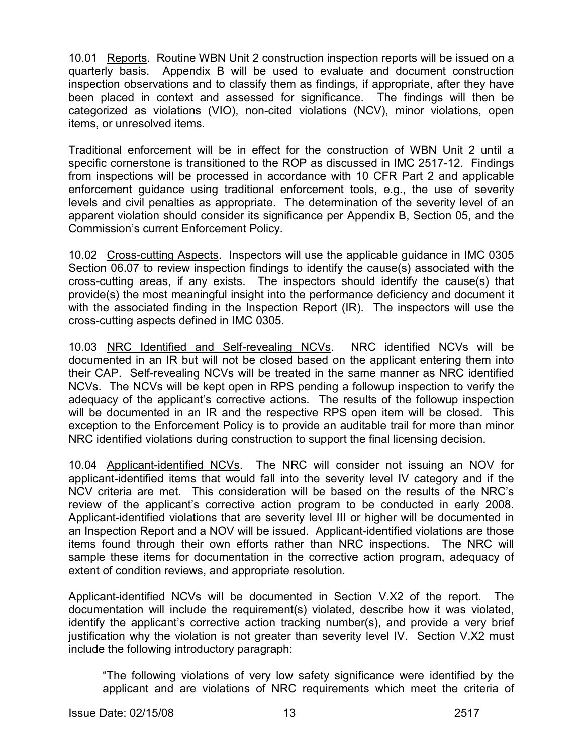10.01 Reports. Routine WBN Unit 2 construction inspection reports will be issued on a quarterly basis. Appendix B will be used to evaluate and document construction inspection observations and to classify them as findings, if appropriate, after they have been placed in context and assessed for significance. The findings will then be categorized as violations (VIO), non-cited violations (NCV), minor violations, open items, or unresolved items.

Traditional enforcement will be in effect for the construction of WBN Unit 2 until a specific cornerstone is transitioned to the ROP as discussed in IMC 2517-12. Findings from inspections will be processed in accordance with 10 CFR Part 2 and applicable enforcement guidance using traditional enforcement tools, e.g., the use of severity levels and civil penalties as appropriate. The determination of the severity level of an apparent violation should consider its significance per Appendix B, Section 05, and the Commission's current Enforcement Policy.

10.02 Cross-cutting Aspects. Inspectors will use the applicable guidance in IMC 0305 Section 06.07 to review inspection findings to identify the cause(s) associated with the cross-cutting areas, if any exists. The inspectors should identify the cause(s) that provide(s) the most meaningful insight into the performance deficiency and document it with the associated finding in the Inspection Report (IR). The inspectors will use the cross-cutting aspects defined in IMC 0305.

10.03 NRC Identified and Self-revealing NCVs. NRC identified NCVs will be documented in an IR but will not be closed based on the applicant entering them into their CAP. Self-revealing NCVs will be treated in the same manner as NRC identified NCVs. The NCVs will be kept open in RPS pending a followup inspection to verify the adequacy of the applicant's corrective actions. The results of the followup inspection will be documented in an IR and the respective RPS open item will be closed. This exception to the Enforcement Policy is to provide an auditable trail for more than minor NRC identified violations during construction to support the final licensing decision.

10.04 Applicant-identified NCVs. The NRC will consider not issuing an NOV for applicant-identified items that would fall into the severity level IV category and if the NCV criteria are met. This consideration will be based on the results of the NRC's review of the applicant's corrective action program to be conducted in early 2008. Applicant-identified violations that are severity level III or higher will be documented in an Inspection Report and a NOV will be issued. Applicant-identified violations are those items found through their own efforts rather than NRC inspections. The NRC will sample these items for documentation in the corrective action program, adequacy of extent of condition reviews, and appropriate resolution.

Applicant-identified NCVs will be documented in Section V.X2 of the report. The documentation will include the requirement(s) violated, describe how it was violated, identify the applicant's corrective action tracking number(s), and provide a very brief justification why the violation is not greater than severity level IV. Section V.X2 must include the following introductory paragraph:

> "The following violations of very low safety significance were identified by the applicant and are violations of NRC requirements which meet the criteria of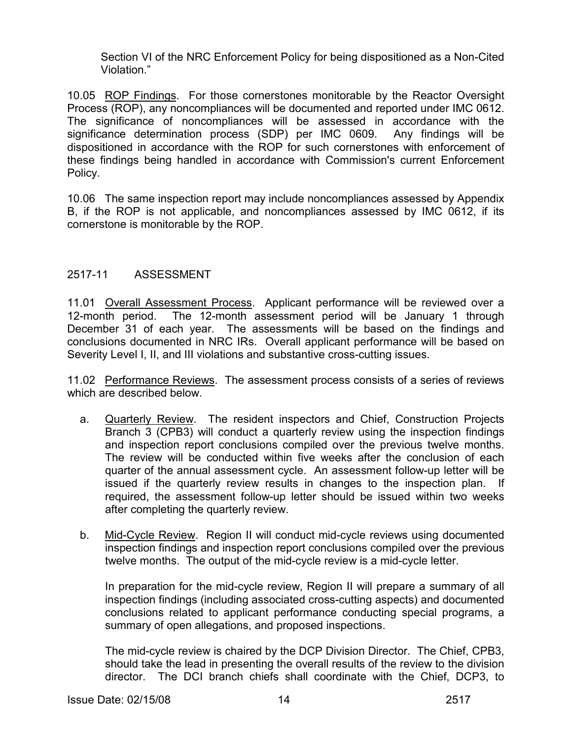Section VI of the NRC Enforcement Policy for being dispositioned as a Non-Cited Violation."

10.05 ROP Findings. For those cornerstones monitorable by the Reactor Oversight Process (ROP), any noncompliances will be documented and reported under IMC 0612. The significance of noncompliances will be assessed in accordance with the significance determination process (SDP) per IMC 0609. Any findings will be dispositioned in accordance with the ROP for such cornerstones with enforcement of these findings being handled in accordance with Commission's current Enforcement Policy.

10.06 The same inspection report may include noncompliances assessed by Appendix B, if the ROP is not applicable, and noncompliances assessed by IMC 0612, if its cornerstone is monitorable by the ROP.

## 2517-11 ASSESSMENT

11.01 Overall Assessment Process. Applicant performance will be reviewed over a 12-month period. The 12-month assessment period will be January 1 through December 31 of each year. The assessments will be based on the findings and conclusions documented in NRC IRs. Overall applicant performance will be based on Severity Level I, II, and III violations and substantive cross-cutting issues.

11.02 Performance Reviews. The assessment process consists of a series of reviews which are described below.

a. Quarterly Review. The resident inspectors and Chief, Construction Projects Branch 3 (CPB3) will conduct a quarterly review using the inspection findings and inspection report conclusions compiled over the previous twelve months. The review will be conducted within five weeks after the conclusion of each quarter of the annual assessment cycle. An assessment follow-up letter will be issued if the quarterly review results in changes to the inspection plan. If required, the assessment follow-up letter should be issued within two weeks after completing the quarterly review.

b. Mid-Cycle Review. Region II will conduct mid-cycle reviews using documented inspection findings and inspection report conclusions compiled over the previous twelve months. The output of the mid-cycle review is a mid-cycle letter.

   In preparation for the mid-cycle review, Region II will prepare a summary of all inspection findings (including associated cross-cutting aspects) and documented conclusions related to applicant performance conducting special programs, a summary of open allegations, and proposed inspections.

   The mid-cycle review is chaired by the DCP Division Director. The Chief, CPB3, should take the lead in presenting the overall results of the review to the division director. The DCI branch chiefs shall coordinate with the Chief, DCP3, to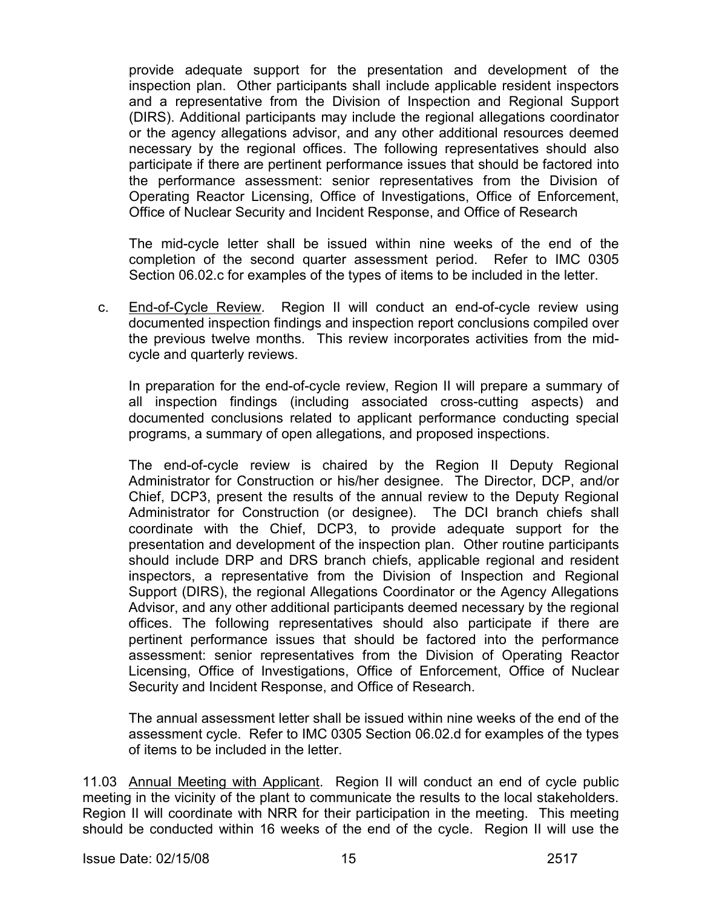provide adequate support for the presentation and development of the inspection plan. Other participants shall include applicable resident inspectors and a representative from the Division of Inspection and Regional Support (DIRS). Additional participants may include the regional allegations coordinator or the agency allegations advisor, and any other additional resources deemed necessary by the regional offices. The following representatives should also participate if there are pertinent performance issues that should be factored into the performance assessment: senior representatives from the Division of Operating Reactor Licensing, Office of Investigations, Office of Enforcement, Office of Nuclear Security and Incident Response, and Office of Research

The mid-cycle letter shall be issued within nine weeks of the end of the completion of the second quarter assessment period. Refer to IMC 0305 Section 06.02.c for examples of the types of items to be included in the letter.

c. End-of-Cycle Review. Region II will conduct an end-of-cycle review using documented inspection findings and inspection report conclusions compiled over the previous twelve months. This review incorporates activities from the mid-cycle and quarterly reviews.

In preparation for the end-of-cycle review, Region II will prepare a summary of all inspection findings (including associated cross-cutting aspects) and documented conclusions related to applicant performance conducting special programs, a summary of open allegations, and proposed inspections.

The end-of-cycle review is chaired by the Region II Deputy Regional Administrator for Construction or his/her designee. The Director, DCP, and/or Chief, DCP3, present the results of the annual review to the Deputy Regional Administrator for Construction (or designee). The DCI branch chiefs shall coordinate with the Chief, DCP3, to provide adequate support for the presentation and development of the inspection plan. Other routine participants should include DRP and DRS branch chiefs, applicable regional and resident inspectors, a representative from the Division of Inspection and Regional Support (DIRS), the regional Allegations Coordinator or the Agency Allegations Advisor, and any other additional participants deemed necessary by the regional offices. The following representatives should also participate if there are pertinent performance issues that should be factored into the performance assessment: senior representatives from the Division of Operating Reactor Licensing, Office of Investigations, Office of Enforcement, Office of Nuclear Security and Incident Response, and Office of Research.

The annual assessment letter shall be issued within nine weeks of the end of the assessment cycle. Refer to IMC 0305 Section 06.02.d for examples of the types of items to be included in the letter.

11.03 Annual Meeting with Applicant. Region II will conduct an end of cycle public meeting in the vicinity of the plant to communicate the results to the local stakeholders. Region II will coordinate with NRR for their participation in the meeting. This meeting should be conducted within 16 weeks of the end of the cycle. Region II will use the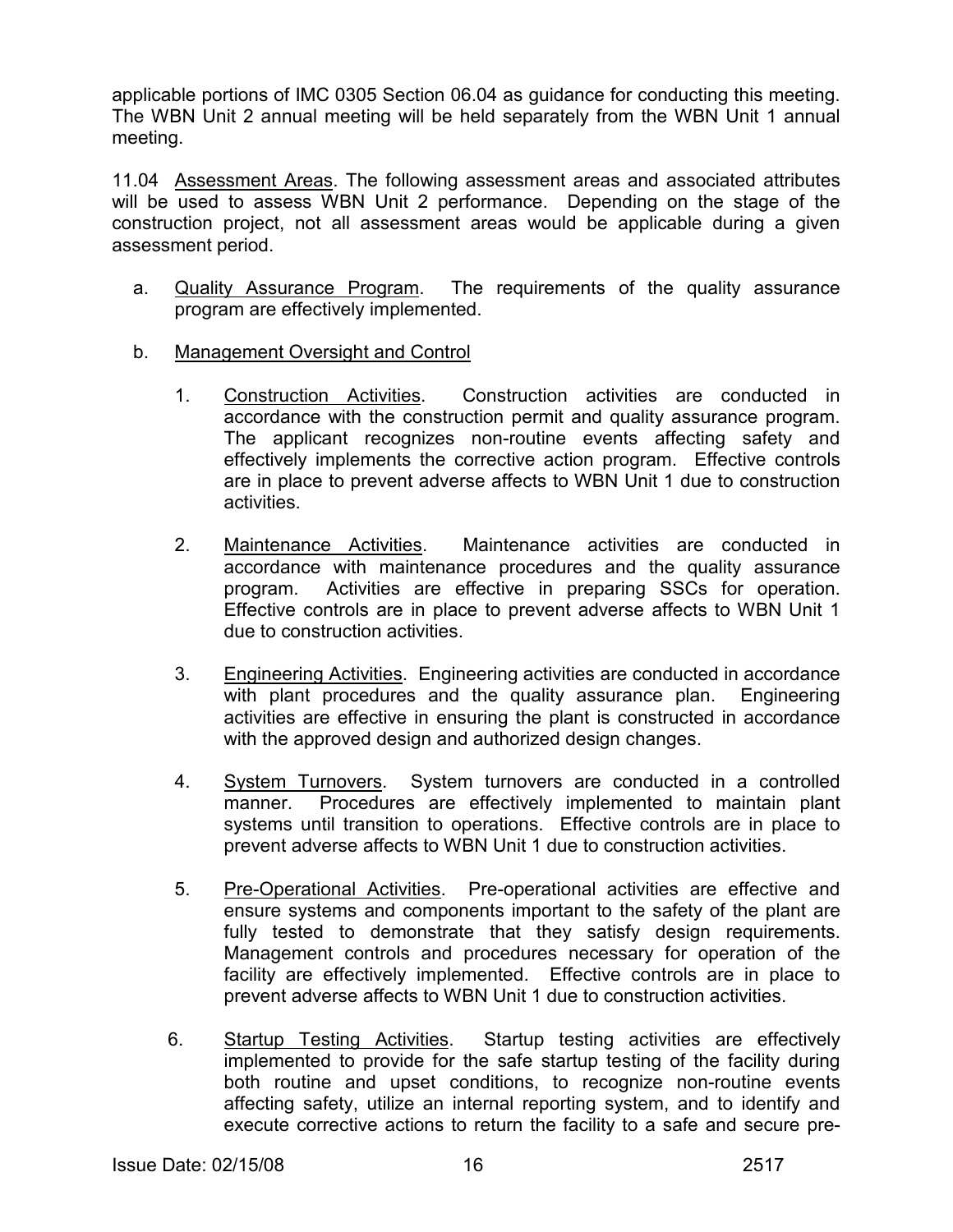applicable portions of IMC 0305 Section 06.04 as guidance for conducting this meeting. The WBN Unit 2 annual meeting will be held separately from the WBN Unit 1 annual meeting.

11.04 Assessment Areas. The following assessment areas and associated attributes will be used to assess WBN Unit 2 performance. Depending on the stage of the construction project, not all assessment areas would be applicable during a given assessment period.

a. Quality Assurance Program. The requirements of the quality assurance program are effectively implemented.

b. Management Oversight and Control

   1. Construction Activities. Construction activities are conducted in accordance with the construction permit and quality assurance program. The applicant recognizes non-routine events affecting safety and effectively implements the corrective action program. Effective controls are in place to prevent adverse affects to WBN Unit 1 due to construction activities.

   2. Maintenance Activities. Maintenance activities are conducted in accordance with maintenance procedures and the quality assurance program. Activities are effective in preparing SSCs for operation. Effective controls are in place to prevent adverse affects to WBN Unit 1 due to construction activities.

   3. Engineering Activities. Engineering activities are conducted in accordance with plant procedures and the quality assurance plan. Engineering activities are effective in ensuring the plant is constructed in accordance with the approved design and authorized design changes.

   4. System Turnovers. System turnovers are conducted in a controlled manner. Procedures are effectively implemented to maintain plant systems until transition to operations. Effective controls are in place to prevent adverse affects to WBN Unit 1 due to construction activities.

   5. Pre-Operational Activities. Pre-operational activities are effective and ensure systems and components important to the safety of the plant are fully tested to demonstrate that they satisfy design requirements. Management controls and procedures necessary for operation of the facility are effectively implemented. Effective controls are in place to prevent adverse affects to WBN Unit 1 due to construction activities.

   6. Startup Testing Activities. Startup testing activities are effectively implemented to provide for the safe startup testing of the facility during both routine and upset conditions, to recognize non-routine events affecting safety, utilize an internal reporting system, and to identify and execute corrective actions to return the facility to a safe and secure pre-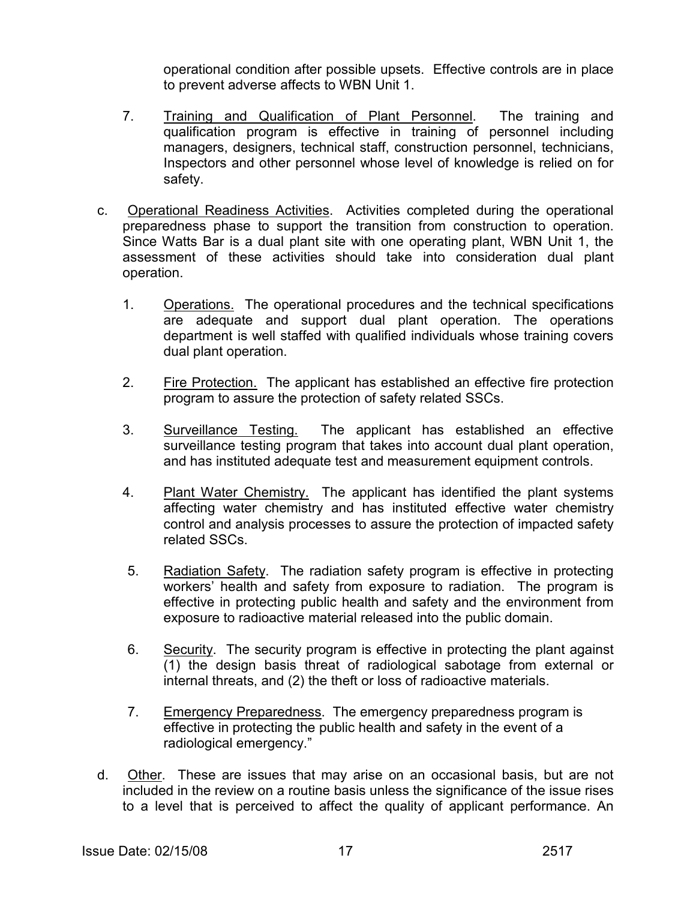operational condition after possible upsets. Effective controls are in place to prevent adverse affects to WBN Unit 1.

7. Training and Qualification of Plant Personnel. The training and qualification program is effective in training of personnel including managers, designers, technical staff, construction personnel, technicians, Inspectors and other personnel whose level of knowledge is relied on for safety.

c. Operational Readiness Activities. Activities completed during the operational preparedness phase to support the transition from construction to operation. Since Watts Bar is a dual plant site with one operating plant, WBN Unit 1, the assessment of these activities should take into consideration dual plant operation.

   1. Operations. The operational procedures and the technical specifications are adequate and support dual plant operation. The operations department is well staffed with qualified individuals whose training covers dual plant operation.

   2. Fire Protection. The applicant has established an effective fire protection program to assure the protection of safety related SSCs.

   3. Surveillance Testing. The applicant has established an effective surveillance testing program that takes into account dual plant operation, and has instituted adequate test and measurement equipment controls.

   4. Plant Water Chemistry. The applicant has identified the plant systems affecting water chemistry and has instituted effective water chemistry control and analysis processes to assure the protection of impacted safety related SSCs.

   5. Radiation Safety. The radiation safety program is effective in protecting workers' health and safety from exposure to radiation. The program is effective in protecting public health and safety and the environment from exposure to radioactive material released into the public domain.

   6. Security. The security program is effective in protecting the plant against (1) the design basis threat of radiological sabotage from external or internal threats, and (2) the theft or loss of radioactive materials.

   7. Emergency Preparedness. The emergency preparedness program is effective in protecting the public health and safety in the event of a radiological emergency."

d. Other. These are issues that may arise on an occasional basis, but are not included in the review on a routine basis unless the significance of the issue rises to a level that is perceived to affect the quality of applicant performance. An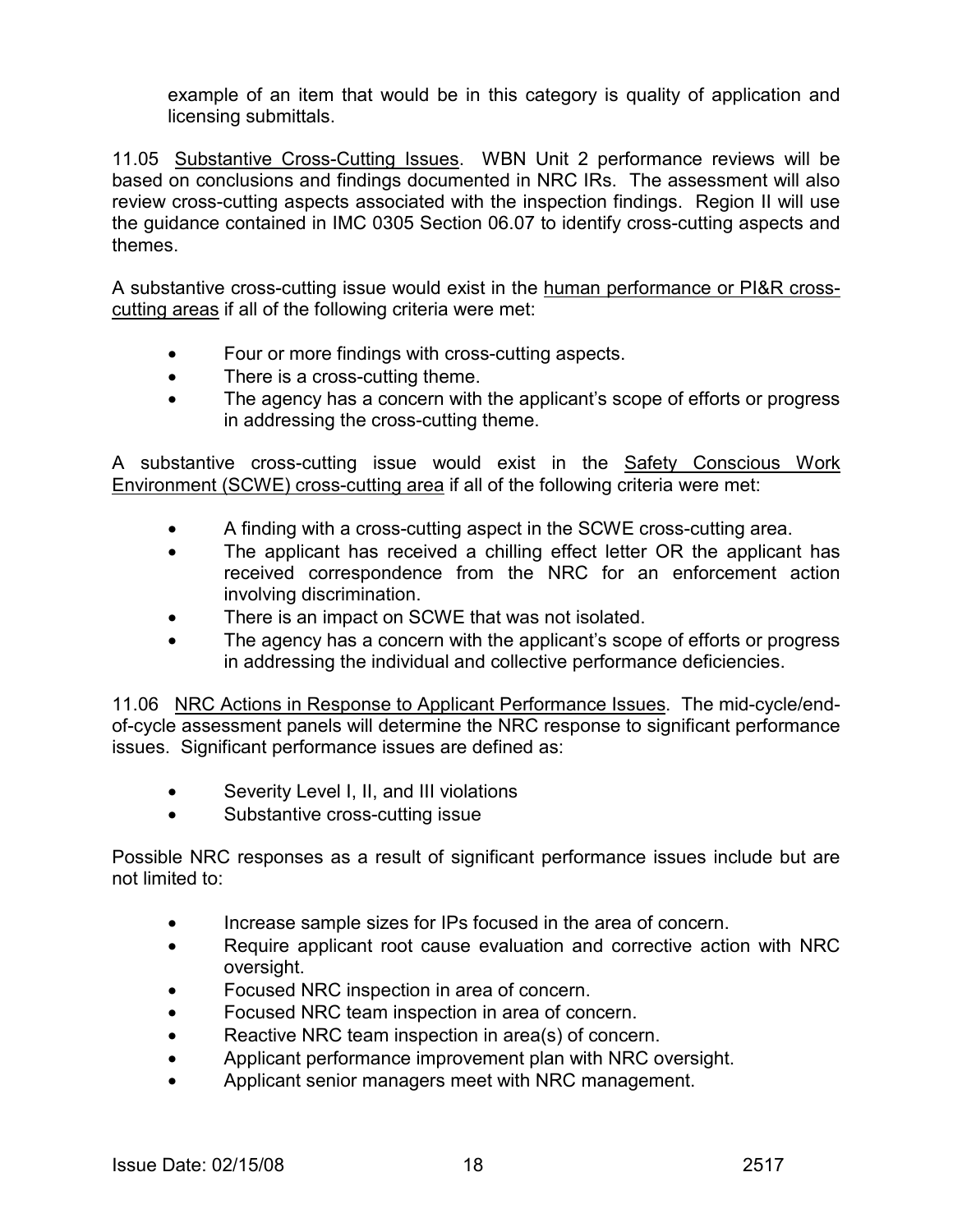example of an item that would be in this category is quality of application and licensing submittals.

11.05 Substantive Cross-Cutting Issues. WBN Unit 2 performance reviews will be based on conclusions and findings documented in NRC IRs. The assessment will also review cross-cutting aspects associated with the inspection findings. Region II will use the guidance contained in IMC 0305 Section 06.07 to identify cross-cutting aspects and themes.

A substantive cross-cutting issue would exist in the human performance or PI&R cross-cutting areas if all of the following criteria were met:

- Four or more findings with cross-cutting aspects.
- There is a cross-cutting theme.
- The agency has a concern with the applicant's scope of efforts or progress in addressing the cross-cutting theme.

A substantive cross-cutting issue would exist in the Safety Conscious Work Environment (SCWE) cross-cutting area if all of the following criteria were met:

- A finding with a cross-cutting aspect in the SCWE cross-cutting area.
- The applicant has received a chilling effect letter OR the applicant has received correspondence from the NRC for an enforcement action involving discrimination.
- There is an impact on SCWE that was not isolated.
- The agency has a concern with the applicant's scope of efforts or progress in addressing the individual and collective performance deficiencies.

11.06 NRC Actions in Response to Applicant Performance Issues. The mid-cycle/end-of-cycle assessment panels will determine the NRC response to significant performance issues. Significant performance issues are defined as:

- Severity Level I, II, and III violations
- Substantive cross-cutting issue

Possible NRC responses as a result of significant performance issues include but are not limited to:

- Increase sample sizes for IPs focused in the area of concern.
- Require applicant root cause evaluation and corrective action with NRC oversight.
- Focused NRC inspection in area of concern.
- Focused NRC team inspection in area of concern.
- Reactive NRC team inspection in area(s) of concern.
- Applicant performance improvement plan with NRC oversight.
- Applicant senior managers meet with NRC management.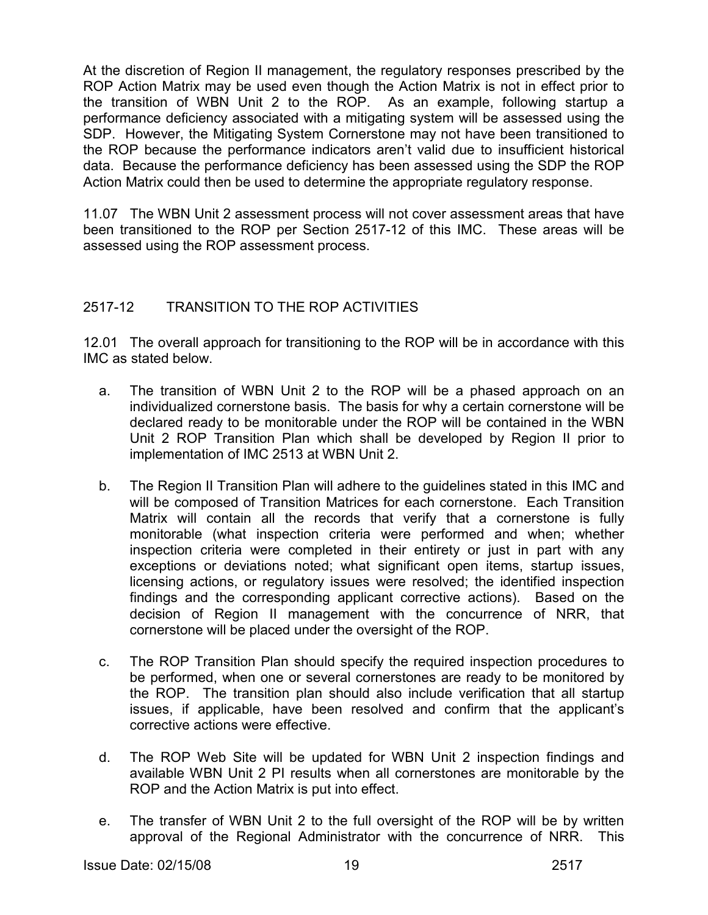At the discretion of Region II management, the regulatory responses prescribed by the ROP Action Matrix may be used even though the Action Matrix is not in effect prior to the transition of WBN Unit 2 to the ROP. As an example, following startup a performance deficiency associated with a mitigating system will be assessed using the SDP. However, the Mitigating System Cornerstone may not have been transitioned to the ROP because the performance indicators aren't valid due to insufficient historical data. Because the performance deficiency has been assessed using the SDP the ROP Action Matrix could then be used to determine the appropriate regulatory response.

11.07 The WBN Unit 2 assessment process will not cover assessment areas that have been transitioned to the ROP per Section 2517-12 of this IMC. These areas will be assessed using the ROP assessment process.

## 2517-12 TRANSITION TO THE ROP ACTIVITIES

12.01 The overall approach for transitioning to the ROP will be in accordance with this IMC as stated below.

a. The transition of WBN Unit 2 to the ROP will be a phased approach on an individualized cornerstone basis. The basis for why a certain cornerstone will be declared ready to be monitorable under the ROP will be contained in the WBN Unit 2 ROP Transition Plan which shall be developed by Region II prior to implementation of IMC 2513 at WBN Unit 2.

b. The Region II Transition Plan will adhere to the guidelines stated in this IMC and will be composed of Transition Matrices for each cornerstone. Each Transition Matrix will contain all the records that verify that a cornerstone is fully monitorable (what inspection criteria were performed and when; whether inspection criteria were completed in their entirety or just in part with any exceptions or deviations noted; what significant open items, startup issues, licensing actions, or regulatory issues were resolved; the identified inspection findings and the corresponding applicant corrective actions). Based on the decision of Region II management with the concurrence of NRR, that cornerstone will be placed under the oversight of the ROP.

c. The ROP Transition Plan should specify the required inspection procedures to be performed, when one or several cornerstones are ready to be monitored by the ROP. The transition plan should also include verification that all startup issues, if applicable, have been resolved and confirm that the applicant's corrective actions were effective.

d. The ROP Web Site will be updated for WBN Unit 2 inspection findings and available WBN Unit 2 PI results when all cornerstones are monitorable by the ROP and the Action Matrix is put into effect.

e. The transfer of WBN Unit 2 to the full oversight of the ROP will be by written approval of the Regional Administrator with the concurrence of NRR. This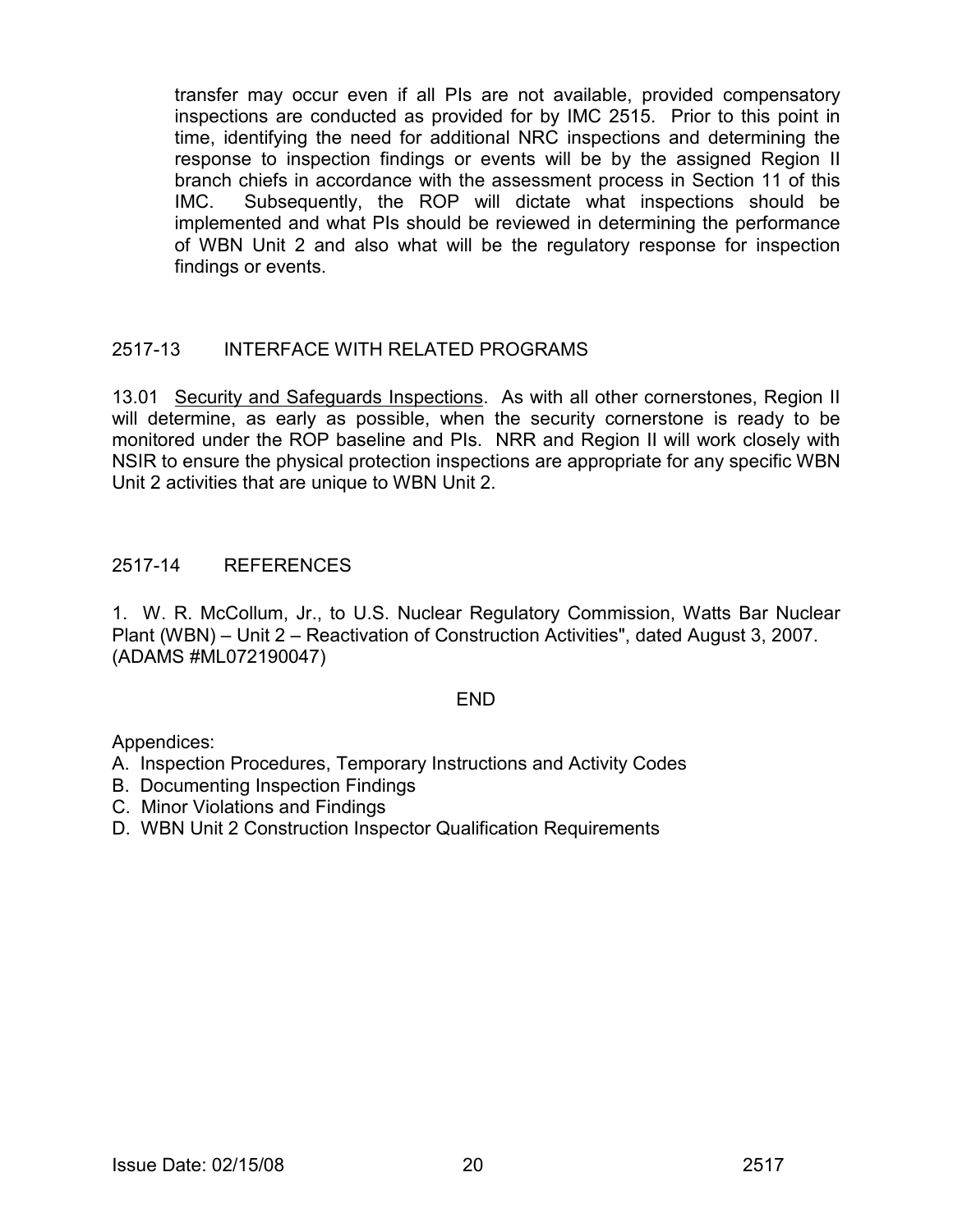transfer may occur even if all PIs are not available, provided compensatory inspections are conducted as provided for by IMC 2515. Prior to this point in time, identifying the need for additional NRC inspections and determining the response to inspection findings or events will be by the assigned Region II branch chiefs in accordance with the assessment process in Section 11 of this IMC. Subsequently, the ROP will dictate what inspections should be implemented and what PIs should be reviewed in determining the performance of WBN Unit 2 and also what will be the regulatory response for inspection findings or events.

## 2517-13 INTERFACE WITH RELATED PROGRAMS

13.01 Security and Safeguards Inspections. As with all other cornerstones, Region II will determine, as early as possible, when the security cornerstone is ready to be monitored under the ROP baseline and PIs. NRR and Region II will work closely with NSIR to ensure the physical protection inspections are appropriate for any specific WBN Unit 2 activities that are unique to WBN Unit 2.

## 2517-14 REFERENCES

1. W. R. McCollum, Jr., to U.S. Nuclear Regulatory Commission, Watts Bar Nuclear Plant (WBN) – Unit 2 – Reactivation of Construction Activities", dated August 3, 2007. (ADAMS #ML072190047)

END

Appendices:

A. Inspection Procedures, Temporary Instructions and Activity Codes
B. Documenting Inspection Findings
C. Minor Violations and Findings
D. WBN Unit 2 Construction Inspector Qualification Requirements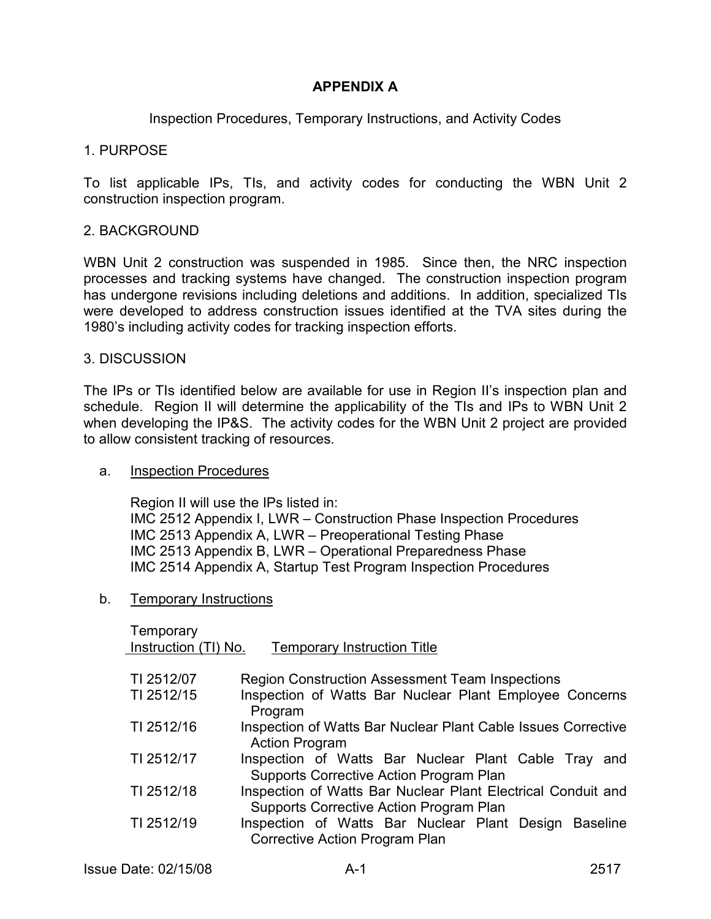## APPENDIX A

Inspection Procedures, Temporary Instructions, and Activity Codes

### 1. PURPOSE

To list applicable IPs, TIs, and activity codes for conducting the WBN Unit 2 construction inspection program.

### 2. BACKGROUND

WBN Unit 2 construction was suspended in 1985. Since then, the NRC inspection processes and tracking systems have changed. The construction inspection program has undergone revisions including deletions and additions. In addition, specialized TIs were developed to address construction issues identified at the TVA sites during the 1980's including activity codes for tracking inspection efforts.

### 3. DISCUSSION

The IPs or TIs identified below are available for use in Region II's inspection plan and schedule. Region II will determine the applicability of the TIs and IPs to WBN Unit 2 when developing the IP&S. The activity codes for the WBN Unit 2 project are provided to allow consistent tracking of resources.

a. Inspection Procedures

Region II will use the IPs listed in:
IMC 2512 Appendix I, LWR – Construction Phase Inspection Procedures
IMC 2513 Appendix A, LWR – Preoperational Testing Phase
IMC 2513 Appendix B, LWR – Operational Preparedness Phase
IMC 2514 Appendix A, Startup Test Program Inspection Procedures

b. Temporary Instructions

| Temporary Instruction (TI) No. | Temporary Instruction Title |
|---|---|
| TI 2512/07 | Region Construction Assessment Team Inspections |
| TI 2512/15 | Inspection of Watts Bar Nuclear Plant Employee Concerns Program |
| TI 2512/16 | Inspection of Watts Bar Nuclear Plant Cable Issues Corrective Action Program |
| TI 2512/17 | Inspection of Watts Bar Nuclear Plant Cable Tray and Supports Corrective Action Program Plan |
| TI 2512/18 | Inspection of Watts Bar Nuclear Plant Electrical Conduit and Supports Corrective Action Program Plan |
| TI 2512/19 | Inspection of Watts Bar Nuclear Plant Design Baseline Corrective Action Program Plan |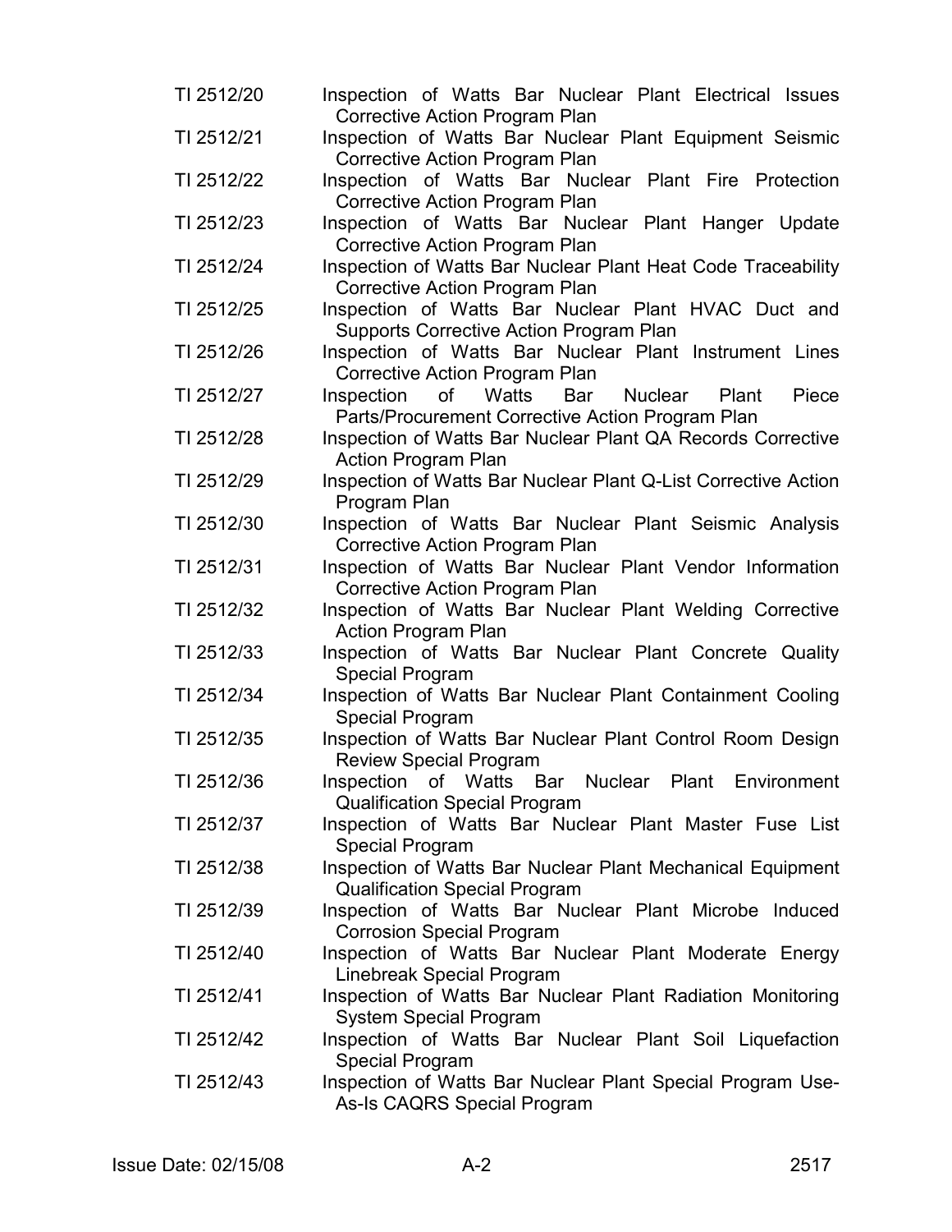| | |
|---|---|
| TI 2512/20 | Inspection of Watts Bar Nuclear Plant Electrical Issues Corrective Action Program Plan |
| TI 2512/21 | Inspection of Watts Bar Nuclear Plant Equipment Seismic Corrective Action Program Plan |
| TI 2512/22 | Inspection of Watts Bar Nuclear Plant Fire Protection Corrective Action Program Plan |
| TI 2512/23 | Inspection of Watts Bar Nuclear Plant Hanger Update Corrective Action Program Plan |
| TI 2512/24 | Inspection of Watts Bar Nuclear Plant Heat Code Traceability Corrective Action Program Plan |
| TI 2512/25 | Inspection of Watts Bar Nuclear Plant HVAC Duct and Supports Corrective Action Program Plan |
| TI 2512/26 | Inspection of Watts Bar Nuclear Plant Instrument Lines Corrective Action Program Plan |
| TI 2512/27 | Inspection of Watts Bar Nuclear Plant Piece Parts/Procurement Corrective Action Program Plan |
| TI 2512/28 | Inspection of Watts Bar Nuclear Plant QA Records Corrective Action Program Plan |
| TI 2512/29 | Inspection of Watts Bar Nuclear Plant Q-List Corrective Action Program Plan |
| TI 2512/30 | Inspection of Watts Bar Nuclear Plant Seismic Analysis Corrective Action Program Plan |
| TI 2512/31 | Inspection of Watts Bar Nuclear Plant Vendor Information Corrective Action Program Plan |
| TI 2512/32 | Inspection of Watts Bar Nuclear Plant Welding Corrective Action Program Plan |
| TI 2512/33 | Inspection of Watts Bar Nuclear Plant Concrete Quality Special Program |
| TI 2512/34 | Inspection of Watts Bar Nuclear Plant Containment Cooling Special Program |
| TI 2512/35 | Inspection of Watts Bar Nuclear Plant Control Room Design Review Special Program |
| TI 2512/36 | Inspection of Watts Bar Nuclear Plant Environment Qualification Special Program |
| TI 2512/37 | Inspection of Watts Bar Nuclear Plant Master Fuse List Special Program |
| TI 2512/38 | Inspection of Watts Bar Nuclear Plant Mechanical Equipment Qualification Special Program |
| TI 2512/39 | Inspection of Watts Bar Nuclear Plant Microbe Induced Corrosion Special Program |
| TI 2512/40 | Inspection of Watts Bar Nuclear Plant Moderate Energy Linebreak Special Program |
| TI 2512/41 | Inspection of Watts Bar Nuclear Plant Radiation Monitoring System Special Program |
| TI 2512/42 | Inspection of Watts Bar Nuclear Plant Soil Liquefaction Special Program |
| TI 2512/43 | Inspection of Watts Bar Nuclear Plant Special Program Use-As-Is CAQRS Special Program |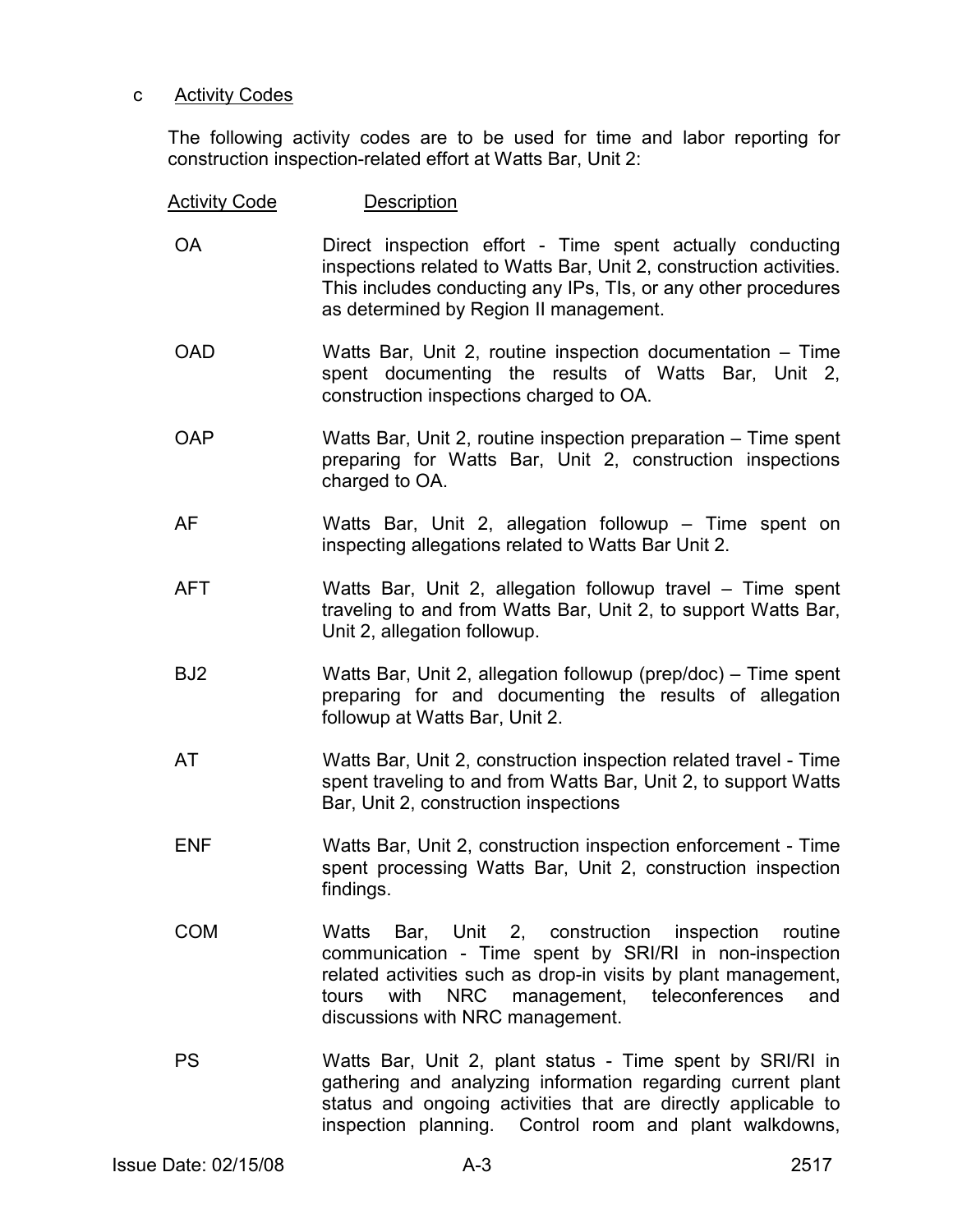c Activity Codes

The following activity codes are to be used for time and labor reporting for construction inspection-related effort at Watts Bar, Unit 2:

| Activity Code | Description |
|---|---|
| OA | Direct inspection effort - Time spent actually conducting inspections related to Watts Bar, Unit 2, construction activities. This includes conducting any IPs, TIs, or any other procedures as determined by Region II management. |
| OAD | Watts Bar, Unit 2, routine inspection documentation – Time spent documenting the results of Watts Bar, Unit 2, construction inspections charged to OA. |
| OAP | Watts Bar, Unit 2, routine inspection preparation – Time spent preparing for Watts Bar, Unit 2, construction inspections charged to OA. |
| AF | Watts Bar, Unit 2, allegation followup – Time spent on inspecting allegations related to Watts Bar Unit 2. |
| AFT | Watts Bar, Unit 2, allegation followup travel – Time spent traveling to and from Watts Bar, Unit 2, to support Watts Bar, Unit 2, allegation followup. |
| BJ2 | Watts Bar, Unit 2, allegation followup (prep/doc) – Time spent preparing for and documenting the results of allegation followup at Watts Bar, Unit 2. |
| AT | Watts Bar, Unit 2, construction inspection related travel - Time spent traveling to and from Watts Bar, Unit 2, to support Watts Bar, Unit 2, construction inspections |
| ENF | Watts Bar, Unit 2, construction inspection enforcement - Time spent processing Watts Bar, Unit 2, construction inspection findings. |
| COM | Watts Bar, Unit 2, construction inspection routine communication - Time spent by SRI/RI in non-inspection related activities such as drop-in visits by plant management, tours with NRC management, teleconferences and discussions with NRC management. |
| PS | Watts Bar, Unit 2, plant status - Time spent by SRI/RI in gathering and analyzing information regarding current plant status and ongoing activities that are directly applicable to inspection planning. Control room and plant walkdowns, |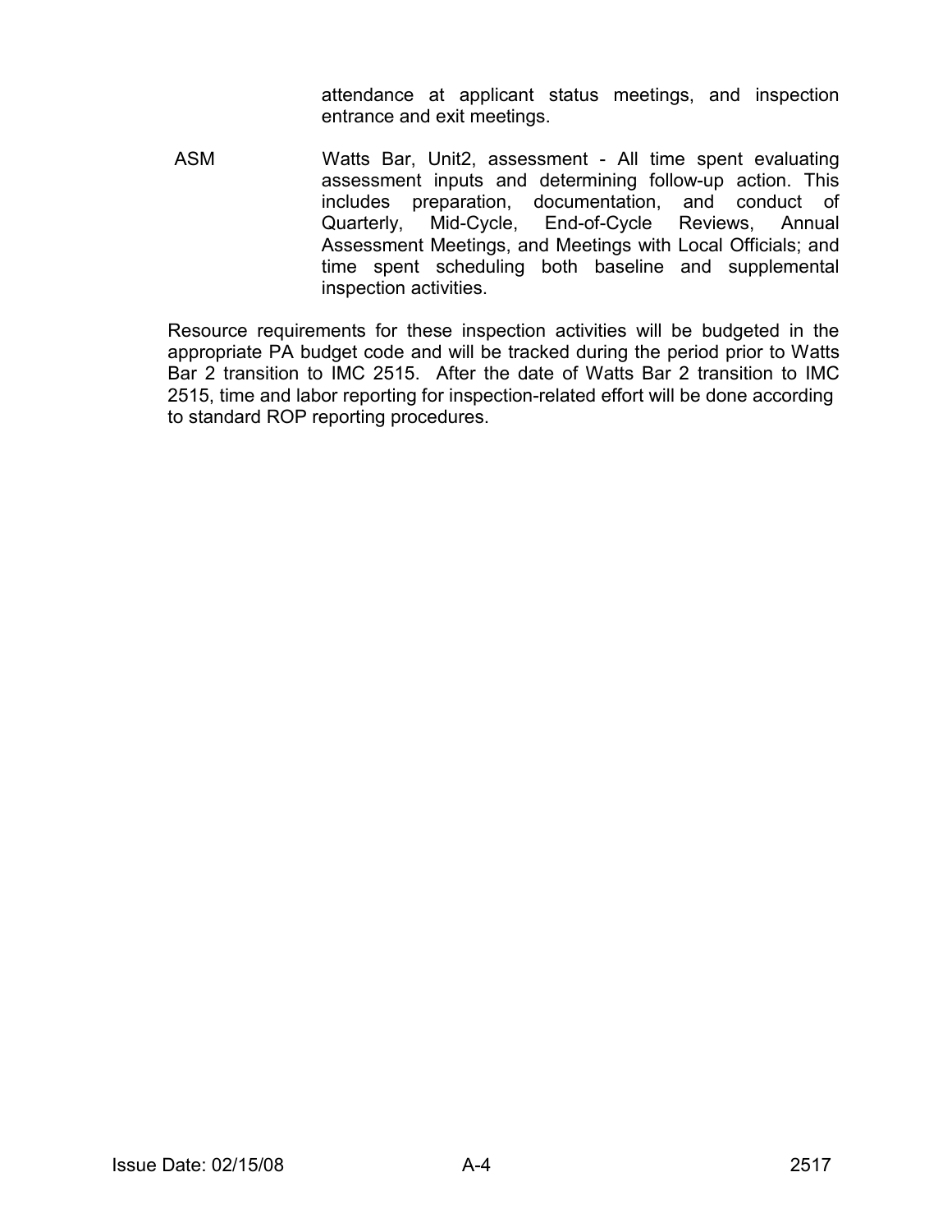attendance at applicant status meetings, and inspection entrance and exit meetings.

ASM Watts Bar, Unit2, assessment - All time spent evaluating assessment inputs and determining follow-up action. This includes preparation, documentation, and conduct of Quarterly, Mid-Cycle, End-of-Cycle Reviews, Annual Assessment Meetings, and Meetings with Local Officials; and time spent scheduling both baseline and supplemental inspection activities.

Resource requirements for these inspection activities will be budgeted in the appropriate PA budget code and will be tracked during the period prior to Watts Bar 2 transition to IMC 2515. After the date of Watts Bar 2 transition to IMC 2515, time and labor reporting for inspection-related effort will be done according to standard ROP reporting procedures.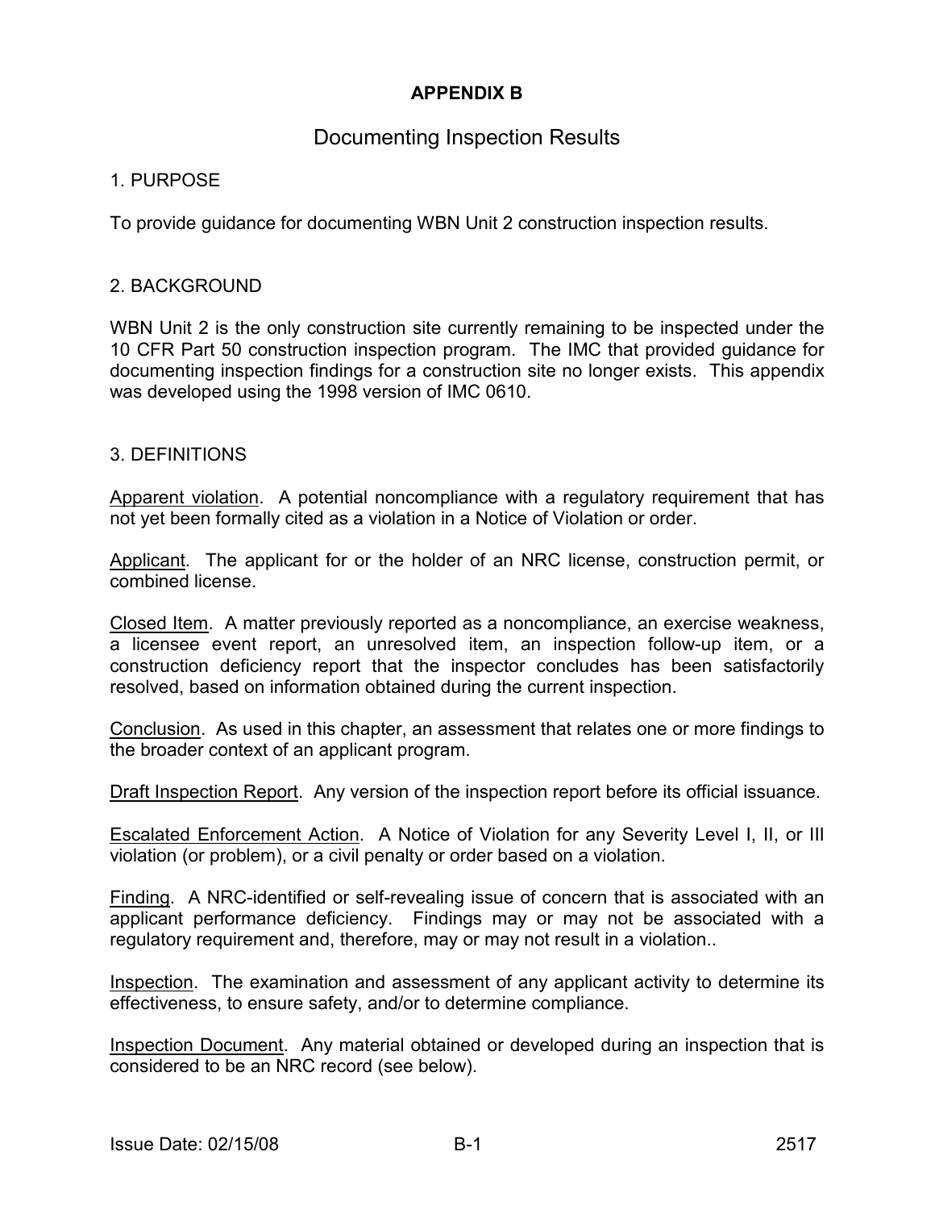# APPENDIX B

## Documenting Inspection Results

### 1. PURPOSE

To provide guidance for documenting WBN Unit 2 construction inspection results.

### 2. BACKGROUND

WBN Unit 2 is the only construction site currently remaining to be inspected under the 10 CFR Part 50 construction inspection program. The IMC that provided guidance for documenting inspection findings for a construction site no longer exists. This appendix was developed using the 1998 version of IMC 0610.

### 3. DEFINITIONS

Apparent violation. A potential noncompliance with a regulatory requirement that has not yet been formally cited as a violation in a Notice of Violation or order.

Applicant. The applicant for or the holder of an NRC license, construction permit, or combined license.

Closed Item. A matter previously reported as a noncompliance, an exercise weakness, a licensee event report, an unresolved item, an inspection follow-up item, or a construction deficiency report that the inspector concludes has been satisfactorily resolved, based on information obtained during the current inspection.

Conclusion. As used in this chapter, an assessment that relates one or more findings to the broader context of an applicant program.

Draft Inspection Report. Any version of the inspection report before its official issuance.

Escalated Enforcement Action. A Notice of Violation for any Severity Level I, II, or III violation (or problem), or a civil penalty or order based on a violation.

Finding. A NRC-identified or self-revealing issue of concern that is associated with an applicant performance deficiency. Findings may or may not be associated with a regulatory requirement and, therefore, may or may not result in a violation..

Inspection. The examination and assessment of any applicant activity to determine its effectiveness, to ensure safety, and/or to determine compliance.

Inspection Document. Any material obtained or developed during an inspection that is considered to be an NRC record (see below).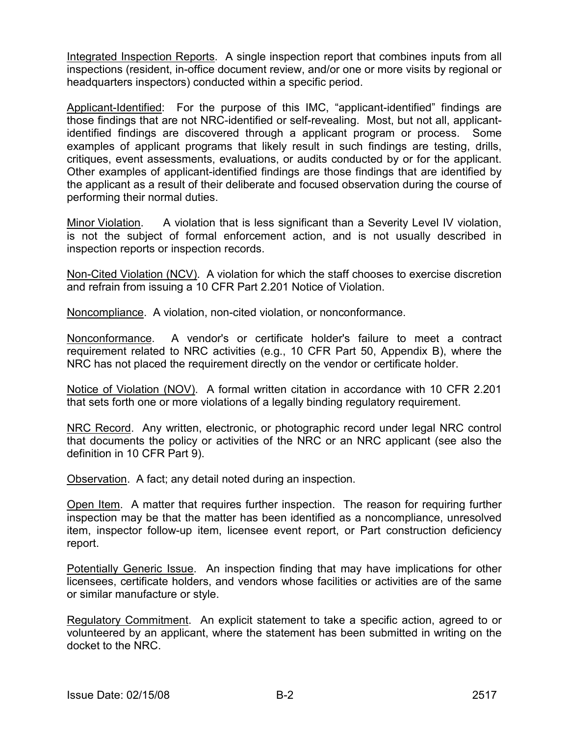Integrated Inspection Reports. A single inspection report that combines inputs from all inspections (resident, in-office document review, and/or one or more visits by regional or headquarters inspectors) conducted within a specific period.

Applicant-Identified: For the purpose of this IMC, "applicant-identified" findings are those findings that are not NRC-identified or self-revealing. Most, but not all, applicant-identified findings are discovered through a applicant program or process. Some examples of applicant programs that likely result in such findings are testing, drills, critiques, event assessments, evaluations, or audits conducted by or for the applicant. Other examples of applicant-identified findings are those findings that are identified by the applicant as a result of their deliberate and focused observation during the course of performing their normal duties.

Minor Violation. A violation that is less significant than a Severity Level IV violation, is not the subject of formal enforcement action, and is not usually described in inspection reports or inspection records.

Non-Cited Violation (NCV). A violation for which the staff chooses to exercise discretion and refrain from issuing a 10 CFR Part 2.201 Notice of Violation.

Noncompliance. A violation, non-cited violation, or nonconformance.

Nonconformance. A vendor's or certificate holder's failure to meet a contract requirement related to NRC activities (e.g., 10 CFR Part 50, Appendix B), where the NRC has not placed the requirement directly on the vendor or certificate holder.

Notice of Violation (NOV). A formal written citation in accordance with 10 CFR 2.201 that sets forth one or more violations of a legally binding regulatory requirement.

NRC Record. Any written, electronic, or photographic record under legal NRC control that documents the policy or activities of the NRC or an NRC applicant (see also the definition in 10 CFR Part 9).

Observation. A fact; any detail noted during an inspection.

Open Item. A matter that requires further inspection. The reason for requiring further inspection may be that the matter has been identified as a noncompliance, unresolved item, inspector follow-up item, licensee event report, or Part construction deficiency report.

Potentially Generic Issue. An inspection finding that may have implications for other licensees, certificate holders, and vendors whose facilities or activities are of the same or similar manufacture or style.

Regulatory Commitment. An explicit statement to take a specific action, agreed to or volunteered by an applicant, where the statement has been submitted in writing on the docket to the NRC.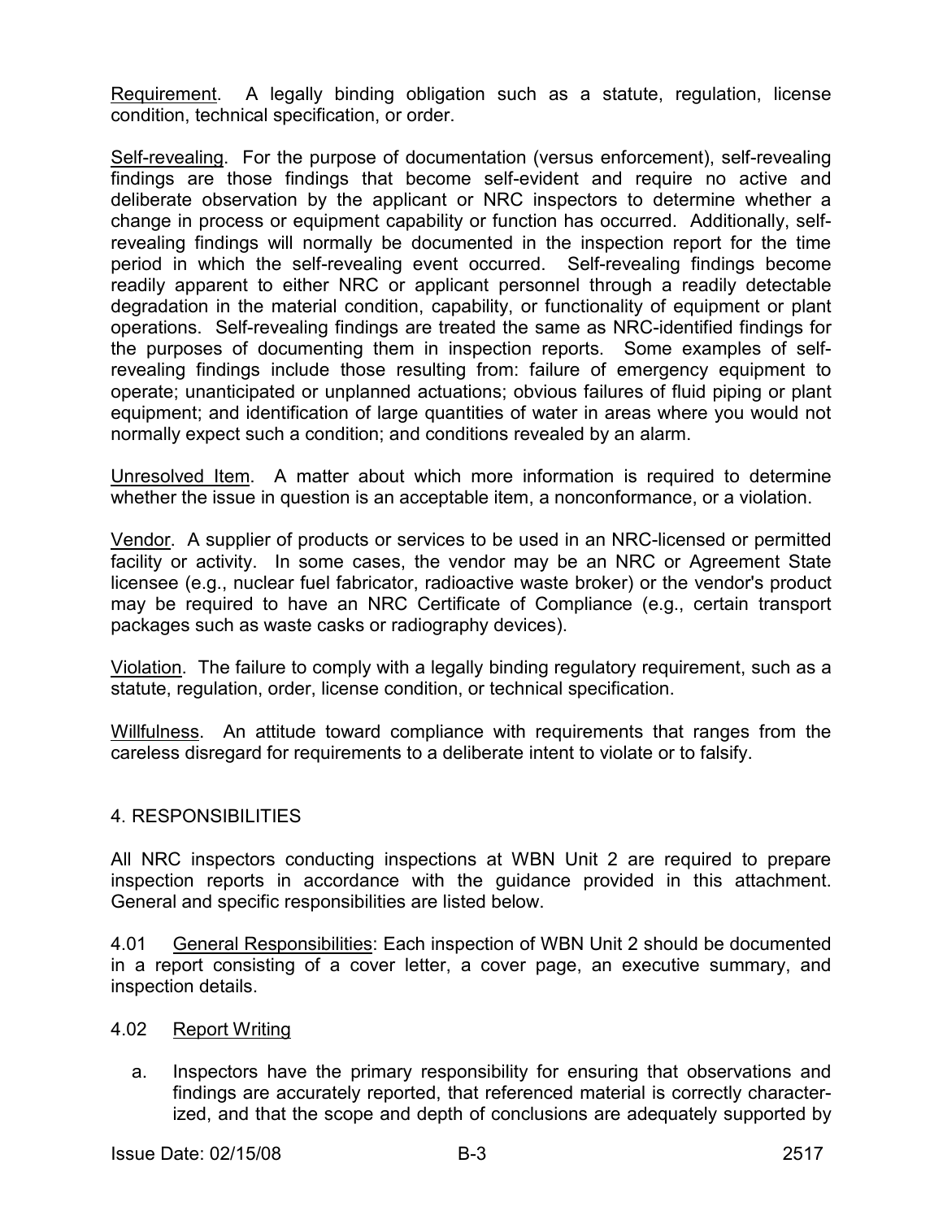Requirement. A legally binding obligation such as a statute, regulation, license condition, technical specification, or order.

Self-revealing. For the purpose of documentation (versus enforcement), self-revealing findings are those findings that become self-evident and require no active and deliberate observation by the applicant or NRC inspectors to determine whether a change in process or equipment capability or function has occurred. Additionally, self-revealing findings will normally be documented in the inspection report for the time period in which the self-revealing event occurred. Self-revealing findings become readily apparent to either NRC or applicant personnel through a readily detectable degradation in the material condition, capability, or functionality of equipment or plant operations. Self-revealing findings are treated the same as NRC-identified findings for the purposes of documenting them in inspection reports. Some examples of self-revealing findings include those resulting from: failure of emergency equipment to operate; unanticipated or unplanned actuations; obvious failures of fluid piping or plant equipment; and identification of large quantities of water in areas where you would not normally expect such a condition; and conditions revealed by an alarm.

Unresolved Item. A matter about which more information is required to determine whether the issue in question is an acceptable item, a nonconformance, or a violation.

Vendor. A supplier of products or services to be used in an NRC-licensed or permitted facility or activity. In some cases, the vendor may be an NRC or Agreement State licensee (e.g., nuclear fuel fabricator, radioactive waste broker) or the vendor's product may be required to have an NRC Certificate of Compliance (e.g., certain transport packages such as waste casks or radiography devices).

Violation. The failure to comply with a legally binding regulatory requirement, such as a statute, regulation, order, license condition, or technical specification.

Willfulness. An attitude toward compliance with requirements that ranges from the careless disregard for requirements to a deliberate intent to violate or to falsify.

## 4. RESPONSIBILITIES

All NRC inspectors conducting inspections at WBN Unit 2 are required to prepare inspection reports in accordance with the guidance provided in this attachment. General and specific responsibilities are listed below.

4.01 General Responsibilities: Each inspection of WBN Unit 2 should be documented in a report consisting of a cover letter, a cover page, an executive summary, and inspection details.

4.02 Report Writing

a. Inspectors have the primary responsibility for ensuring that observations and findings are accurately reported, that referenced material is correctly characterized, and that the scope and depth of conclusions are adequately supported by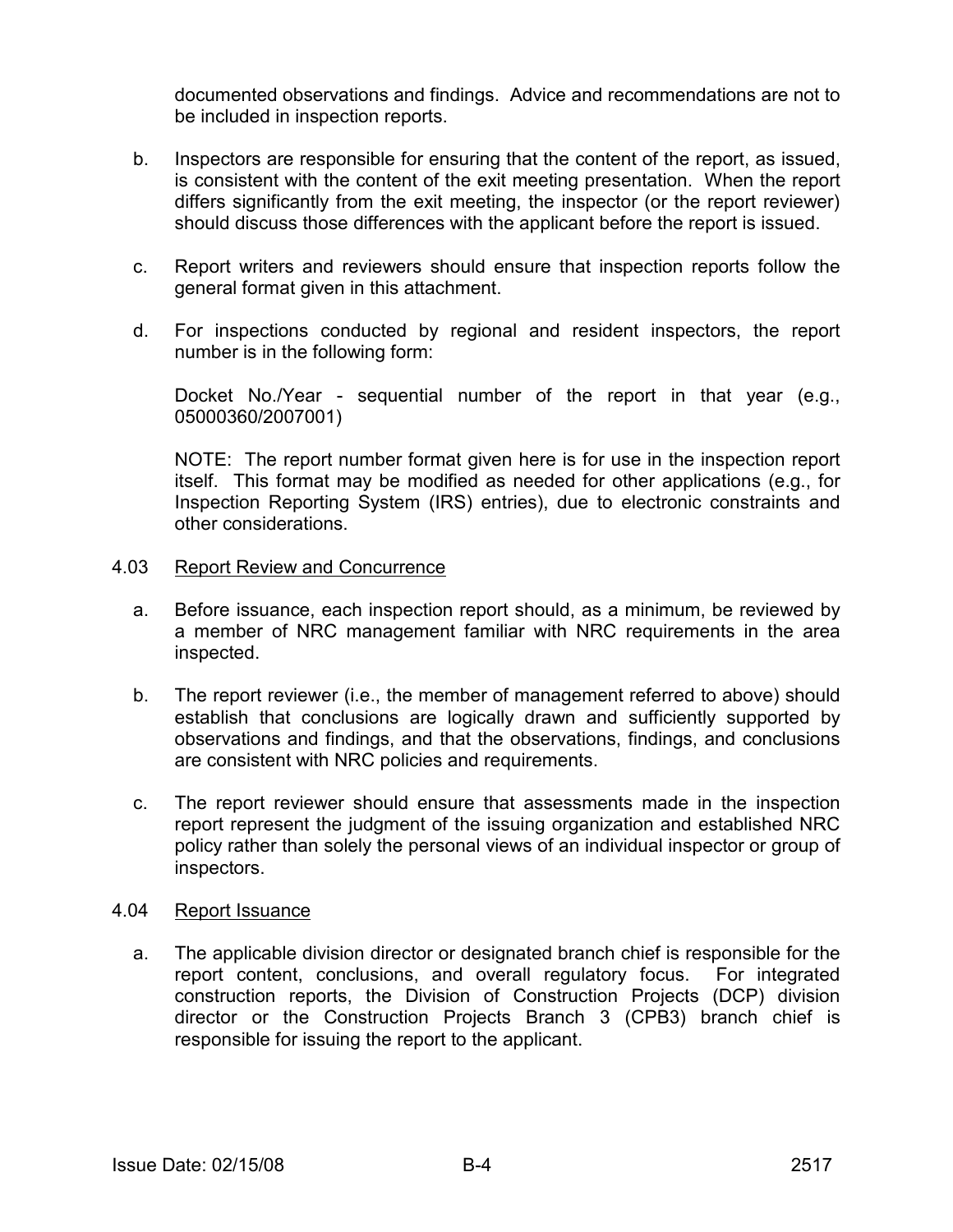documented observations and findings. Advice and recommendations are not to be included in inspection reports.

b. Inspectors are responsible for ensuring that the content of the report, as issued, is consistent with the content of the exit meeting presentation. When the report differs significantly from the exit meeting, the inspector (or the report reviewer) should discuss those differences with the applicant before the report is issued.

c. Report writers and reviewers should ensure that inspection reports follow the general format given in this attachment.

d. For inspections conducted by regional and resident inspectors, the report number is in the following form:

   Docket No./Year - sequential number of the report in that year (e.g., 05000360/2007001)

   NOTE: The report number format given here is for use in the inspection report itself. This format may be modified as needed for other applications (e.g., for Inspection Reporting System (IRS) entries), due to electronic constraints and other considerations.

4.03 Report Review and Concurrence

a. Before issuance, each inspection report should, as a minimum, be reviewed by a member of NRC management familiar with NRC requirements in the area inspected.

b. The report reviewer (i.e., the member of management referred to above) should establish that conclusions are logically drawn and sufficiently supported by observations and findings, and that the observations, findings, and conclusions are consistent with NRC policies and requirements.

c. The report reviewer should ensure that assessments made in the inspection report represent the judgment of the issuing organization and established NRC policy rather than solely the personal views of an individual inspector or group of inspectors.

4.04 Report Issuance

a. The applicable division director or designated branch chief is responsible for the report content, conclusions, and overall regulatory focus. For integrated construction reports, the Division of Construction Projects (DCP) division director or the Construction Projects Branch 3 (CPB3) branch chief is responsible for issuing the report to the applicant.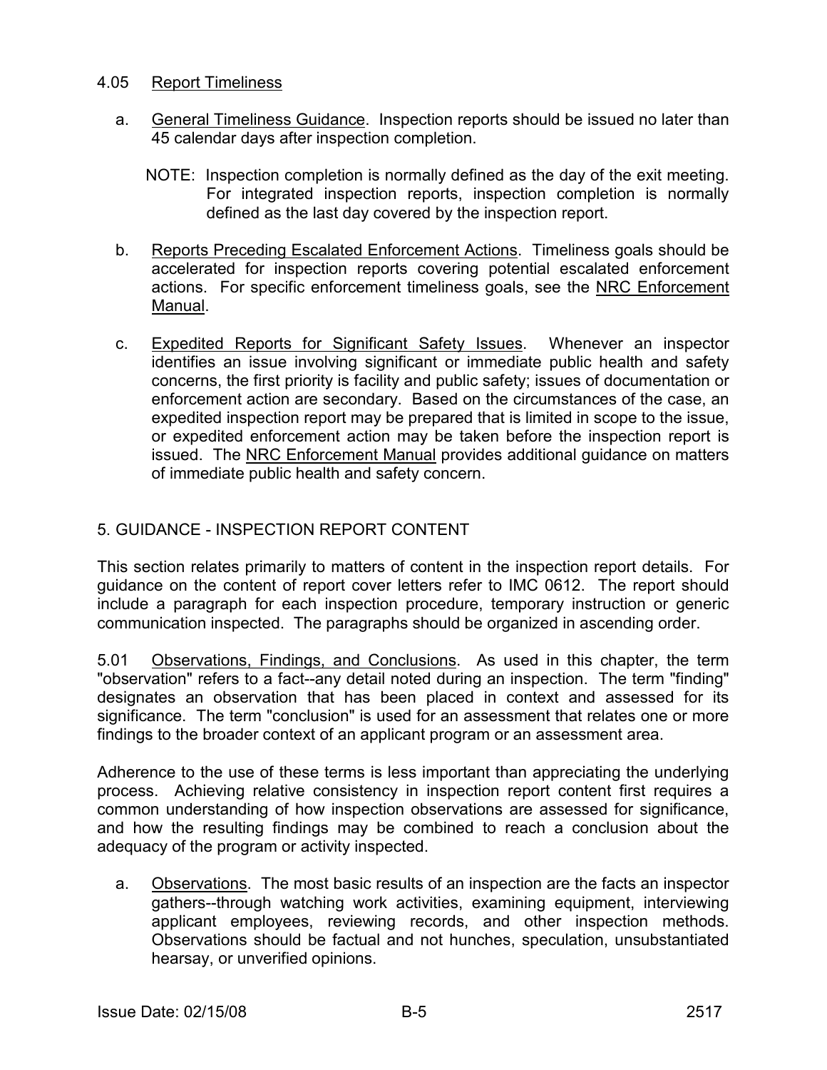#### 4.05 Report Timeliness

a. General Timeliness Guidance. Inspection reports should be issued no later than 45 calendar days after inspection completion.

   NOTE: Inspection completion is normally defined as the day of the exit meeting. For integrated inspection reports, inspection completion is normally defined as the last day covered by the inspection report.

b. Reports Preceding Escalated Enforcement Actions. Timeliness goals should be accelerated for inspection reports covering potential escalated enforcement actions. For specific enforcement timeliness goals, see the NRC Enforcement Manual.

c. Expedited Reports for Significant Safety Issues. Whenever an inspector identifies an issue involving significant or immediate public health and safety concerns, the first priority is facility and public safety; issues of documentation or enforcement action are secondary. Based on the circumstances of the case, an expedited inspection report may be prepared that is limited in scope to the issue, or expedited enforcement action may be taken before the inspection report is issued. The NRC Enforcement Manual provides additional guidance on matters of immediate public health and safety concern.

## 5. GUIDANCE - INSPECTION REPORT CONTENT

This section relates primarily to matters of content in the inspection report details. For guidance on the content of report cover letters refer to IMC 0612. The report should include a paragraph for each inspection procedure, temporary instruction or generic communication inspected. The paragraphs should be organized in ascending order.

5.01 Observations, Findings, and Conclusions. As used in this chapter, the term "observation" refers to a fact--any detail noted during an inspection. The term "finding" designates an observation that has been placed in context and assessed for its significance. The term "conclusion" is used for an assessment that relates one or more findings to the broader context of an applicant program or an assessment area.

Adherence to the use of these terms is less important than appreciating the underlying process. Achieving relative consistency in inspection report content first requires a common understanding of how inspection observations are assessed for significance, and how the resulting findings may be combined to reach a conclusion about the adequacy of the program or activity inspected.

a. Observations. The most basic results of an inspection are the facts an inspector gathers--through watching work activities, examining equipment, interviewing applicant employees, reviewing records, and other inspection methods. Observations should be factual and not hunches, speculation, unsubstantiated hearsay, or unverified opinions.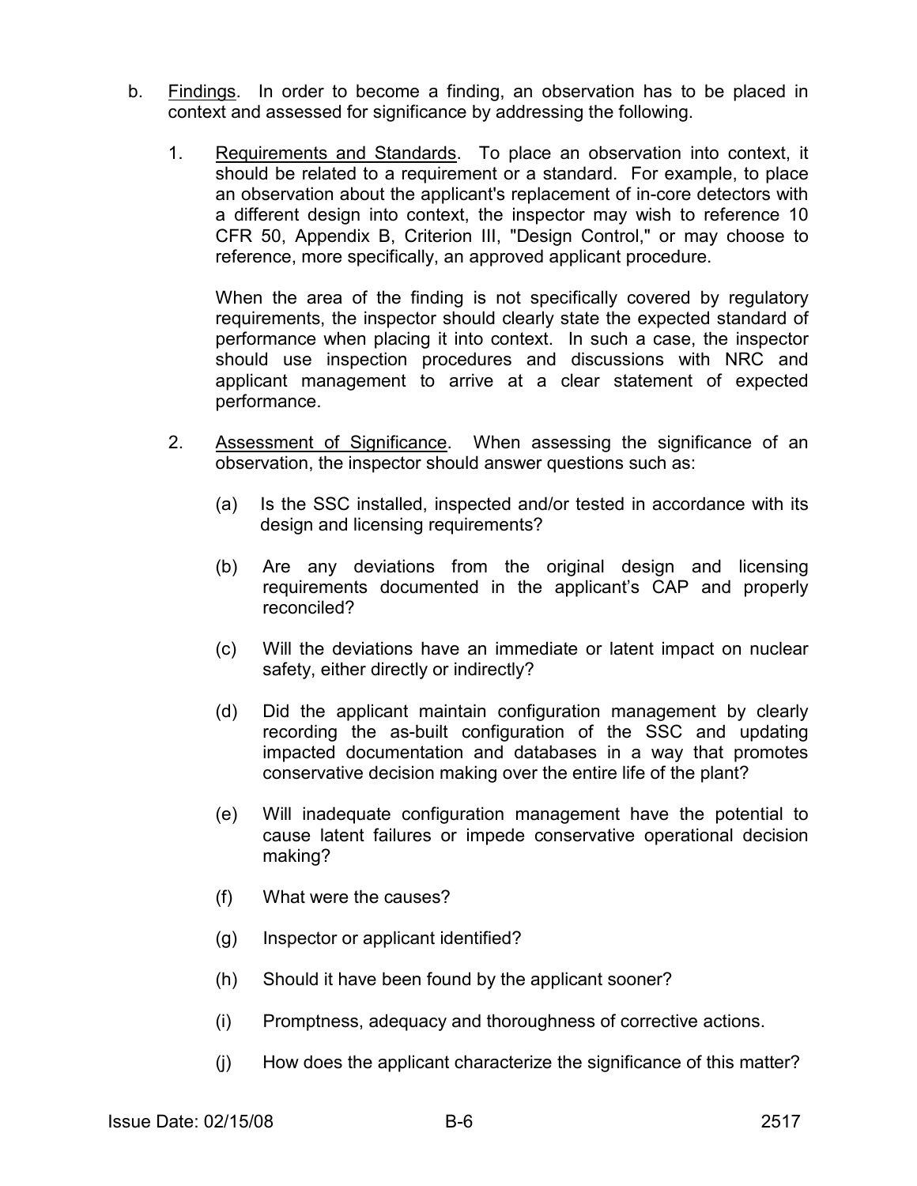b. Findings. In order to become a finding, an observation has to be placed in context and assessed for significance by addressing the following.

1. Requirements and Standards. To place an observation into context, it should be related to a requirement or a standard. For example, to place an observation about the applicant's replacement of in-core detectors with a different design into context, the inspector may wish to reference 10 CFR 50, Appendix B, Criterion III, "Design Control," or may choose to reference, more specifically, an approved applicant procedure.

   When the area of the finding is not specifically covered by regulatory requirements, the inspector should clearly state the expected standard of performance when placing it into context. In such a case, the inspector should use inspection procedures and discussions with NRC and applicant management to arrive at a clear statement of expected performance.

2. Assessment of Significance. When assessing the significance of an observation, the inspector should answer questions such as:

   (a) Is the SSC installed, inspected and/or tested in accordance with its design and licensing requirements?

   (b) Are any deviations from the original design and licensing requirements documented in the applicant's CAP and properly reconciled?

   (c) Will the deviations have an immediate or latent impact on nuclear safety, either directly or indirectly?

   (d) Did the applicant maintain configuration management by clearly recording the as-built configuration of the SSC and updating impacted documentation and databases in a way that promotes conservative decision making over the entire life of the plant?

   (e) Will inadequate configuration management have the potential to cause latent failures or impede conservative operational decision making?

   (f) What were the causes?

   (g) Inspector or applicant identified?

   (h) Should it have been found by the applicant sooner?

   (i) Promptness, adequacy and thoroughness of corrective actions.

   (j) How does the applicant characterize the significance of this matter?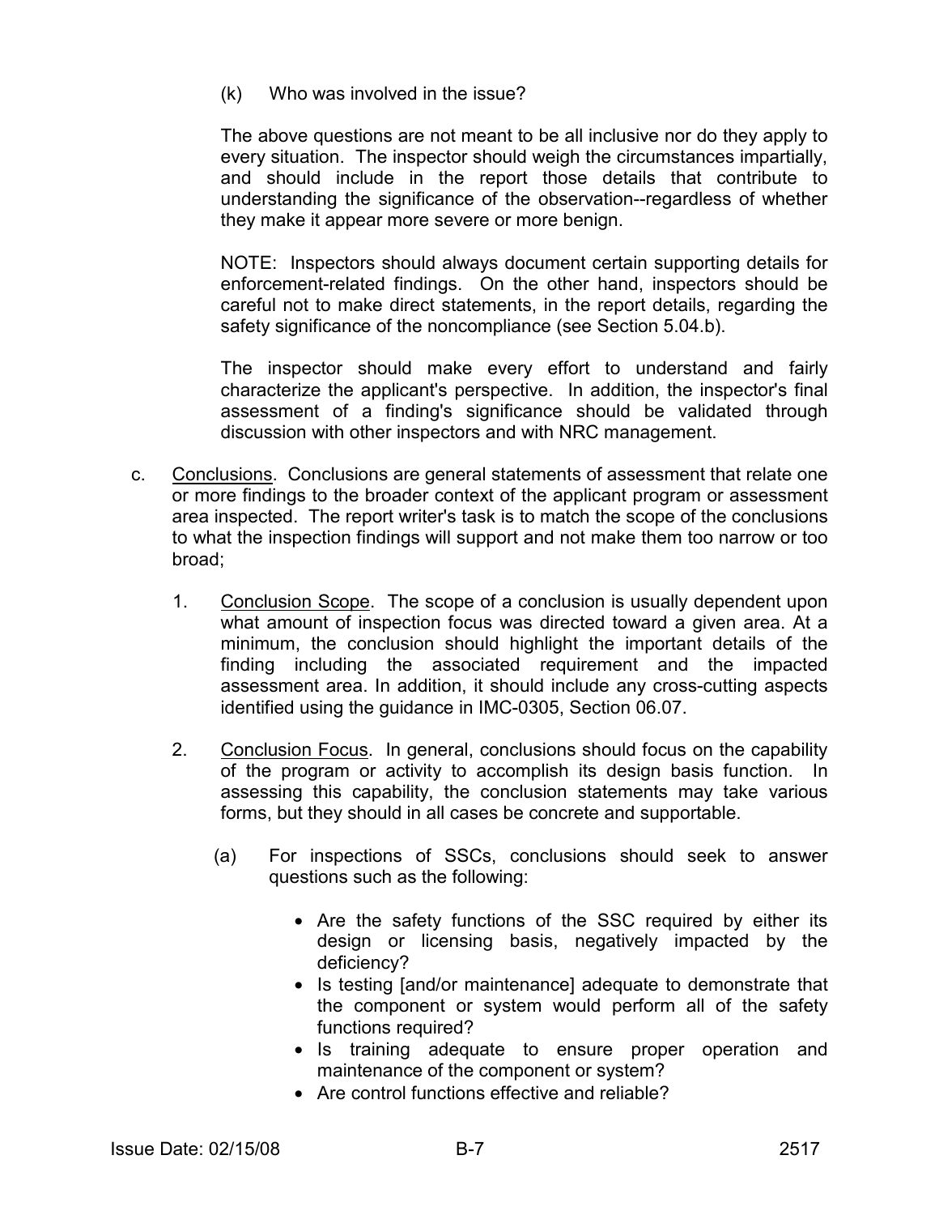(k) Who was involved in the issue?

The above questions are not meant to be all inclusive nor do they apply to every situation. The inspector should weigh the circumstances impartially, and should include in the report those details that contribute to understanding the significance of the observation--regardless of whether they make it appear more severe or more benign.

NOTE: Inspectors should always document certain supporting details for enforcement-related findings. On the other hand, inspectors should be careful not to make direct statements, in the report details, regarding the safety significance of the noncompliance (see Section 5.04.b).

The inspector should make every effort to understand and fairly characterize the applicant's perspective. In addition, the inspector's final assessment of a finding's significance should be validated through discussion with other inspectors and with NRC management.

c. Conclusions. Conclusions are general statements of assessment that relate one or more findings to the broader context of the applicant program or assessment area inspected. The report writer's task is to match the scope of the conclusions to what the inspection findings will support and not make them too narrow or too broad;

1. Conclusion Scope. The scope of a conclusion is usually dependent upon what amount of inspection focus was directed toward a given area. At a minimum, the conclusion should highlight the important details of the finding including the associated requirement and the impacted assessment area. In addition, it should include any cross-cutting aspects identified using the guidance in IMC-0305, Section 06.07.

2. Conclusion Focus. In general, conclusions should focus on the capability of the program or activity to accomplish its design basis function. In assessing this capability, the conclusion statements may take various forms, but they should in all cases be concrete and supportable.

(a) For inspections of SSCs, conclusions should seek to answer questions such as the following:

- Are the safety functions of the SSC required by either its design or licensing basis, negatively impacted by the deficiency?
- Is testing [and/or maintenance] adequate to demonstrate that the component or system would perform all of the safety functions required?
- Is training adequate to ensure proper operation and maintenance of the component or system?
- Are control functions effective and reliable?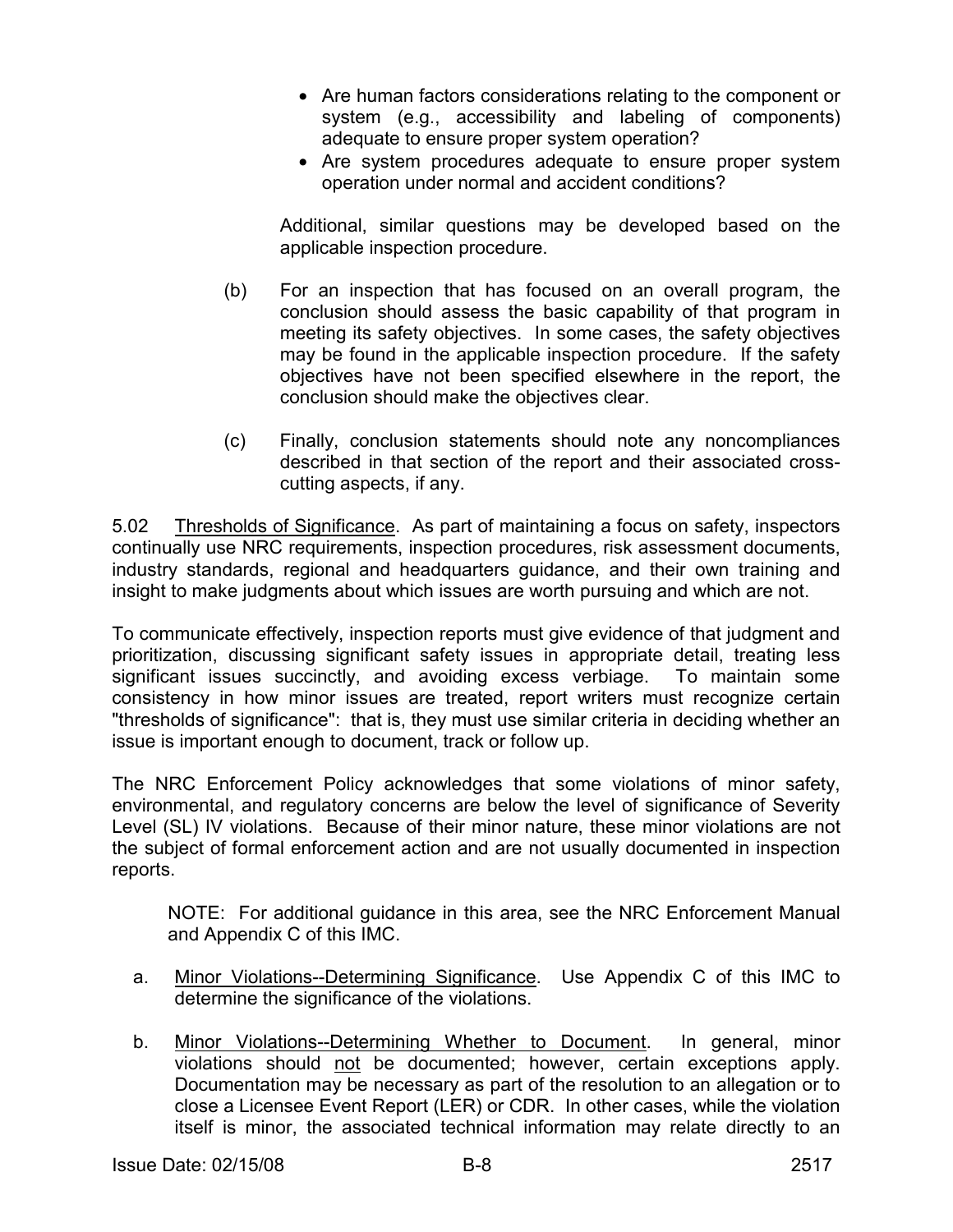- Are human factors considerations relating to the component or system (e.g., accessibility and labeling of components) adequate to ensure proper system operation?
- Are system procedures adequate to ensure proper system operation under normal and accident conditions?

Additional, similar questions may be developed based on the applicable inspection procedure.

(b) For an inspection that has focused on an overall program, the conclusion should assess the basic capability of that program in meeting its safety objectives. In some cases, the safety objectives may be found in the applicable inspection procedure. If the safety objectives have not been specified elsewhere in the report, the conclusion should make the objectives clear.

(c) Finally, conclusion statements should note any noncompliances described in that section of the report and their associated cross-cutting aspects, if any.

5.02 Thresholds of Significance. As part of maintaining a focus on safety, inspectors continually use NRC requirements, inspection procedures, risk assessment documents, industry standards, regional and headquarters guidance, and their own training and insight to make judgments about which issues are worth pursuing and which are not.

To communicate effectively, inspection reports must give evidence of that judgment and prioritization, discussing significant safety issues in appropriate detail, treating less significant issues succinctly, and avoiding excess verbiage. To maintain some consistency in how minor issues are treated, report writers must recognize certain "thresholds of significance": that is, they must use similar criteria in deciding whether an issue is important enough to document, track or follow up.

The NRC Enforcement Policy acknowledges that some violations of minor safety, environmental, and regulatory concerns are below the level of significance of Severity Level (SL) IV violations. Because of their minor nature, these minor violations are not the subject of formal enforcement action and are not usually documented in inspection reports.

NOTE: For additional guidance in this area, see the NRC Enforcement Manual and Appendix C of this IMC.

a. Minor Violations--Determining Significance. Use Appendix C of this IMC to determine the significance of the violations.

b. Minor Violations--Determining Whether to Document. In general, minor violations should not be documented; however, certain exceptions apply. Documentation may be necessary as part of the resolution to an allegation or to close a Licensee Event Report (LER) or CDR. In other cases, while the violation itself is minor, the associated technical information may relate directly to an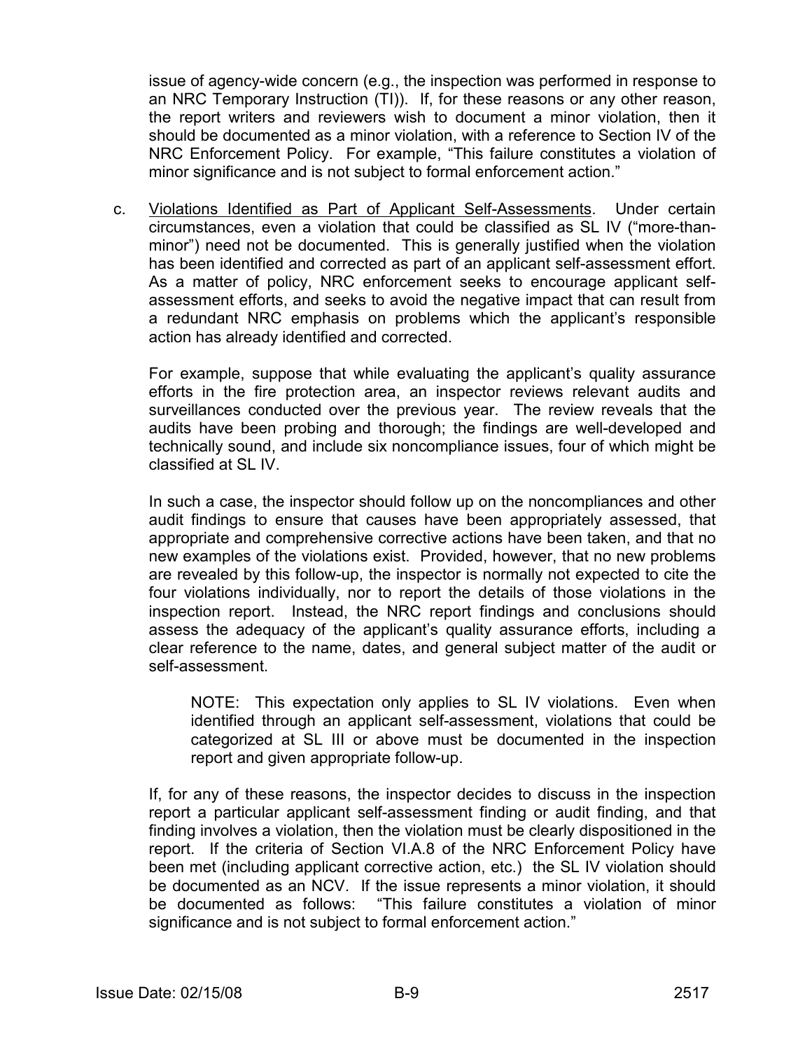issue of agency-wide concern (e.g., the inspection was performed in response to an NRC Temporary Instruction (TI)). If, for these reasons or any other reason, the report writers and reviewers wish to document a minor violation, then it should be documented as a minor violation, with a reference to Section IV of the NRC Enforcement Policy. For example, "This failure constitutes a violation of minor significance and is not subject to formal enforcement action."

c. Violations Identified as Part of Applicant Self-Assessments. Under certain circumstances, even a violation that could be classified as SL IV ("more-than-minor") need not be documented. This is generally justified when the violation has been identified and corrected as part of an applicant self-assessment effort. As a matter of policy, NRC enforcement seeks to encourage applicant self-assessment efforts, and seeks to avoid the negative impact that can result from a redundant NRC emphasis on problems which the applicant's responsible action has already identified and corrected.

   For example, suppose that while evaluating the applicant's quality assurance efforts in the fire protection area, an inspector reviews relevant audits and surveillances conducted over the previous year. The review reveals that the audits have been probing and thorough; the findings are well-developed and technically sound, and include six noncompliance issues, four of which might be classified at SL IV.

   In such a case, the inspector should follow up on the noncompliances and other audit findings to ensure that causes have been appropriately assessed, that appropriate and comprehensive corrective actions have been taken, and that no new examples of the violations exist. Provided, however, that no new problems are revealed by this follow-up, the inspector is normally not expected to cite the four violations individually, nor to report the details of those violations in the inspection report. Instead, the NRC report findings and conclusions should assess the adequacy of the applicant's quality assurance efforts, including a clear reference to the name, dates, and general subject matter of the audit or self-assessment.

   > NOTE: This expectation only applies to SL IV violations. Even when identified through an applicant self-assessment, violations that could be categorized at SL III or above must be documented in the inspection report and given appropriate follow-up.

   If, for any of these reasons, the inspector decides to discuss in the inspection report a particular applicant self-assessment finding or audit finding, and that finding involves a violation, then the violation must be clearly dispositioned in the report. If the criteria of Section VI.A.8 of the NRC Enforcement Policy have been met (including applicant corrective action, etc.) the SL IV violation should be documented as an NCV. If the issue represents a minor violation, it should be documented as follows: "This failure constitutes a violation of minor significance and is not subject to formal enforcement action."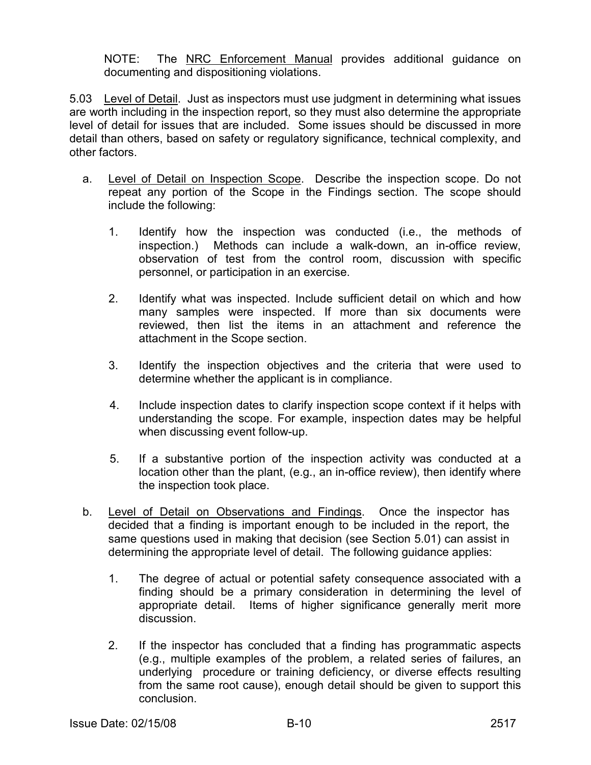NOTE: The NRC Enforcement Manual provides additional guidance on documenting and dispositioning violations.

5.03 Level of Detail. Just as inspectors must use judgment in determining what issues are worth including in the inspection report, so they must also determine the appropriate level of detail for issues that are included. Some issues should be discussed in more detail than others, based on safety or regulatory significance, technical complexity, and other factors.

a. Level of Detail on Inspection Scope. Describe the inspection scope. Do not repeat any portion of the Scope in the Findings section. The scope should include the following:

   1. Identify how the inspection was conducted (i.e., the methods of inspection.) Methods can include a walk-down, an in-office review, observation of test from the control room, discussion with specific personnel, or participation in an exercise.

   2. Identify what was inspected. Include sufficient detail on which and how many samples were inspected. If more than six documents were reviewed, then list the items in an attachment and reference the attachment in the Scope section.

   3. Identify the inspection objectives and the criteria that were used to determine whether the applicant is in compliance.

   4. Include inspection dates to clarify inspection scope context if it helps with understanding the scope. For example, inspection dates may be helpful when discussing event follow-up.

   5. If a substantive portion of the inspection activity was conducted at a location other than the plant, (e.g., an in-office review), then identify where the inspection took place.

b. Level of Detail on Observations and Findings. Once the inspector has decided that a finding is important enough to be included in the report, the same questions used in making that decision (see Section 5.01) can assist in determining the appropriate level of detail. The following guidance applies:

   1. The degree of actual or potential safety consequence associated with a finding should be a primary consideration in determining the level of appropriate detail. Items of higher significance generally merit more discussion.

   2. If the inspector has concluded that a finding has programmatic aspects (e.g., multiple examples of the problem, a related series of failures, an underlying procedure or training deficiency, or diverse effects resulting from the same root cause), enough detail should be given to support this conclusion.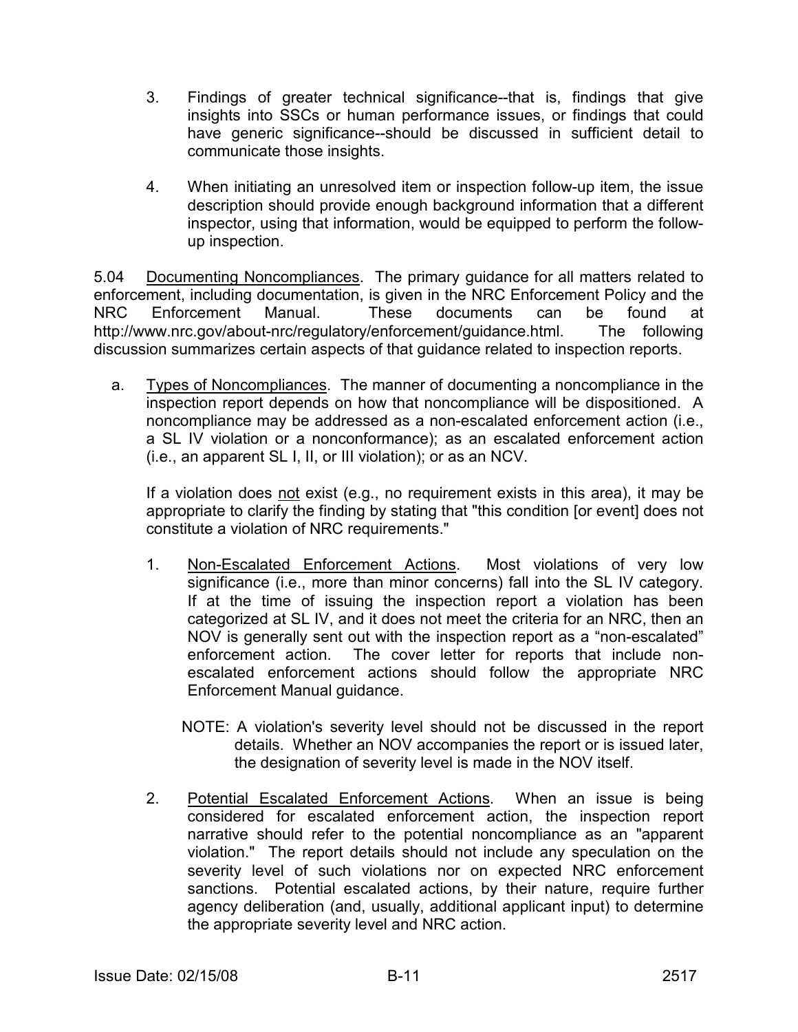3. Findings of greater technical significance--that is, findings that give insights into SSCs or human performance issues, or findings that could have generic significance--should be discussed in sufficient detail to communicate those insights.

4. When initiating an unresolved item or inspection follow-up item, the issue description should provide enough background information that a different inspector, using that information, would be equipped to perform the follow-up inspection.

5.04 Documenting Noncompliances. The primary guidance for all matters related to enforcement, including documentation, is given in the NRC Enforcement Policy and the NRC Enforcement Manual. These documents can be found at http://www.nrc.gov/about-nrc/regulatory/enforcement/guidance.html. The following discussion summarizes certain aspects of that guidance related to inspection reports.

a. Types of Noncompliances. The manner of documenting a noncompliance in the inspection report depends on how that noncompliance will be dispositioned. A noncompliance may be addressed as a non-escalated enforcement action (i.e., a SL IV violation or a nonconformance); as an escalated enforcement action (i.e., an apparent SL I, II, or III violation); or as an NCV.

   If a violation does not exist (e.g., no requirement exists in this area), it may be appropriate to clarify the finding by stating that "this condition [or event] does not constitute a violation of NRC requirements."

   1. Non-Escalated Enforcement Actions. Most violations of very low significance (i.e., more than minor concerns) fall into the SL IV category. If at the time of issuing the inspection report a violation has been categorized at SL IV, and it does not meet the criteria for an NRC, then an NOV is generally sent out with the inspection report as a “non-escalated” enforcement action. The cover letter for reports that include non-escalated enforcement actions should follow the appropriate NRC Enforcement Manual guidance.

      NOTE: A violation's severity level should not be discussed in the report details. Whether an NOV accompanies the report or is issued later, the designation of severity level is made in the NOV itself.

   2. Potential Escalated Enforcement Actions. When an issue is being considered for escalated enforcement action, the inspection report narrative should refer to the potential noncompliance as an "apparent violation." The report details should not include any speculation on the severity level of such violations nor on expected NRC enforcement sanctions. Potential escalated actions, by their nature, require further agency deliberation (and, usually, additional applicant input) to determine the appropriate severity level and NRC action.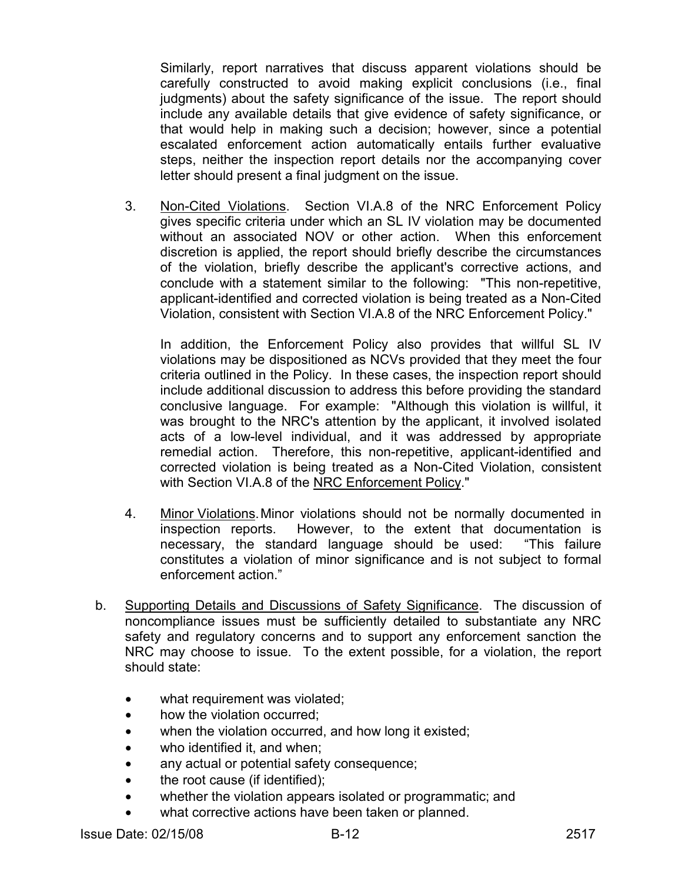Similarly, report narratives that discuss apparent violations should be carefully constructed to avoid making explicit conclusions (i.e., final judgments) about the safety significance of the issue. The report should include any available details that give evidence of safety significance, or that would help in making such a decision; however, since a potential escalated enforcement action automatically entails further evaluative steps, neither the inspection report details nor the accompanying cover letter should present a final judgment on the issue.

3. Non-Cited Violations. Section VI.A.8 of the NRC Enforcement Policy gives specific criteria under which an SL IV violation may be documented without an associated NOV or other action. When this enforcement discretion is applied, the report should briefly describe the circumstances of the violation, briefly describe the applicant's corrective actions, and conclude with a statement similar to the following: "This non-repetitive, applicant-identified and corrected violation is being treated as a Non-Cited Violation, consistent with Section VI.A.8 of the NRC Enforcement Policy."

   In addition, the Enforcement Policy also provides that willful SL IV violations may be dispositioned as NCVs provided that they meet the four criteria outlined in the Policy. In these cases, the inspection report should include additional discussion to address this before providing the standard conclusive language. For example: "Although this violation is willful, it was brought to the NRC's attention by the applicant, it involved isolated acts of a low-level individual, and it was addressed by appropriate remedial action. Therefore, this non-repetitive, applicant-identified and corrected violation is being treated as a Non-Cited Violation, consistent with Section VI.A.8 of the NRC Enforcement Policy."

4. Minor Violations. Minor violations should not be normally documented in inspection reports. However, to the extent that documentation is necessary, the standard language should be used: "This failure constitutes a violation of minor significance and is not subject to formal enforcement action."

b. Supporting Details and Discussions of Safety Significance. The discussion of noncompliance issues must be sufficiently detailed to substantiate any NRC safety and regulatory concerns and to support any enforcement sanction the NRC may choose to issue. To the extent possible, for a violation, the report should state:

   - what requirement was violated;
   - how the violation occurred;
   - when the violation occurred, and how long it existed;
   - who identified it, and when;
   - any actual or potential safety consequence;
   - the root cause (if identified);
   - whether the violation appears isolated or programmatic; and
   - what corrective actions have been taken or planned.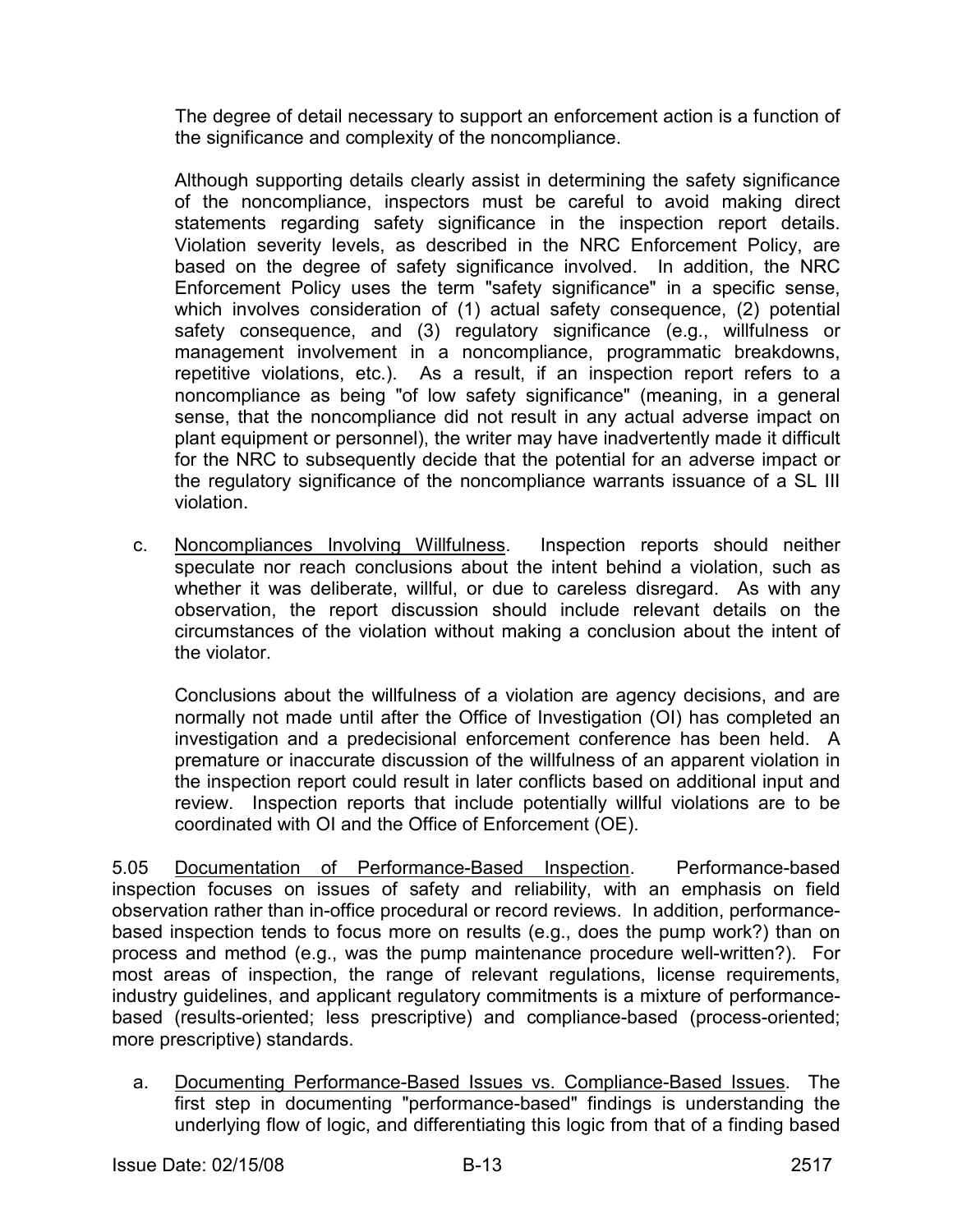The degree of detail necessary to support an enforcement action is a function of the significance and complexity of the noncompliance.

Although supporting details clearly assist in determining the safety significance of the noncompliance, inspectors must be careful to avoid making direct statements regarding safety significance in the inspection report details. Violation severity levels, as described in the NRC Enforcement Policy, are based on the degree of safety significance involved. In addition, the NRC Enforcement Policy uses the term "safety significance" in a specific sense, which involves consideration of (1) actual safety consequence, (2) potential safety consequence, and (3) regulatory significance (e.g., willfulness or management involvement in a noncompliance, programmatic breakdowns, repetitive violations, etc.). As a result, if an inspection report refers to a noncompliance as being "of low safety significance" (meaning, in a general sense, that the noncompliance did not result in any actual adverse impact on plant equipment or personnel), the writer may have inadvertently made it difficult for the NRC to subsequently decide that the potential for an adverse impact or the regulatory significance of the noncompliance warrants issuance of a SL III violation.

c. Noncompliances Involving Willfulness. Inspection reports should neither speculate nor reach conclusions about the intent behind a violation, such as whether it was deliberate, willful, or due to careless disregard. As with any observation, the report discussion should include relevant details on the circumstances of the violation without making a conclusion about the intent of the violator.

Conclusions about the willfulness of a violation are agency decisions, and are normally not made until after the Office of Investigation (OI) has completed an investigation and a predecisional enforcement conference has been held. A premature or inaccurate discussion of the willfulness of an apparent violation in the inspection report could result in later conflicts based on additional input and review. Inspection reports that include potentially willful violations are to be coordinated with OI and the Office of Enforcement (OE).

5.05 Documentation of Performance-Based Inspection. Performance-based inspection focuses on issues of safety and reliability, with an emphasis on field observation rather than in-office procedural or record reviews. In addition, performance-based inspection tends to focus more on results (e.g., does the pump work?) than on process and method (e.g., was the pump maintenance procedure well-written?). For most areas of inspection, the range of relevant regulations, license requirements, industry guidelines, and applicant regulatory commitments is a mixture of performance-based (results-oriented; less prescriptive) and compliance-based (process-oriented; more prescriptive) standards.

a. Documenting Performance-Based Issues vs. Compliance-Based Issues. The first step in documenting "performance-based" findings is understanding the underlying flow of logic, and differentiating this logic from that of a finding based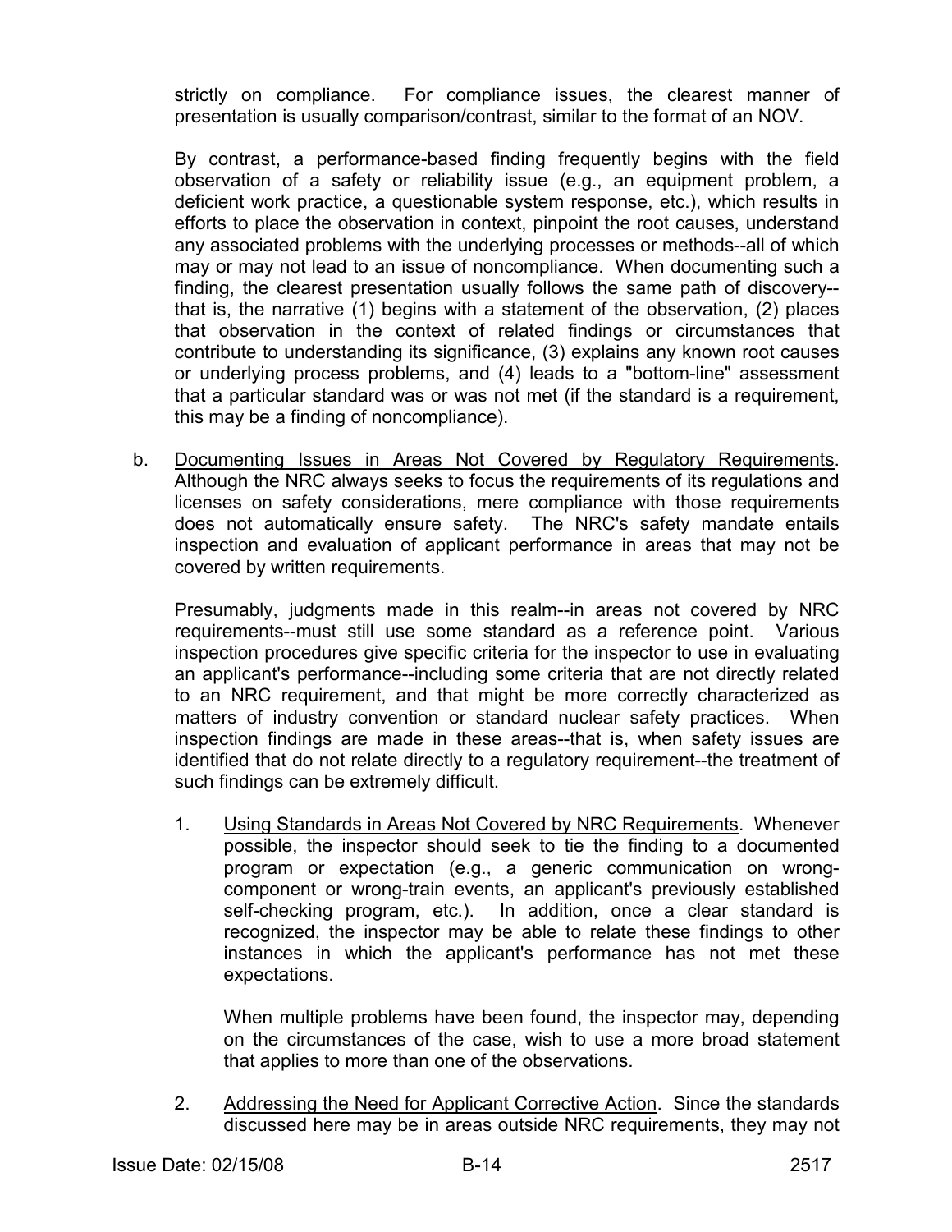strictly on compliance. For compliance issues, the clearest manner of presentation is usually comparison/contrast, similar to the format of an NOV.

By contrast, a performance-based finding frequently begins with the field observation of a safety or reliability issue (e.g., an equipment problem, a deficient work practice, a questionable system response, etc.), which results in efforts to place the observation in context, pinpoint the root causes, understand any associated problems with the underlying processes or methods--all of which may or may not lead to an issue of noncompliance. When documenting such a finding, the clearest presentation usually follows the same path of discovery--that is, the narrative (1) begins with a statement of the observation, (2) places that observation in the context of related findings or circumstances that contribute to understanding its significance, (3) explains any known root causes or underlying process problems, and (4) leads to a "bottom-line" assessment that a particular standard was or was not met (if the standard is a requirement, this may be a finding of noncompliance).

b. <u>Documenting Issues in Areas Not Covered by Regulatory Requirements</u>. Although the NRC always seeks to focus the requirements of its regulations and licenses on safety considerations, mere compliance with those requirements does not automatically ensure safety. The NRC's safety mandate entails inspection and evaluation of applicant performance in areas that may not be covered by written requirements.

   Presumably, judgments made in this realm--in areas not covered by NRC requirements--must still use some standard as a reference point. Various inspection procedures give specific criteria for the inspector to use in evaluating an applicant's performance--including some criteria that are not directly related to an NRC requirement, and that might be more correctly characterized as matters of industry convention or standard nuclear safety practices. When inspection findings are made in these areas--that is, when safety issues are identified that do not relate directly to a regulatory requirement--the treatment of such findings can be extremely difficult.

   1. <u>Using Standards in Areas Not Covered by NRC Requirements</u>. Whenever possible, the inspector should seek to tie the finding to a documented program or expectation (e.g., a generic communication on wrong-component or wrong-train events, an applicant's previously established self-checking program, etc.). In addition, once a clear standard is recognized, the inspector may be able to relate these findings to other instances in which the applicant's performance has not met these expectations.

      When multiple problems have been found, the inspector may, depending on the circumstances of the case, wish to use a more broad statement that applies to more than one of the observations.

   2. <u>Addressing the Need for Applicant Corrective Action</u>. Since the standards discussed here may be in areas outside NRC requirements, they may not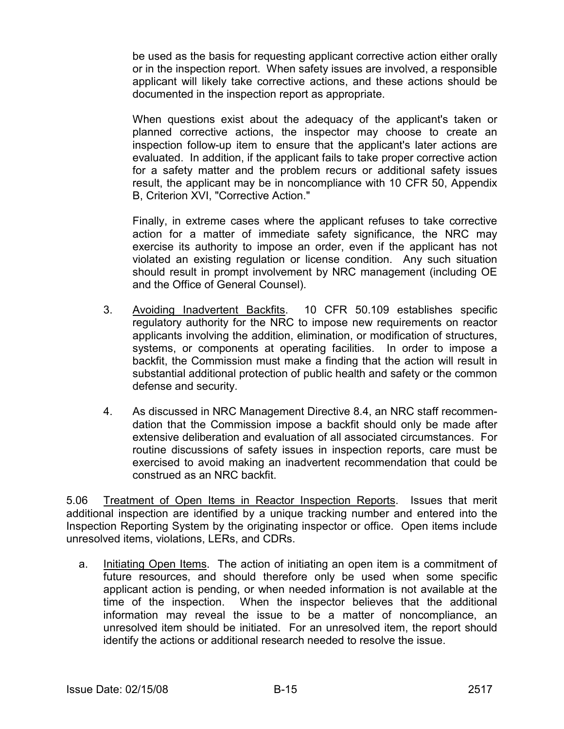be used as the basis for requesting applicant corrective action either orally or in the inspection report. When safety issues are involved, a responsible applicant will likely take corrective actions, and these actions should be documented in the inspection report as appropriate.

When questions exist about the adequacy of the applicant's taken or planned corrective actions, the inspector may choose to create an inspection follow-up item to ensure that the applicant's later actions are evaluated. In addition, if the applicant fails to take proper corrective action for a safety matter and the problem recurs or additional safety issues result, the applicant may be in noncompliance with 10 CFR 50, Appendix B, Criterion XVI, "Corrective Action."

Finally, in extreme cases where the applicant refuses to take corrective action for a matter of immediate safety significance, the NRC may exercise its authority to impose an order, even if the applicant has not violated an existing regulation or license condition. Any such situation should result in prompt involvement by NRC management (including OE and the Office of General Counsel).

3. Avoiding Inadvertent Backfits. 10 CFR 50.109 establishes specific regulatory authority for the NRC to impose new requirements on reactor applicants involving the addition, elimination, or modification of structures, systems, or components at operating facilities. In order to impose a backfit, the Commission must make a finding that the action will result in substantial additional protection of public health and safety or the common defense and security.

4. As discussed in NRC Management Directive 8.4, an NRC staff recommendation that the Commission impose a backfit should only be made after extensive deliberation and evaluation of all associated circumstances. For routine discussions of safety issues in inspection reports, care must be exercised to avoid making an inadvertent recommendation that could be construed as an NRC backfit.

5.06 Treatment of Open Items in Reactor Inspection Reports. Issues that merit additional inspection are identified by a unique tracking number and entered into the Inspection Reporting System by the originating inspector or office. Open items include unresolved items, violations, LERs, and CDRs.

a. Initiating Open Items. The action of initiating an open item is a commitment of future resources, and should therefore only be used when some specific applicant action is pending, or when needed information is not available at the time of the inspection. When the inspector believes that the additional information may reveal the issue to be a matter of noncompliance, an unresolved item should be initiated. For an unresolved item, the report should identify the actions or additional research needed to resolve the issue.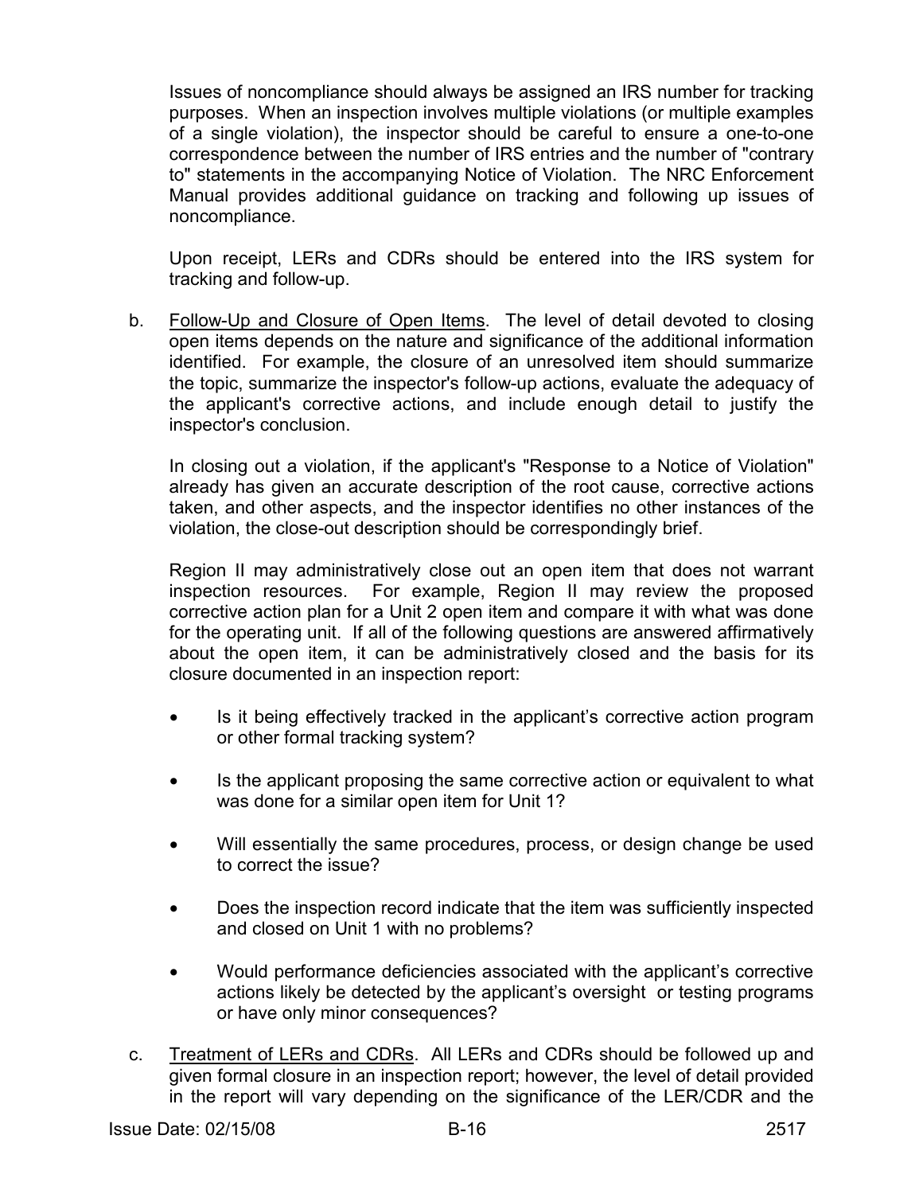Issues of noncompliance should always be assigned an IRS number for tracking purposes. When an inspection involves multiple violations (or multiple examples of a single violation), the inspector should be careful to ensure a one-to-one correspondence between the number of IRS entries and the number of "contrary to" statements in the accompanying Notice of Violation. The NRC Enforcement Manual provides additional guidance on tracking and following up issues of noncompliance.

Upon receipt, LERs and CDRs should be entered into the IRS system for tracking and follow-up.

b. <u>Follow-Up and Closure of Open Items</u>. The level of detail devoted to closing open items depends on the nature and significance of the additional information identified. For example, the closure of an unresolved item should summarize the topic, summarize the inspector's follow-up actions, evaluate the adequacy of the applicant's corrective actions, and include enough detail to justify the inspector's conclusion.

   In closing out a violation, if the applicant's "Response to a Notice of Violation" already has given an accurate description of the root cause, corrective actions taken, and other aspects, and the inspector identifies no other instances of the violation, the close-out description should be correspondingly brief.

   Region II may administratively close out an open item that does not warrant inspection resources. For example, Region II may review the proposed corrective action plan for a Unit 2 open item and compare it with what was done for the operating unit. If all of the following questions are answered affirmatively about the open item, it can be administratively closed and the basis for its closure documented in an inspection report:

   - Is it being effectively tracked in the applicant's corrective action program or other formal tracking system?

   - Is the applicant proposing the same corrective action or equivalent to what was done for a similar open item for Unit 1?

   - Will essentially the same procedures, process, or design change be used to correct the issue?

   - Does the inspection record indicate that the item was sufficiently inspected and closed on Unit 1 with no problems?

   - Would performance deficiencies associated with the applicant's corrective actions likely be detected by the applicant's oversight or testing programs or have only minor consequences?

c. <u>Treatment of LERs and CDRs</u>. All LERs and CDRs should be followed up and given formal closure in an inspection report; however, the level of detail provided in the report will vary depending on the significance of the LER/CDR and the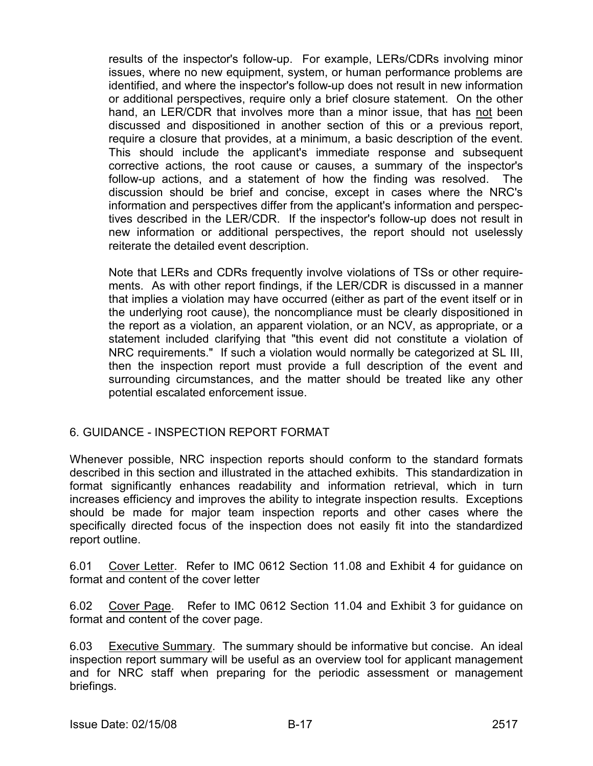results of the inspector's follow-up. For example, LERs/CDRs involving minor issues, where no new equipment, system, or human performance problems are identified, and where the inspector's follow-up does not result in new information or additional perspectives, require only a brief closure statement. On the other hand, an LER/CDR that involves more than a minor issue, that has not been discussed and dispositioned in another section of this or a previous report, require a closure that provides, at a minimum, a basic description of the event. This should include the applicant's immediate response and subsequent corrective actions, the root cause or causes, a summary of the inspector's follow-up actions, and a statement of how the finding was resolved. The discussion should be brief and concise, except in cases where the NRC's information and perspectives differ from the applicant's information and perspectives described in the LER/CDR. If the inspector's follow-up does not result in new information or additional perspectives, the report should not uselessly reiterate the detailed event description.

Note that LERs and CDRs frequently involve violations of TSs or other requirements. As with other report findings, if the LER/CDR is discussed in a manner that implies a violation may have occurred (either as part of the event itself or in the underlying root cause), the noncompliance must be clearly dispositioned in the report as a violation, an apparent violation, or an NCV, as appropriate, or a statement included clarifying that "this event did not constitute a violation of NRC requirements." If such a violation would normally be categorized at SL III, then the inspection report must provide a full description of the event and surrounding circumstances, and the matter should be treated like any other potential escalated enforcement issue.

## 6. GUIDANCE - INSPECTION REPORT FORMAT

Whenever possible, NRC inspection reports should conform to the standard formats described in this section and illustrated in the attached exhibits. This standardization in format significantly enhances readability and information retrieval, which in turn increases efficiency and improves the ability to integrate inspection results. Exceptions should be made for major team inspection reports and other cases where the specifically directed focus of the inspection does not easily fit into the standardized report outline.

6.01 Cover Letter. Refer to IMC 0612 Section 11.08 and Exhibit 4 for guidance on format and content of the cover letter

6.02 Cover Page. Refer to IMC 0612 Section 11.04 and Exhibit 3 for guidance on format and content of the cover page.

6.03 Executive Summary. The summary should be informative but concise. An ideal inspection report summary will be useful as an overview tool for applicant management and for NRC staff when preparing for the periodic assessment or management briefings.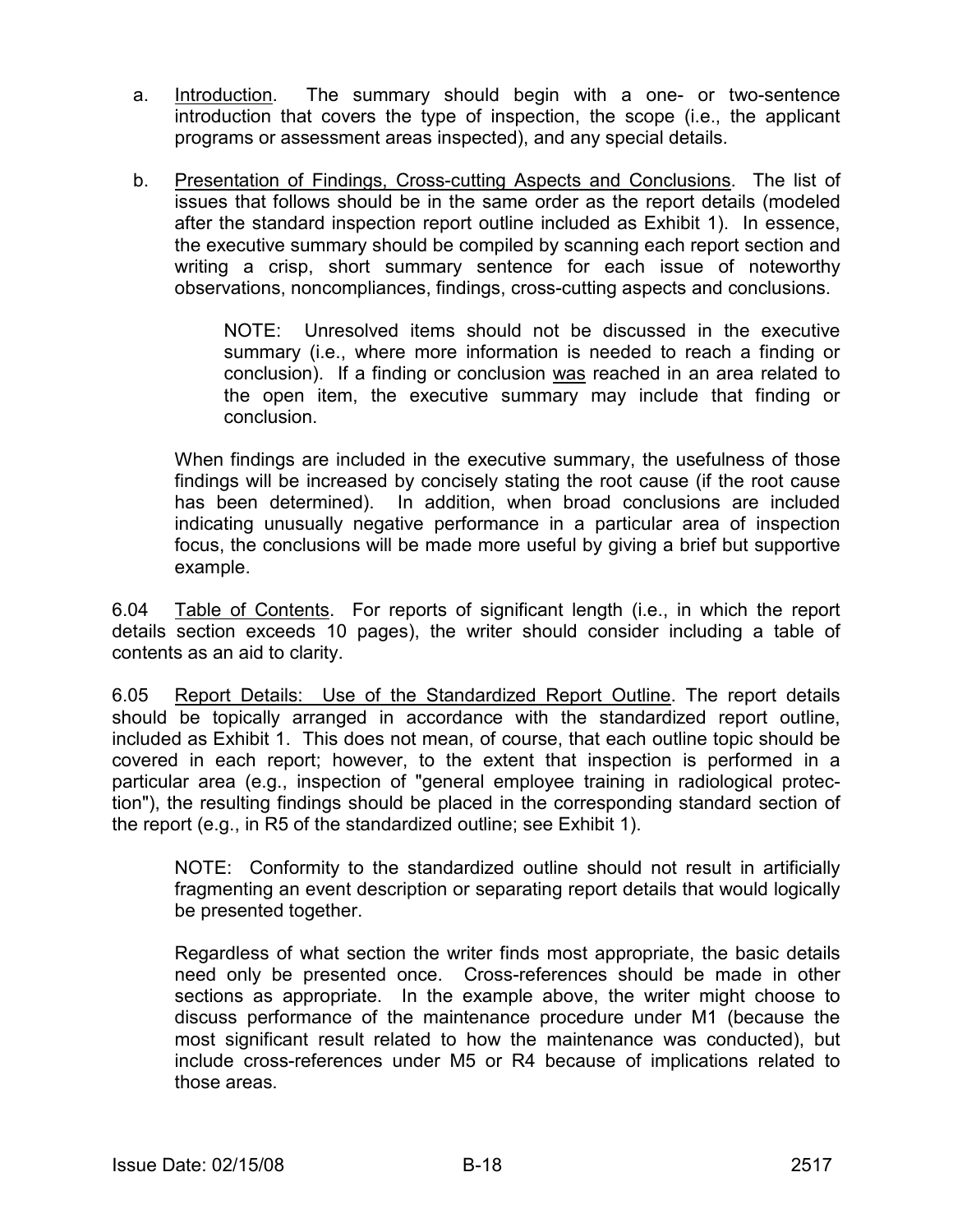a. Introduction. The summary should begin with a one- or two-sentence introduction that covers the type of inspection, the scope (i.e., the applicant programs or assessment areas inspected), and any special details.

b. Presentation of Findings, Cross-cutting Aspects and Conclusions. The list of issues that follows should be in the same order as the report details (modeled after the standard inspection report outline included as Exhibit 1). In essence, the executive summary should be compiled by scanning each report section and writing a crisp, short summary sentence for each issue of noteworthy observations, noncompliances, findings, cross-cutting aspects and conclusions.

   NOTE: Unresolved items should not be discussed in the executive summary (i.e., where more information is needed to reach a finding or conclusion). If a finding or conclusion was reached in an area related to the open item, the executive summary may include that finding or conclusion.

   When findings are included in the executive summary, the usefulness of those findings will be increased by concisely stating the root cause (if the root cause has been determined). In addition, when broad conclusions are included indicating unusually negative performance in a particular area of inspection focus, the conclusions will be made more useful by giving a brief but supportive example.

6.04 Table of Contents. For reports of significant length (i.e., in which the report details section exceeds 10 pages), the writer should consider including a table of contents as an aid to clarity.

6.05 Report Details: Use of the Standardized Report Outline. The report details should be topically arranged in accordance with the standardized report outline, included as Exhibit 1. This does not mean, of course, that each outline topic should be covered in each report; however, to the extent that inspection is performed in a particular area (e.g., inspection of "general employee training in radiological protection"), the resulting findings should be placed in the corresponding standard section of the report (e.g., in R5 of the standardized outline; see Exhibit 1).

   NOTE: Conformity to the standardized outline should not result in artificially fragmenting an event description or separating report details that would logically be presented together.

   Regardless of what section the writer finds most appropriate, the basic details need only be presented once. Cross-references should be made in other sections as appropriate. In the example above, the writer might choose to discuss performance of the maintenance procedure under M1 (because the most significant result related to how the maintenance was conducted), but include cross-references under M5 or R4 because of implications related to those areas.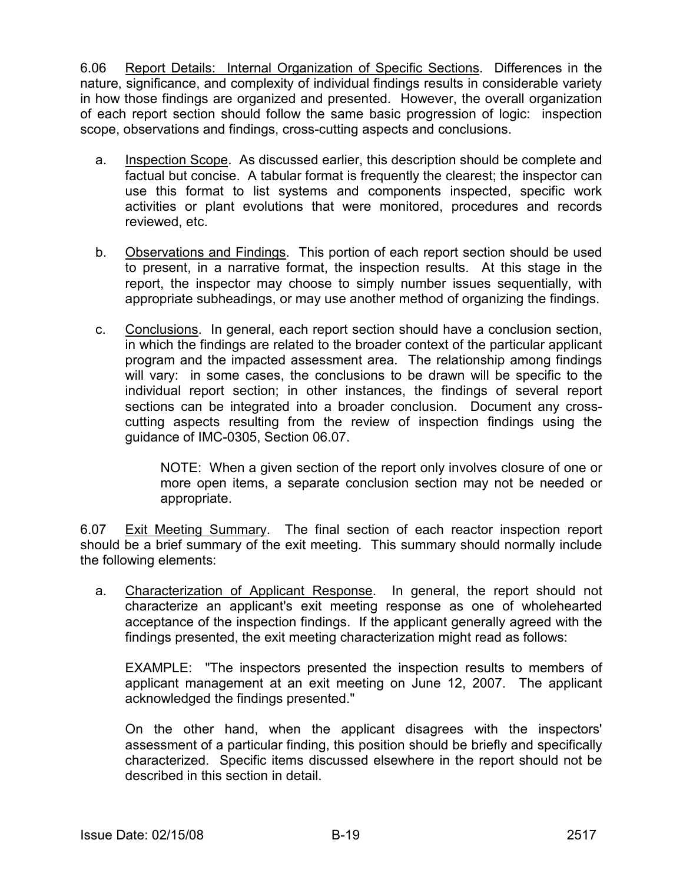6.06 Report Details: Internal Organization of Specific Sections. Differences in the nature, significance, and complexity of individual findings results in considerable variety in how those findings are organized and presented. However, the overall organization of each report section should follow the same basic progression of logic: inspection scope, observations and findings, cross-cutting aspects and conclusions.

a. Inspection Scope. As discussed earlier, this description should be complete and factual but concise. A tabular format is frequently the clearest; the inspector can use this format to list systems and components inspected, specific work activities or plant evolutions that were monitored, procedures and records reviewed, etc.

b. Observations and Findings. This portion of each report section should be used to present, in a narrative format, the inspection results. At this stage in the report, the inspector may choose to simply number issues sequentially, with appropriate subheadings, or may use another method of organizing the findings.

c. Conclusions. In general, each report section should have a conclusion section, in which the findings are related to the broader context of the particular applicant program and the impacted assessment area. The relationship among findings will vary: in some cases, the conclusions to be drawn will be specific to the individual report section; in other instances, the findings of several report sections can be integrated into a broader conclusion. Document any cross-cutting aspects resulting from the review of inspection findings using the guidance of IMC-0305, Section 06.07.

> NOTE: When a given section of the report only involves closure of one or more open items, a separate conclusion section may not be needed or appropriate.

6.07 Exit Meeting Summary. The final section of each reactor inspection report should be a brief summary of the exit meeting. This summary should normally include the following elements:

a. Characterization of Applicant Response. In general, the report should not characterize an applicant's exit meeting response as one of wholehearted acceptance of the inspection findings. If the applicant generally agreed with the findings presented, the exit meeting characterization might read as follows:

   EXAMPLE: "The inspectors presented the inspection results to members of applicant management at an exit meeting on June 12, 2007. The applicant acknowledged the findings presented."

   On the other hand, when the applicant disagrees with the inspectors' assessment of a particular finding, this position should be briefly and specifically characterized. Specific items discussed elsewhere in the report should not be described in this section in detail.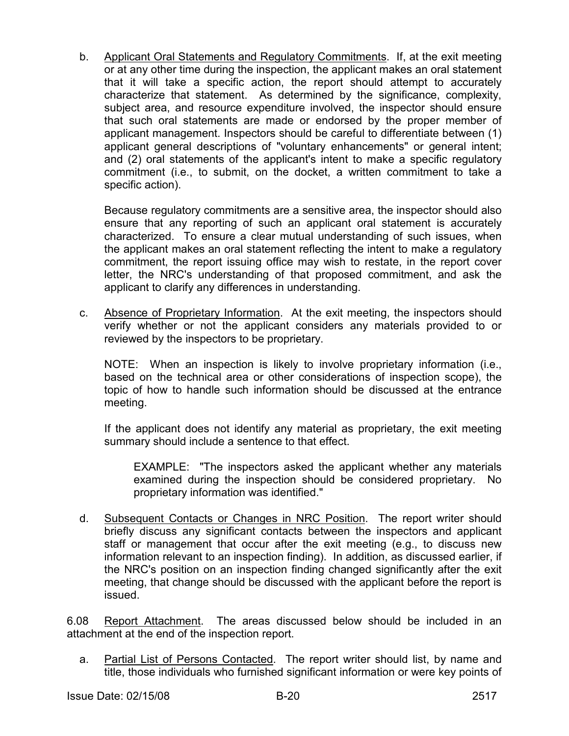b. Applicant Oral Statements and Regulatory Commitments. If, at the exit meeting or at any other time during the inspection, the applicant makes an oral statement that it will take a specific action, the report should attempt to accurately characterize that statement. As determined by the significance, complexity, subject area, and resource expenditure involved, the inspector should ensure that such oral statements are made or endorsed by the proper member of applicant management. Inspectors should be careful to differentiate between (1) applicant general descriptions of "voluntary enhancements" or general intent; and (2) oral statements of the applicant's intent to make a specific regulatory commitment (i.e., to submit, on the docket, a written commitment to take a specific action).

   Because regulatory commitments are a sensitive area, the inspector should also ensure that any reporting of such an applicant oral statement is accurately characterized. To ensure a clear mutual understanding of such issues, when the applicant makes an oral statement reflecting the intent to make a regulatory commitment, the report issuing office may wish to restate, in the report cover letter, the NRC's understanding of that proposed commitment, and ask the applicant to clarify any differences in understanding.

c. Absence of Proprietary Information. At the exit meeting, the inspectors should verify whether or not the applicant considers any materials provided to or reviewed by the inspectors to be proprietary.

   NOTE: When an inspection is likely to involve proprietary information (i.e., based on the technical area or other considerations of inspection scope), the topic of how to handle such information should be discussed at the entrance meeting.

   If the applicant does not identify any material as proprietary, the exit meeting summary should include a sentence to that effect.

   > EXAMPLE: "The inspectors asked the applicant whether any materials examined during the inspection should be considered proprietary. No proprietary information was identified."

d. Subsequent Contacts or Changes in NRC Position. The report writer should briefly discuss any significant contacts between the inspectors and applicant staff or management that occur after the exit meeting (e.g., to discuss new information relevant to an inspection finding). In addition, as discussed earlier, if the NRC's position on an inspection finding changed significantly after the exit meeting, that change should be discussed with the applicant before the report is issued.

6.08 Report Attachment. The areas discussed below should be included in an attachment at the end of the inspection report.

a. Partial List of Persons Contacted. The report writer should list, by name and title, those individuals who furnished significant information or were key points of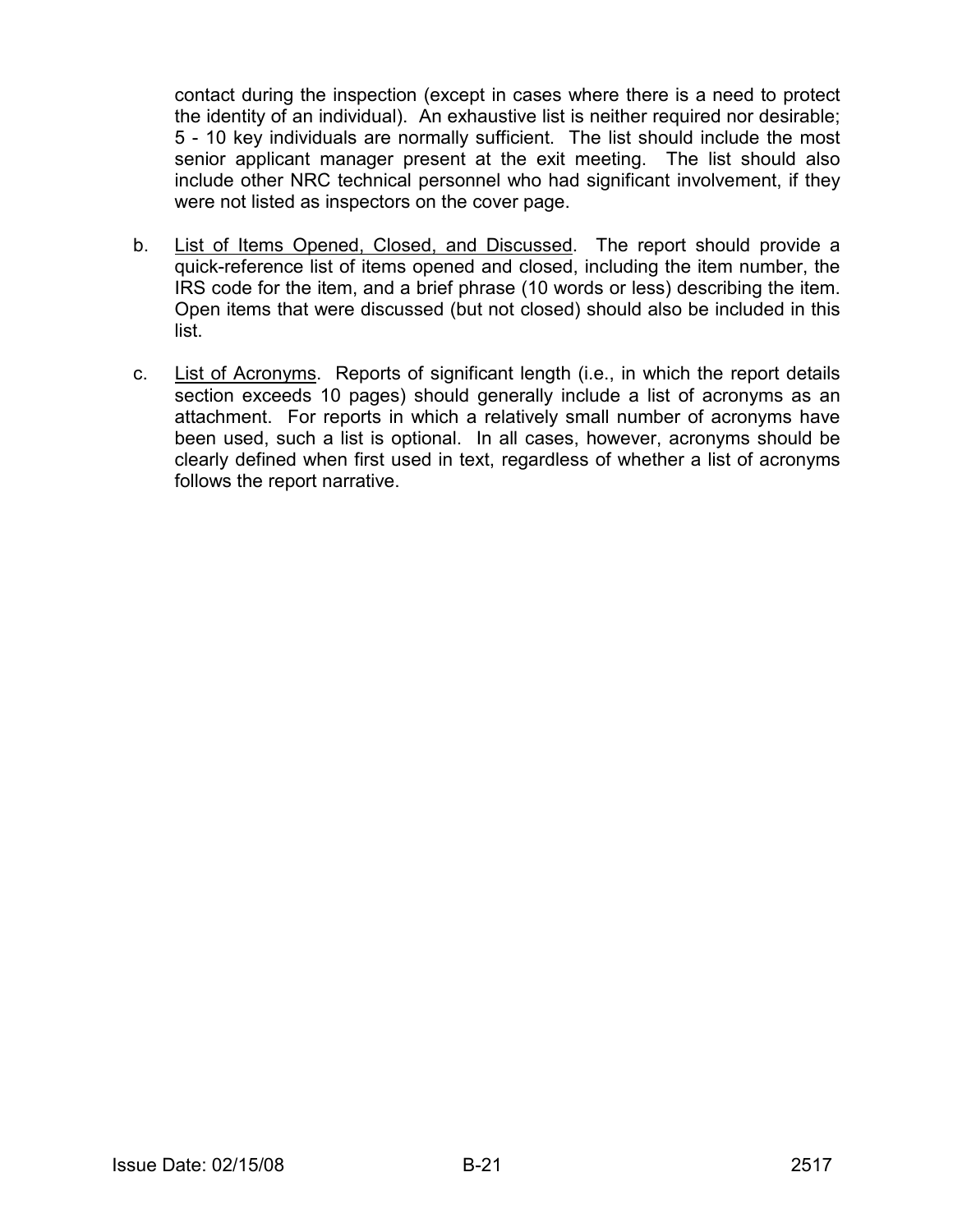contact during the inspection (except in cases where there is a need to protect the identity of an individual). An exhaustive list is neither required nor desirable; 5 - 10 key individuals are normally sufficient. The list should include the most senior applicant manager present at the exit meeting. The list should also include other NRC technical personnel who had significant involvement, if they were not listed as inspectors on the cover page.

b. List of Items Opened, Closed, and Discussed. The report should provide a quick-reference list of items opened and closed, including the item number, the IRS code for the item, and a brief phrase (10 words or less) describing the item. Open items that were discussed (but not closed) should also be included in this list.

c. List of Acronyms. Reports of significant length (i.e., in which the report details section exceeds 10 pages) should generally include a list of acronyms as an attachment. For reports in which a relatively small number of acronyms have been used, such a list is optional. In all cases, however, acronyms should be clearly defined when first used in text, regardless of whether a list of acronyms follows the report narrative.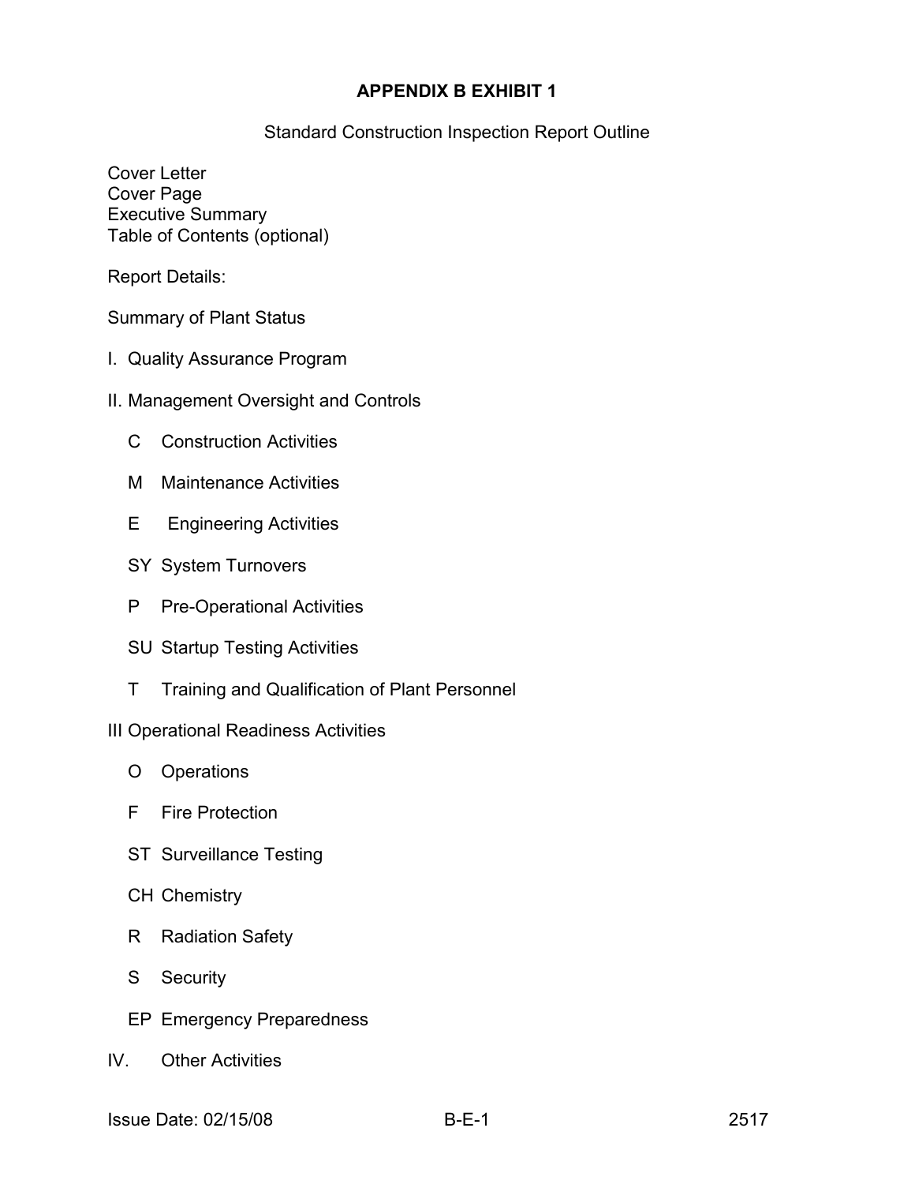# APPENDIX B EXHIBIT 1

Standard Construction Inspection Report Outline

Cover Letter
Cover Page
Executive Summary
Table of Contents (optional)

Report Details:

Summary of Plant Status

I. Quality Assurance Program

II. Management Oversight and Controls

- C Construction Activities
- M Maintenance Activities
- E Engineering Activities
- SY System Turnovers
- P Pre-Operational Activities
- SU Startup Testing Activities
- T Training and Qualification of Plant Personnel

III Operational Readiness Activities

- O Operations
- F Fire Protection
- ST Surveillance Testing
- CH Chemistry
- R Radiation Safety
- S Security
- EP Emergency Preparedness

IV. Other Activities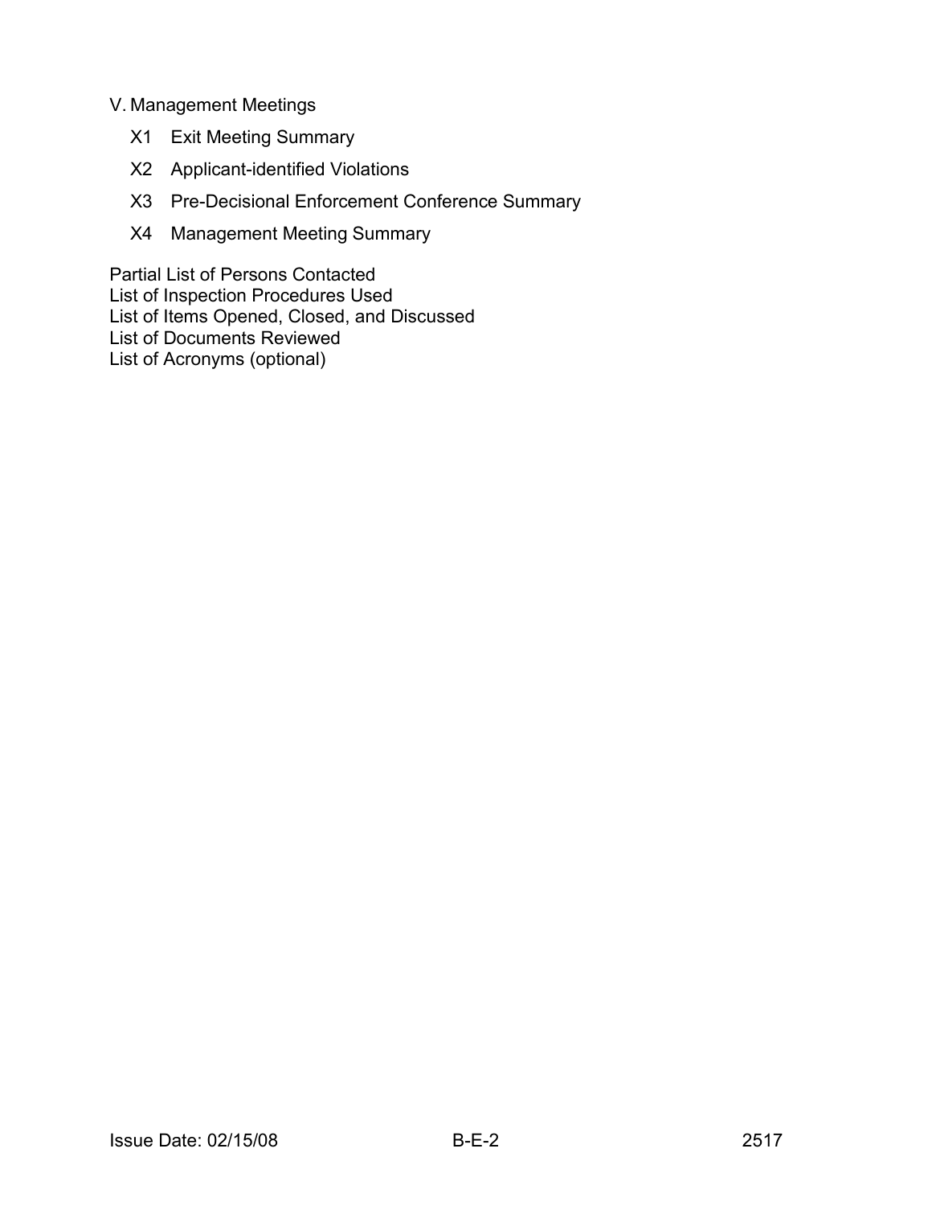V. Management Meetings

X1 Exit Meeting Summary

X2 Applicant-identified Violations

X3 Pre-Decisional Enforcement Conference Summary

X4 Management Meeting Summary

Partial List of Persons Contacted
List of Inspection Procedures Used
List of Items Opened, Closed, and Discussed
List of Documents Reviewed
List of Acronyms (optional)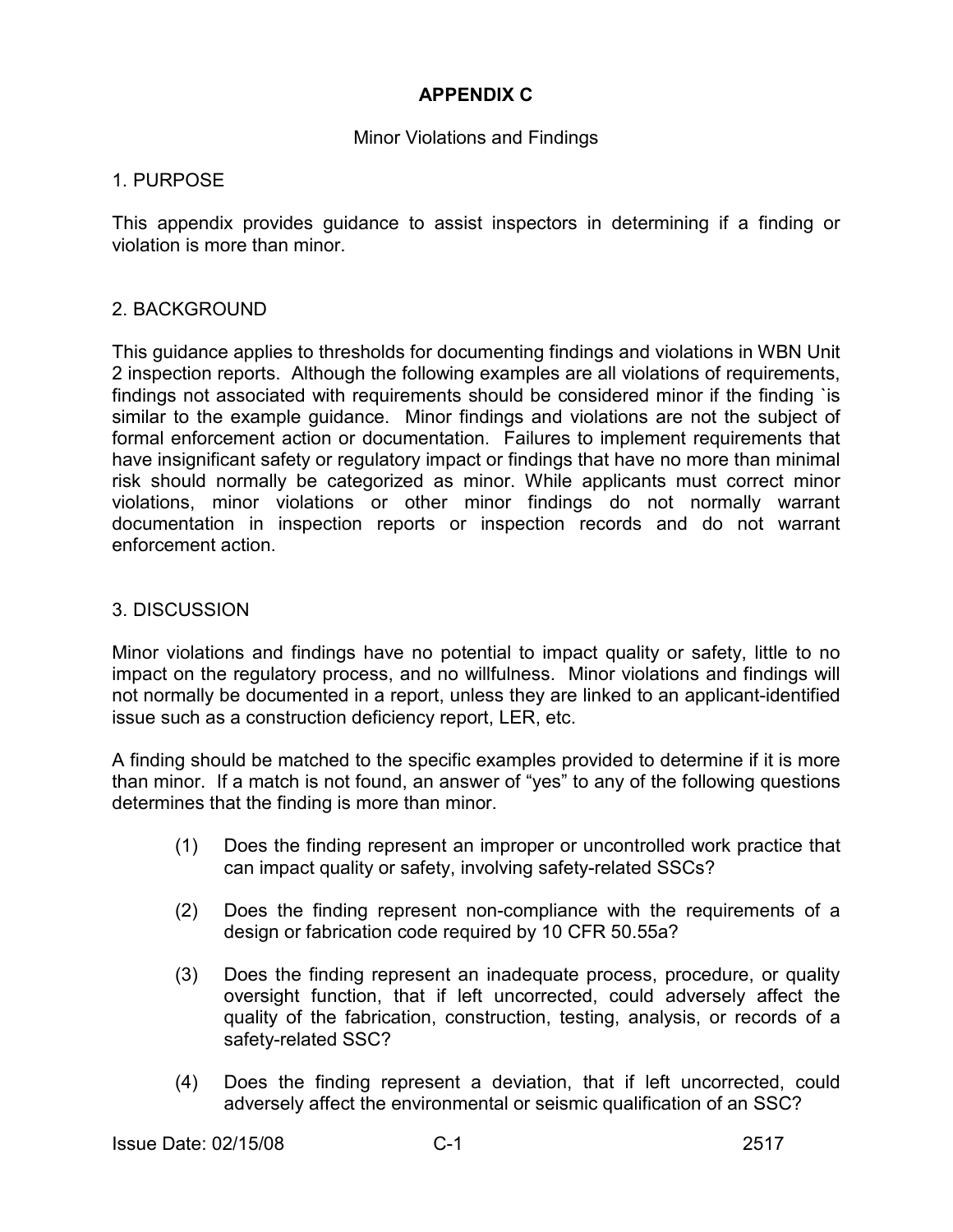# APPENDIX C

Minor Violations and Findings

## 1. PURPOSE

This appendix provides guidance to assist inspectors in determining if a finding or violation is more than minor.

## 2. BACKGROUND

This guidance applies to thresholds for documenting findings and violations in WBN Unit 2 inspection reports. Although the following examples are all violations of requirements, findings not associated with requirements should be considered minor if the finding `is similar to the example guidance. Minor findings and violations are not the subject of formal enforcement action or documentation. Failures to implement requirements that have insignificant safety or regulatory impact or findings that have no more than minimal risk should normally be categorized as minor. While applicants must correct minor violations, minor violations or other minor findings do not normally warrant documentation in inspection reports or inspection records and do not warrant enforcement action.

## 3. DISCUSSION

Minor violations and findings have no potential to impact quality or safety, little to no impact on the regulatory process, and no willfulness. Minor violations and findings will not normally be documented in a report, unless they are linked to an applicant-identified issue such as a construction deficiency report, LER, etc.

A finding should be matched to the specific examples provided to determine if it is more than minor. If a match is not found, an answer of "yes" to any of the following questions determines that the finding is more than minor.

(1) Does the finding represent an improper or uncontrolled work practice that can impact quality or safety, involving safety-related SSCs?

(2) Does the finding represent non-compliance with the requirements of a design or fabrication code required by 10 CFR 50.55a?

(3) Does the finding represent an inadequate process, procedure, or quality oversight function, that if left uncorrected, could adversely affect the quality of the fabrication, construction, testing, analysis, or records of a safety-related SSC?

(4) Does the finding represent a deviation, that if left uncorrected, could adversely affect the environmental or seismic qualification of an SSC?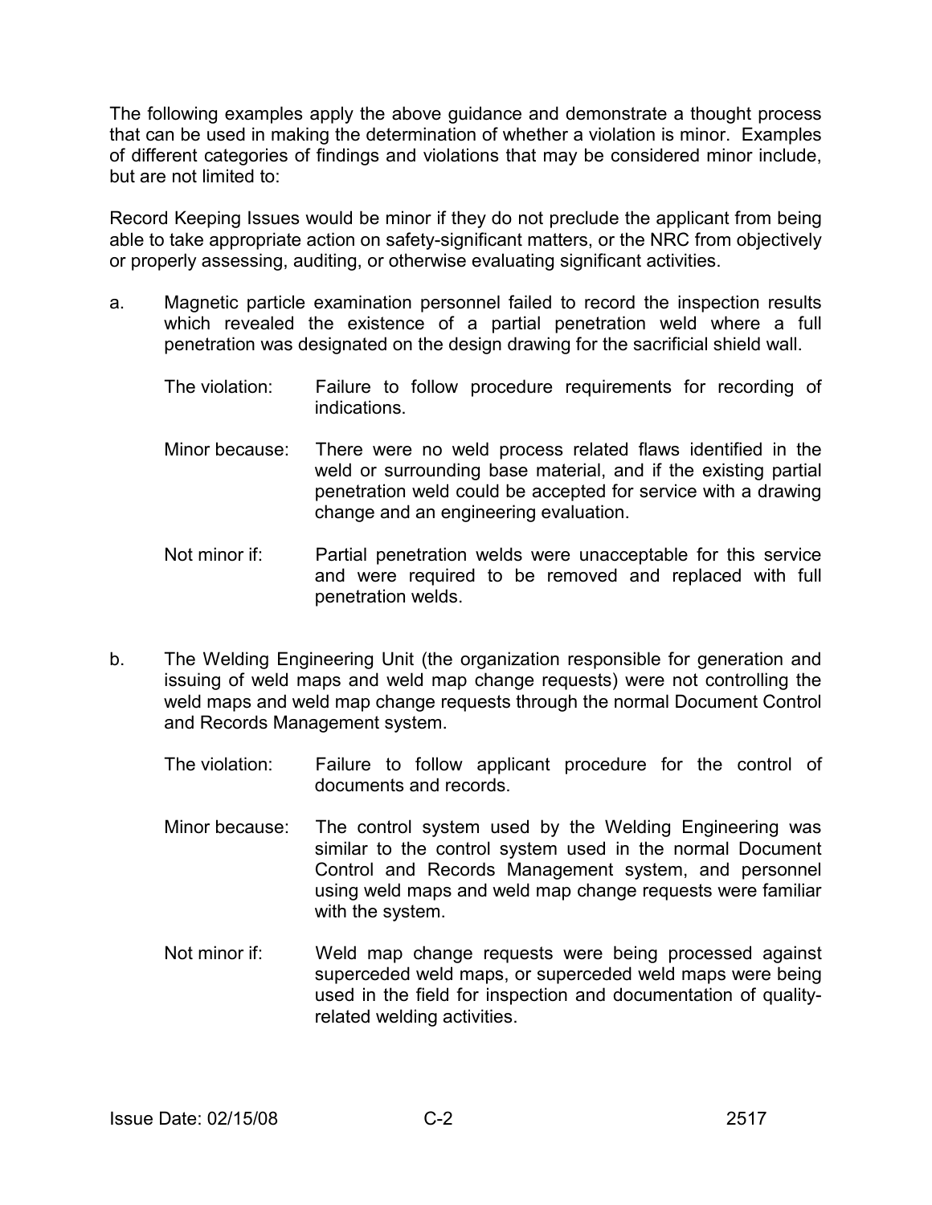The following examples apply the above guidance and demonstrate a thought process that can be used in making the determination of whether a violation is minor. Examples of different categories of findings and violations that may be considered minor include, but are not limited to:

Record Keeping Issues would be minor if they do not preclude the applicant from being able to take appropriate action on safety-significant matters, or the NRC from objectively or properly assessing, auditing, or otherwise evaluating significant activities.

a. Magnetic particle examination personnel failed to record the inspection results which revealed the existence of a partial penetration weld where a full penetration was designated on the design drawing for the sacrificial shield wall.

   The violation: Failure to follow procedure requirements for recording of indications.

   Minor because: There were no weld process related flaws identified in the weld or surrounding base material, and if the existing partial penetration weld could be accepted for service with a drawing change and an engineering evaluation.

   Not minor if: Partial penetration welds were unacceptable for this service and were required to be removed and replaced with full penetration welds.

b. The Welding Engineering Unit (the organization responsible for generation and issuing of weld maps and weld map change requests) were not controlling the weld maps and weld map change requests through the normal Document Control and Records Management system.

   The violation: Failure to follow applicant procedure for the control of documents and records.

   Minor because: The control system used by the Welding Engineering was similar to the control system used in the normal Document Control and Records Management system, and personnel using weld maps and weld map change requests were familiar with the system.

   Not minor if: Weld map change requests were being processed against superceded weld maps, or superceded weld maps were being used in the field for inspection and documentation of quality-related welding activities.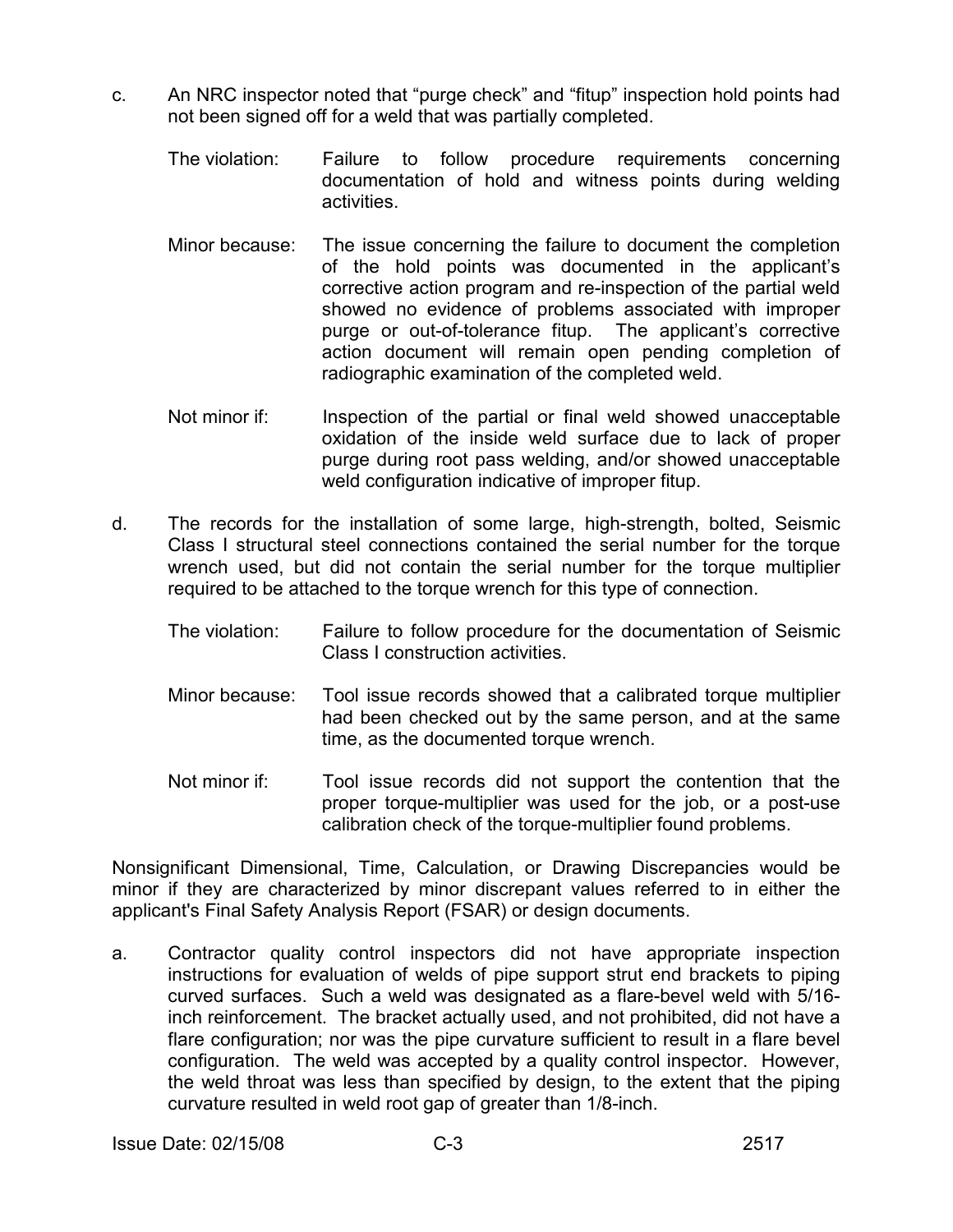c. An NRC inspector noted that "purge check" and "fitup" inspection hold points had not been signed off for a weld that was partially completed.

   The violation: Failure to follow procedure requirements concerning documentation of hold and witness points during welding activities.

   Minor because: The issue concerning the failure to document the completion of the hold points was documented in the applicant's corrective action program and re-inspection of the partial weld showed no evidence of problems associated with improper purge or out-of-tolerance fitup. The applicant's corrective action document will remain open pending completion of radiographic examination of the completed weld.

   Not minor if: Inspection of the partial or final weld showed unacceptable oxidation of the inside weld surface due to lack of proper purge during root pass welding, and/or showed unacceptable weld configuration indicative of improper fitup.

d. The records for the installation of some large, high-strength, bolted, Seismic Class I structural steel connections contained the serial number for the torque wrench used, but did not contain the serial number for the torque multiplier required to be attached to the torque wrench for this type of connection.

   The violation: Failure to follow procedure for the documentation of Seismic Class I construction activities.

   Minor because: Tool issue records showed that a calibrated torque multiplier had been checked out by the same person, and at the same time, as the documented torque wrench.

   Not minor if: Tool issue records did not support the contention that the proper torque-multiplier was used for the job, or a post-use calibration check of the torque-multiplier found problems.

Nonsignificant Dimensional, Time, Calculation, or Drawing Discrepancies would be minor if they are characterized by minor discrepant values referred to in either the applicant's Final Safety Analysis Report (FSAR) or design documents.

a. Contractor quality control inspectors did not have appropriate inspection instructions for evaluation of welds of pipe support strut end brackets to piping curved surfaces. Such a weld was designated as a flare-bevel weld with 5/16-inch reinforcement. The bracket actually used, and not prohibited, did not have a flare configuration; nor was the pipe curvature sufficient to result in a flare bevel configuration. The weld was accepted by a quality control inspector. However, the weld throat was less than specified by design, to the extent that the piping curvature resulted in weld root gap of greater than 1/8-inch.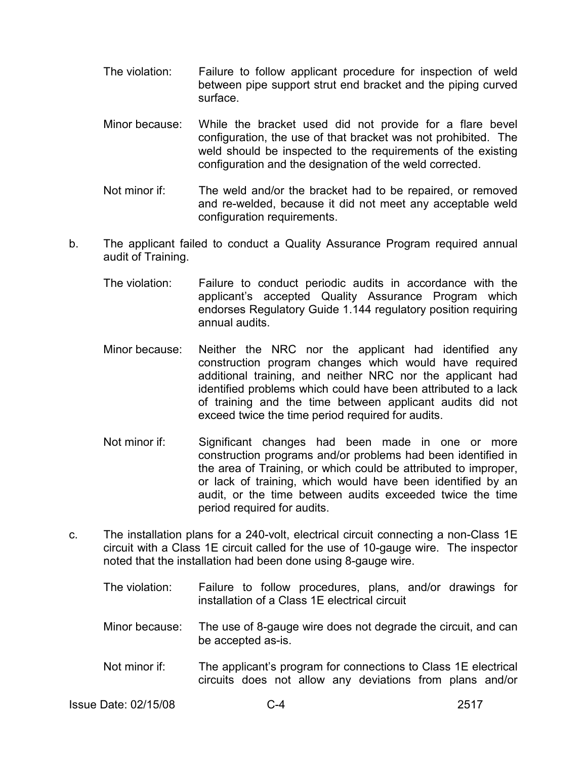The violation: Failure to follow applicant procedure for inspection of weld between pipe support strut end bracket and the piping curved surface.

Minor because: While the bracket used did not provide for a flare bevel configuration, the use of that bracket was not prohibited. The weld should be inspected to the requirements of the existing configuration and the designation of the weld corrected.

Not minor if: The weld and/or the bracket had to be repaired, or removed and re-welded, because it did not meet any acceptable weld configuration requirements.

b. The applicant failed to conduct a Quality Assurance Program required annual audit of Training.

The violation: Failure to conduct periodic audits in accordance with the applicant's accepted Quality Assurance Program which endorses Regulatory Guide 1.144 regulatory position requiring annual audits.

Minor because: Neither the NRC nor the applicant had identified any construction program changes which would have required additional training, and neither NRC nor the applicant had identified problems which could have been attributed to a lack of training and the time between applicant audits did not exceed twice the time period required for audits.

Not minor if: Significant changes had been made in one or more construction programs and/or problems had been identified in the area of Training, or which could be attributed to improper, or lack of training, which would have been identified by an audit, or the time between audits exceeded twice the time period required for audits.

c. The installation plans for a 240-volt, electrical circuit connecting a non-Class 1E circuit with a Class 1E circuit called for the use of 10-gauge wire. The inspector noted that the installation had been done using 8-gauge wire.

The violation: Failure to follow procedures, plans, and/or drawings for installation of a Class 1E electrical circuit

Minor because: The use of 8-gauge wire does not degrade the circuit, and can be accepted as-is.

Not minor if: The applicant's program for connections to Class 1E electrical circuits does not allow any deviations from plans and/or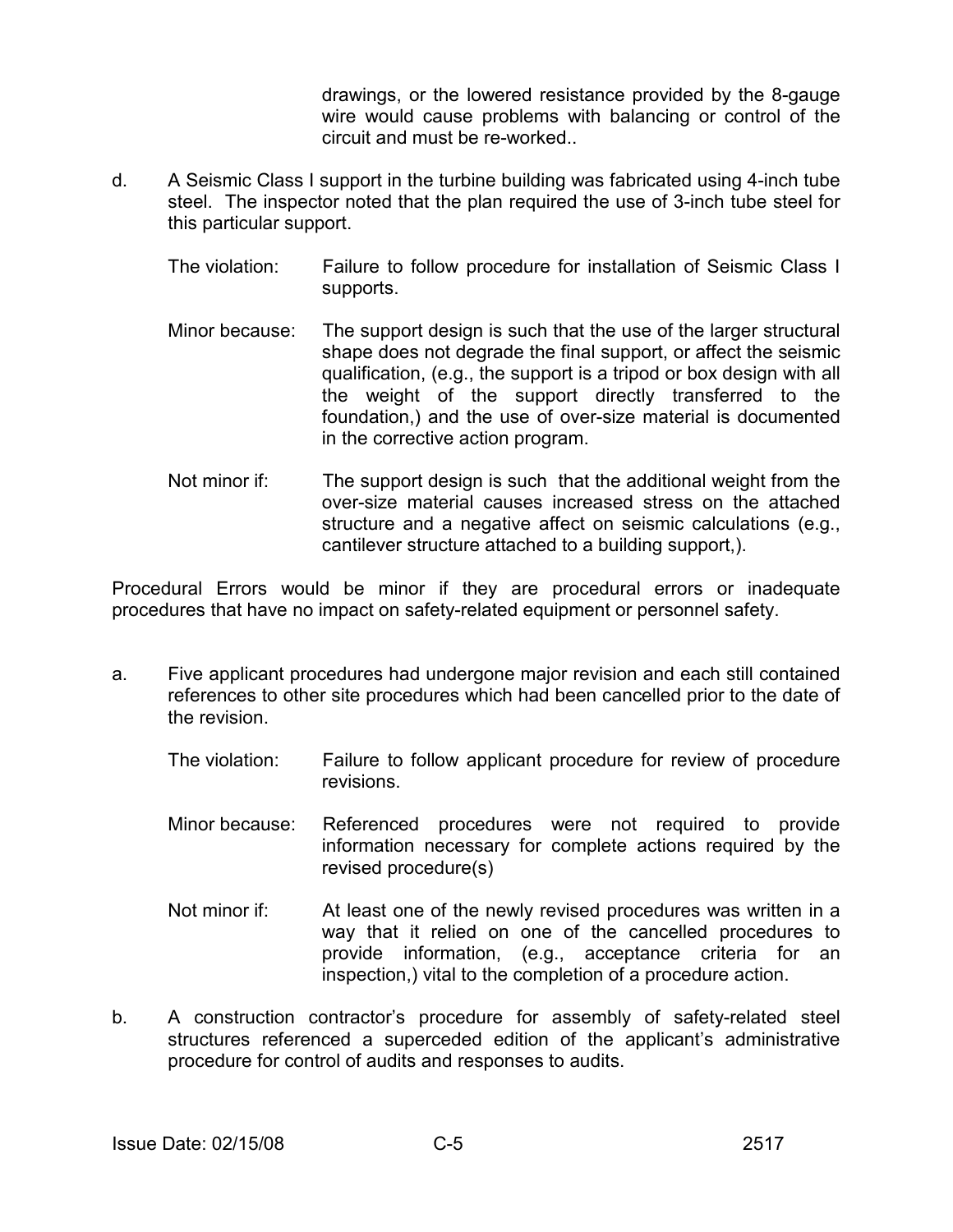drawings, or the lowered resistance provided by the 8-gauge wire would cause problems with balancing or control of the circuit and must be re-worked..

d. A Seismic Class I support in the turbine building was fabricated using 4-inch tube steel. The inspector noted that the plan required the use of 3-inch tube steel for this particular support.

   The violation: Failure to follow procedure for installation of Seismic Class I supports.

   Minor because: The support design is such that the use of the larger structural shape does not degrade the final support, or affect the seismic qualification, (e.g., the support is a tripod or box design with all the weight of the support directly transferred to the foundation,) and the use of over-size material is documented in the corrective action program.

   Not minor if: The support design is such that the additional weight from the over-size material causes increased stress on the attached structure and a negative affect on seismic calculations (e.g., cantilever structure attached to a building support,).

Procedural Errors would be minor if they are procedural errors or inadequate procedures that have no impact on safety-related equipment or personnel safety.

a. Five applicant procedures had undergone major revision and each still contained references to other site procedures which had been cancelled prior to the date of the revision.

   The violation: Failure to follow applicant procedure for review of procedure revisions.

   Minor because: Referenced procedures were not required to provide information necessary for complete actions required by the revised procedure(s)

   Not minor if: At least one of the newly revised procedures was written in a way that it relied on one of the cancelled procedures to provide information, (e.g., acceptance criteria for an inspection,) vital to the completion of a procedure action.

b. A construction contractor's procedure for assembly of safety-related steel structures referenced a superceded edition of the applicant's administrative procedure for control of audits and responses to audits.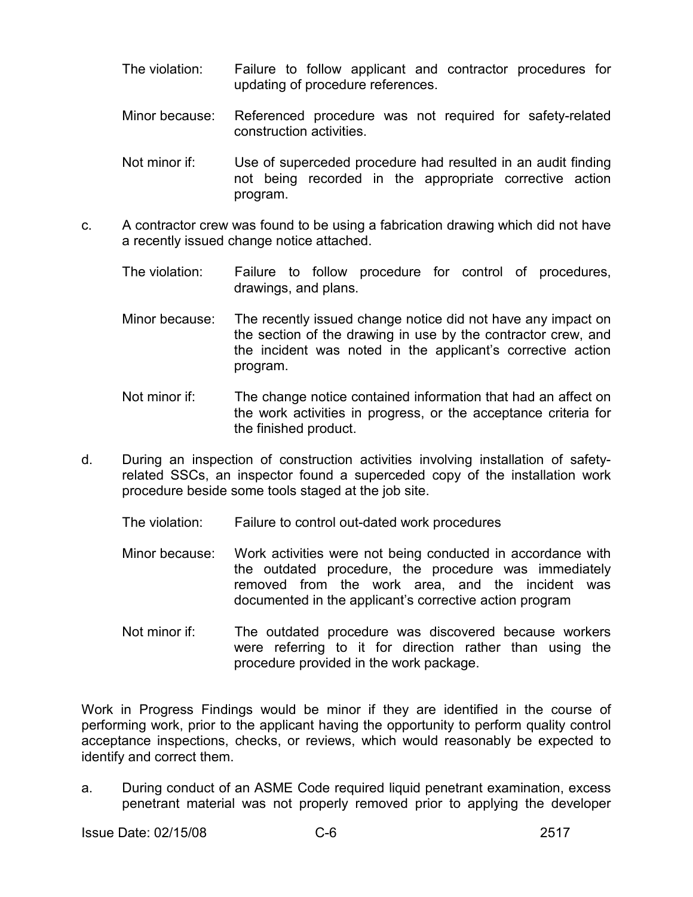The violation: Failure to follow applicant and contractor procedures for updating of procedure references.

Minor because: Referenced procedure was not required for safety-related construction activities.

Not minor if: Use of superceded procedure had resulted in an audit finding not being recorded in the appropriate corrective action program.

c. A contractor crew was found to be using a fabrication drawing which did not have a recently issued change notice attached.

The violation: Failure to follow procedure for control of procedures, drawings, and plans.

Minor because: The recently issued change notice did not have any impact on the section of the drawing in use by the contractor crew, and the incident was noted in the applicant's corrective action program.

Not minor if: The change notice contained information that had an affect on the work activities in progress, or the acceptance criteria for the finished product.

d. During an inspection of construction activities involving installation of safety-related SSCs, an inspector found a superceded copy of the installation work procedure beside some tools staged at the job site.

The violation: Failure to control out-dated work procedures

Minor because: Work activities were not being conducted in accordance with the outdated procedure, the procedure was immediately removed from the work area, and the incident was documented in the applicant's corrective action program

Not minor if: The outdated procedure was discovered because workers were referring to it for direction rather than using the procedure provided in the work package.

Work in Progress Findings would be minor if they are identified in the course of performing work, prior to the applicant having the opportunity to perform quality control acceptance inspections, checks, or reviews, which would reasonably be expected to identify and correct them.

a. During conduct of an ASME Code required liquid penetrant examination, excess penetrant material was not properly removed prior to applying the developer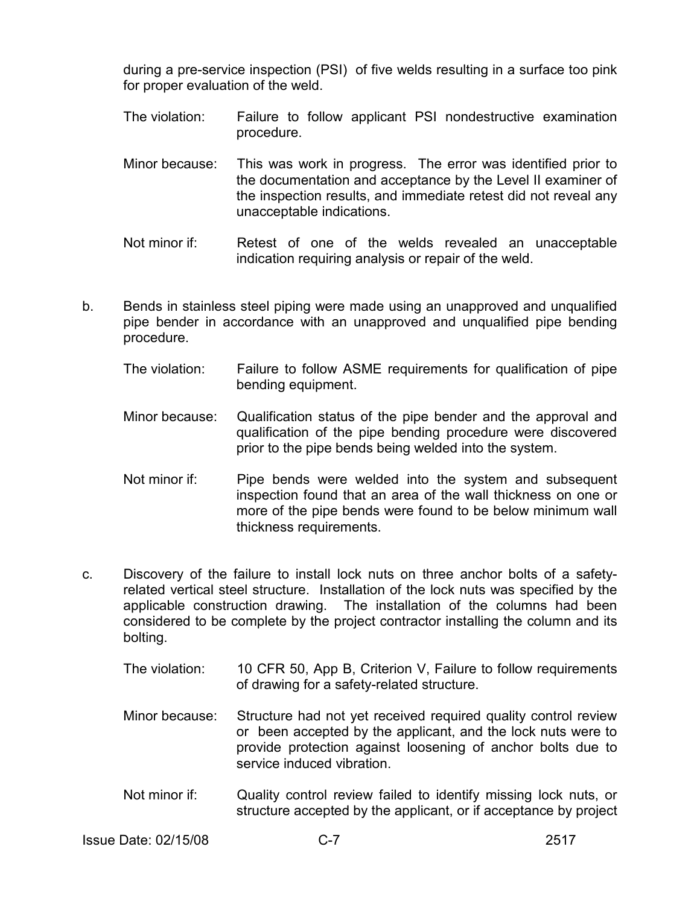during a pre-service inspection (PSI) of five welds resulting in a surface too pink for proper evaluation of the weld.

The violation: Failure to follow applicant PSI nondestructive examination procedure.

Minor because: This was work in progress. The error was identified prior to the documentation and acceptance by the Level II examiner of the inspection results, and immediate retest did not reveal any unacceptable indications.

Not minor if: Retest of one of the welds revealed an unacceptable indication requiring analysis or repair of the weld.

b. Bends in stainless steel piping were made using an unapproved and unqualified pipe bender in accordance with an unapproved and unqualified pipe bending procedure.

The violation: Failure to follow ASME requirements for qualification of pipe bending equipment.

Minor because: Qualification status of the pipe bender and the approval and qualification of the pipe bending procedure were discovered prior to the pipe bends being welded into the system.

Not minor if: Pipe bends were welded into the system and subsequent inspection found that an area of the wall thickness on one or more of the pipe bends were found to be below minimum wall thickness requirements.

c. Discovery of the failure to install lock nuts on three anchor bolts of a safety-related vertical steel structure. Installation of the lock nuts was specified by the applicable construction drawing. The installation of the columns had been considered to be complete by the project contractor installing the column and its bolting.

The violation: 10 CFR 50, App B, Criterion V, Failure to follow requirements of drawing for a safety-related structure.

Minor because: Structure had not yet received required quality control review or been accepted by the applicant, and the lock nuts were to provide protection against loosening of anchor bolts due to service induced vibration.

Not minor if: Quality control review failed to identify missing lock nuts, or structure accepted by the applicant, or if acceptance by project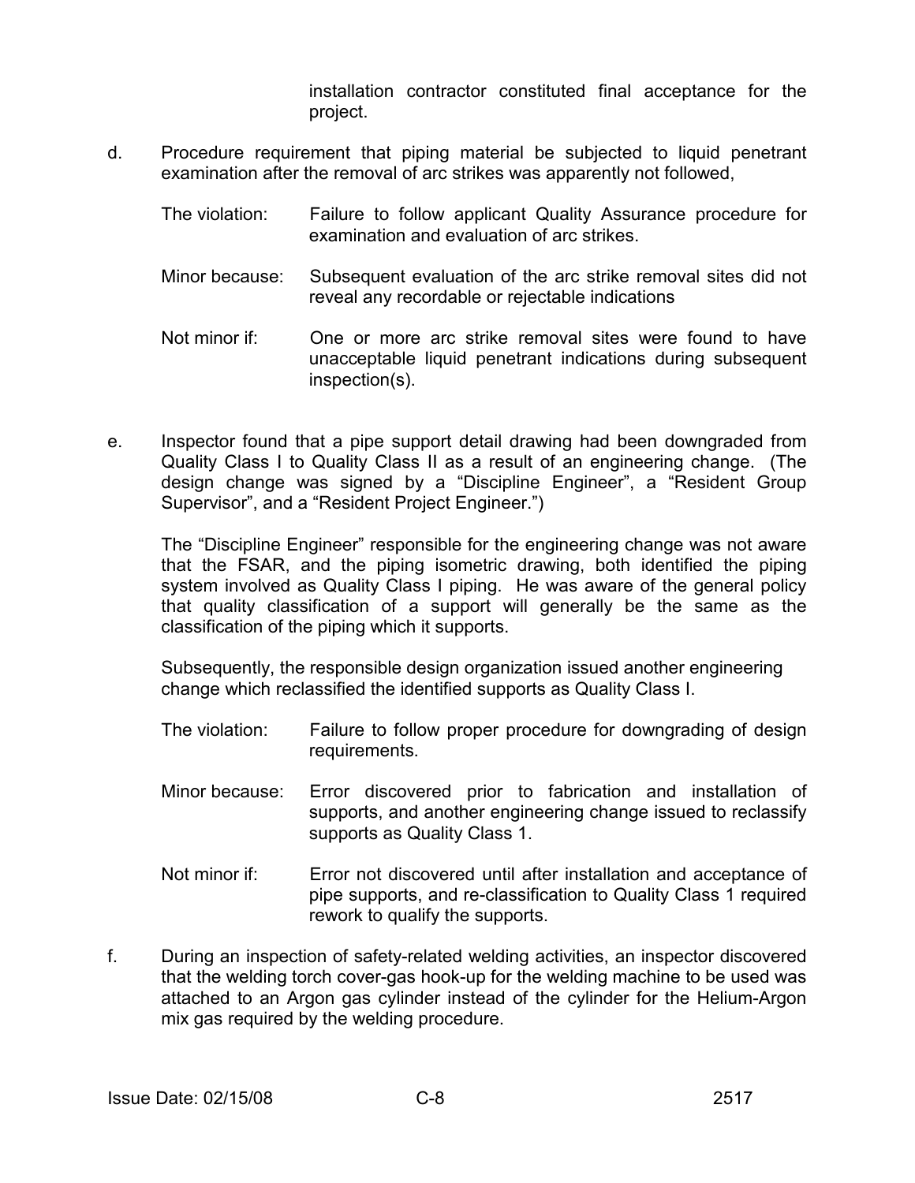installation contractor constituted final acceptance for the project.

d. Procedure requirement that piping material be subjected to liquid penetrant examination after the removal of arc strikes was apparently not followed,

   The violation: Failure to follow applicant Quality Assurance procedure for examination and evaluation of arc strikes.

   Minor because: Subsequent evaluation of the arc strike removal sites did not reveal any recordable or rejectable indications

   Not minor if: One or more arc strike removal sites were found to have unacceptable liquid penetrant indications during subsequent inspection(s).

e. Inspector found that a pipe support detail drawing had been downgraded from Quality Class I to Quality Class II as a result of an engineering change. (The design change was signed by a "Discipline Engineer", a "Resident Group Supervisor", and a "Resident Project Engineer.")

   The "Discipline Engineer" responsible for the engineering change was not aware that the FSAR, and the piping isometric drawing, both identified the piping system involved as Quality Class I piping. He was aware of the general policy that quality classification of a support will generally be the same as the classification of the piping which it supports.

   Subsequently, the responsible design organization issued another engineering change which reclassified the identified supports as Quality Class I.

   The violation: Failure to follow proper procedure for downgrading of design requirements.

   Minor because: Error discovered prior to fabrication and installation of supports, and another engineering change issued to reclassify supports as Quality Class 1.

   Not minor if: Error not discovered until after installation and acceptance of pipe supports, and re-classification to Quality Class 1 required rework to qualify the supports.

f. During an inspection of safety-related welding activities, an inspector discovered that the welding torch cover-gas hook-up for the welding machine to be used was attached to an Argon gas cylinder instead of the cylinder for the Helium-Argon mix gas required by the welding procedure.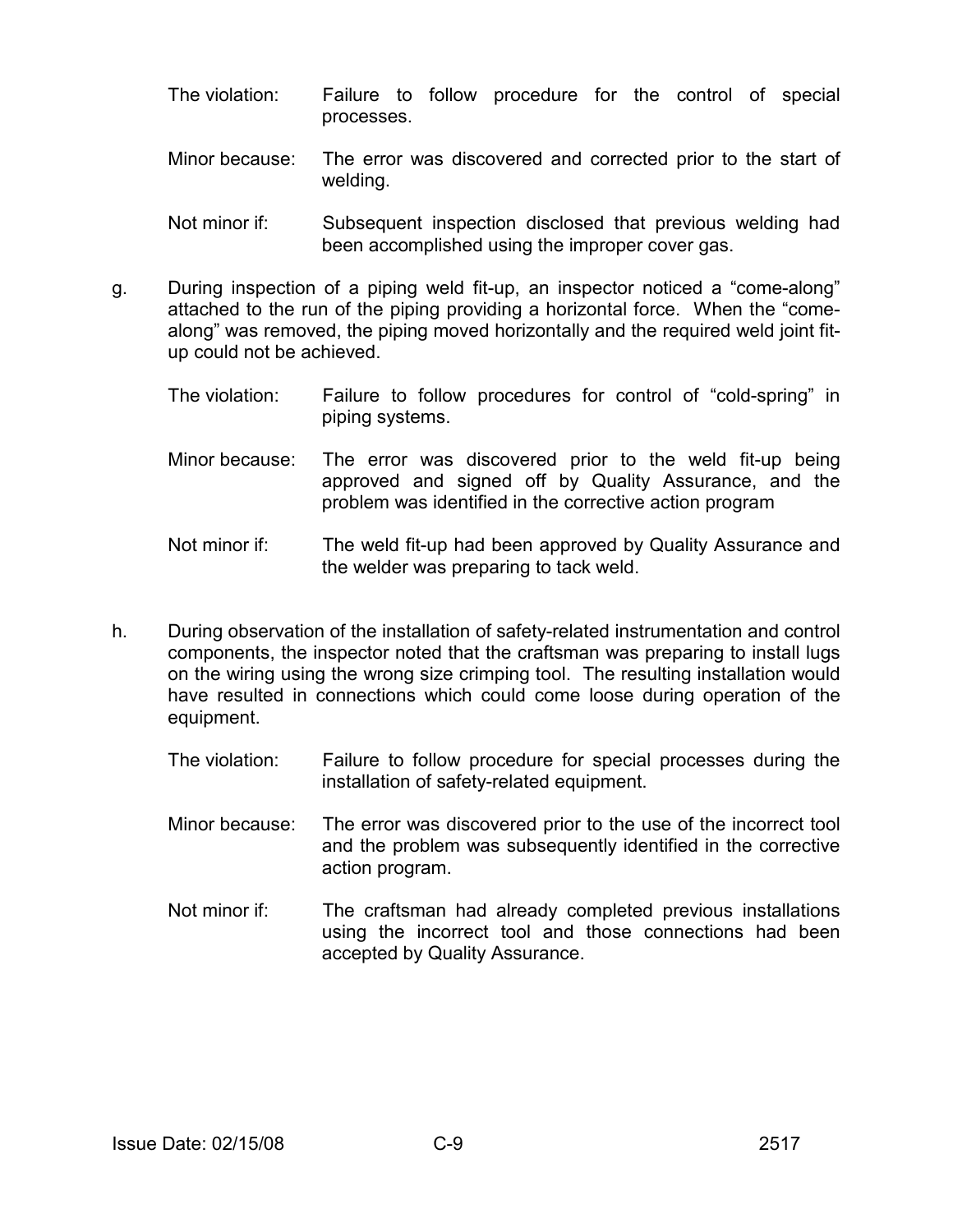The violation: Failure to follow procedure for the control of special processes.

Minor because: The error was discovered and corrected prior to the start of welding.

Not minor if: Subsequent inspection disclosed that previous welding had been accomplished using the improper cover gas.

g. During inspection of a piping weld fit-up, an inspector noticed a "come-along" attached to the run of the piping providing a horizontal force. When the "come-along" was removed, the piping moved horizontally and the required weld joint fit-up could not be achieved.

   The violation: Failure to follow procedures for control of "cold-spring" in piping systems.

   Minor because: The error was discovered prior to the weld fit-up being approved and signed off by Quality Assurance, and the problem was identified in the corrective action program

   Not minor if: The weld fit-up had been approved by Quality Assurance and the welder was preparing to tack weld.

h. During observation of the installation of safety-related instrumentation and control components, the inspector noted that the craftsman was preparing to install lugs on the wiring using the wrong size crimping tool. The resulting installation would have resulted in connections which could come loose during operation of the equipment.

   The violation: Failure to follow procedure for special processes during the installation of safety-related equipment.

   Minor because: The error was discovered prior to the use of the incorrect tool and the problem was subsequently identified in the corrective action program.

   Not minor if: The craftsman had already completed previous installations using the incorrect tool and those connections had been accepted by Quality Assurance.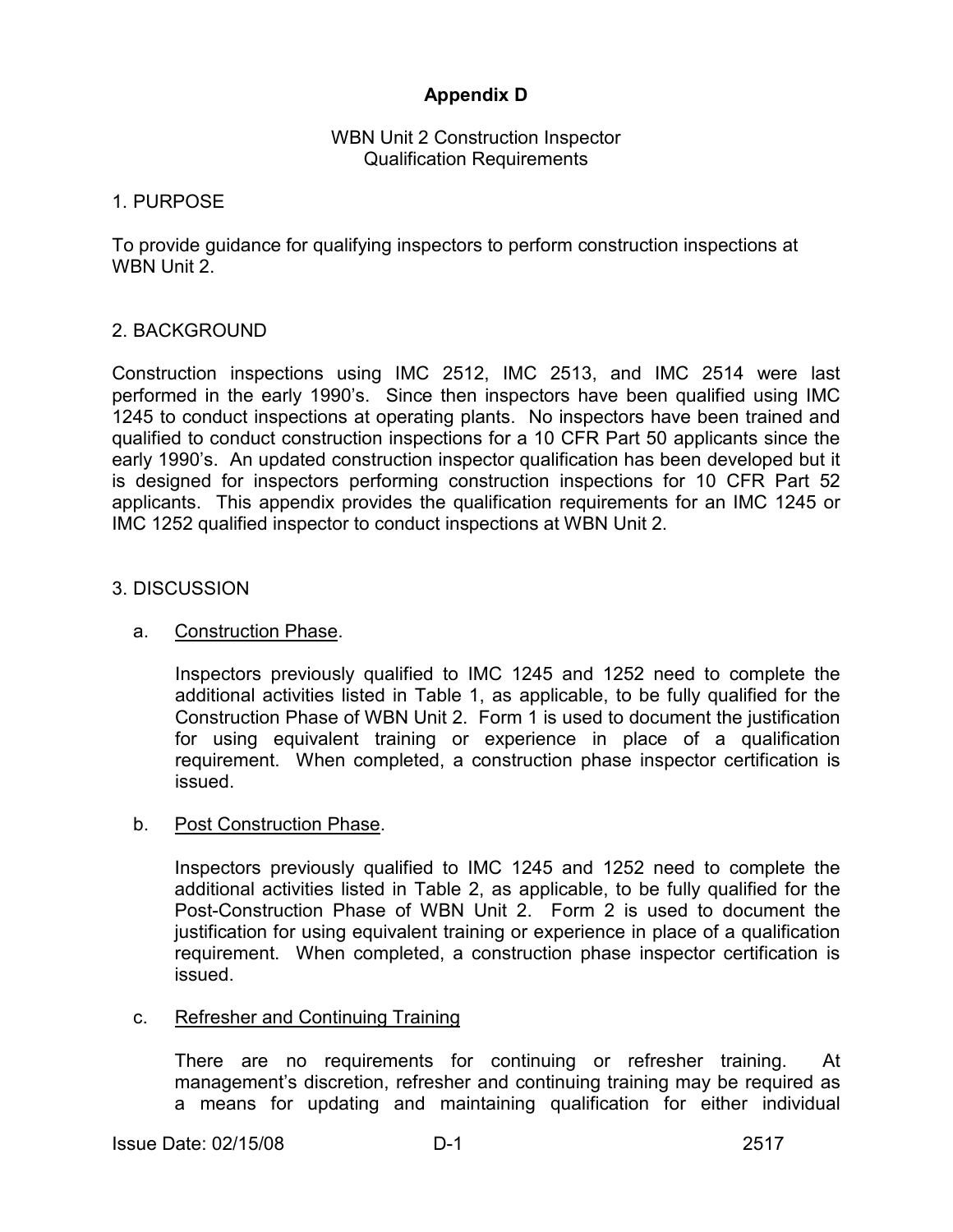# Appendix D

WBN Unit 2 Construction Inspector
Qualification Requirements

## 1. PURPOSE

To provide guidance for qualifying inspectors to perform construction inspections at WBN Unit 2.

## 2. BACKGROUND

Construction inspections using IMC 2512, IMC 2513, and IMC 2514 were last performed in the early 1990's. Since then inspectors have been qualified using IMC 1245 to conduct inspections at operating plants. No inspectors have been trained and qualified to conduct construction inspections for a 10 CFR Part 50 applicants since the early 1990's. An updated construction inspector qualification has been developed but it is designed for inspectors performing construction inspections for 10 CFR Part 52 applicants. This appendix provides the qualification requirements for an IMC 1245 or IMC 1252 qualified inspector to conduct inspections at WBN Unit 2.

## 3. DISCUSSION

a. Construction Phase.

Inspectors previously qualified to IMC 1245 and 1252 need to complete the additional activities listed in Table 1, as applicable, to be fully qualified for the Construction Phase of WBN Unit 2. Form 1 is used to document the justification for using equivalent training or experience in place of a qualification requirement. When completed, a construction phase inspector certification is issued.

b. Post Construction Phase.

Inspectors previously qualified to IMC 1245 and 1252 need to complete the additional activities listed in Table 2, as applicable, to be fully qualified for the Post-Construction Phase of WBN Unit 2. Form 2 is used to document the justification for using equivalent training or experience in place of a qualification requirement. When completed, a construction phase inspector certification is issued.

c. Refresher and Continuing Training

There are no requirements for continuing or refresher training. At management's discretion, refresher and continuing training may be required as a means for updating and maintaining qualification for either individual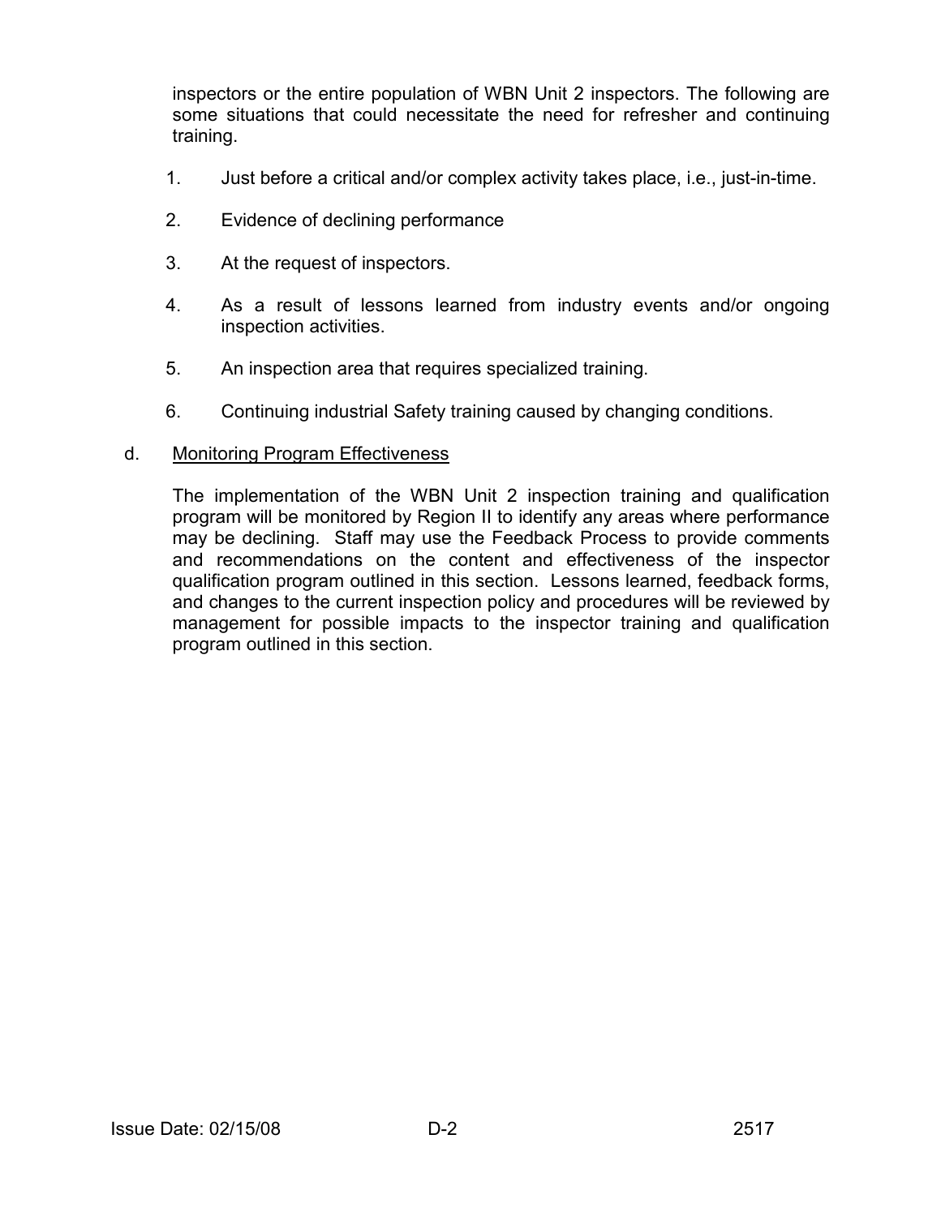inspectors or the entire population of WBN Unit 2 inspectors. The following are some situations that could necessitate the need for refresher and continuing training.

1. Just before a critical and/or complex activity takes place, i.e., just-in-time.

2. Evidence of declining performance

3. At the request of inspectors.

4. As a result of lessons learned from industry events and/or ongoing inspection activities.

5. An inspection area that requires specialized training.

6. Continuing industrial Safety training caused by changing conditions.

d. Monitoring Program Effectiveness

The implementation of the WBN Unit 2 inspection training and qualification program will be monitored by Region II to identify any areas where performance may be declining. Staff may use the Feedback Process to provide comments and recommendations on the content and effectiveness of the inspector qualification program outlined in this section. Lessons learned, feedback forms, and changes to the current inspection policy and procedures will be reviewed by management for possible impacts to the inspector training and qualification program outlined in this section.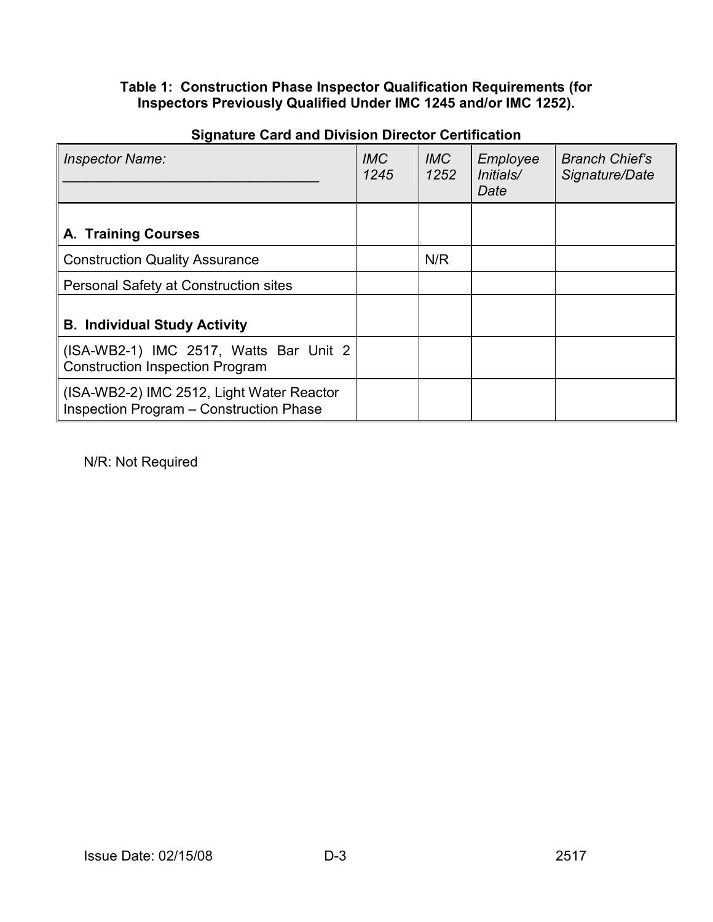**Table 1: Construction Phase Inspector Qualification Requirements (for Inspectors Previously Qualified Under IMC 1245 and/or IMC 1252).**

**Signature Card and Division Director Certification**

| *Inspector Name:* ________________________________ | *IMC 1245* | *IMC 1252* | *Employee Initials/ Date* | *Branch Chief's Signature/Date* |
|---|---|---|---|---|
| **A. Training Courses** | | | | |
| Construction Quality Assurance | | N/R | | |
| Personal Safety at Construction sites | | | | |
| **B. Individual Study Activity** | | | | |
| (ISA-WB2-1) IMC 2517, Watts Bar Unit 2 Construction Inspection Program | | | | |
| (ISA-WB2-2) IMC 2512, Light Water Reactor Inspection Program – Construction Phase | | | | |

N/R: Not Required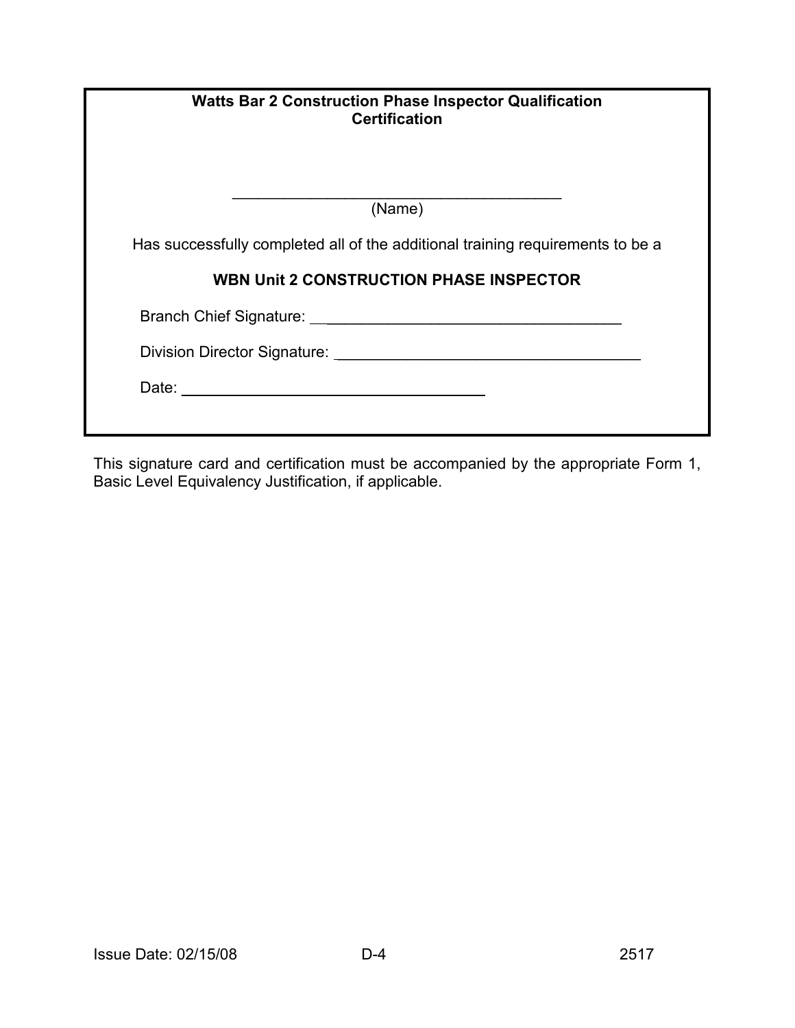**Watts Bar 2 Construction Phase Inspector Qualification Certification**

_______________________________________
(Name)

Has successfully completed all of the additional training requirements to be a

**WBN Unit 2 CONSTRUCTION PHASE INSPECTOR**

Branch Chief Signature: ___________________________________

Division Director Signature: ___________________________________

Date: ___________________________________

This signature card and certification must be accompanied by the appropriate Form 1, Basic Level Equivalency Justification, if applicable.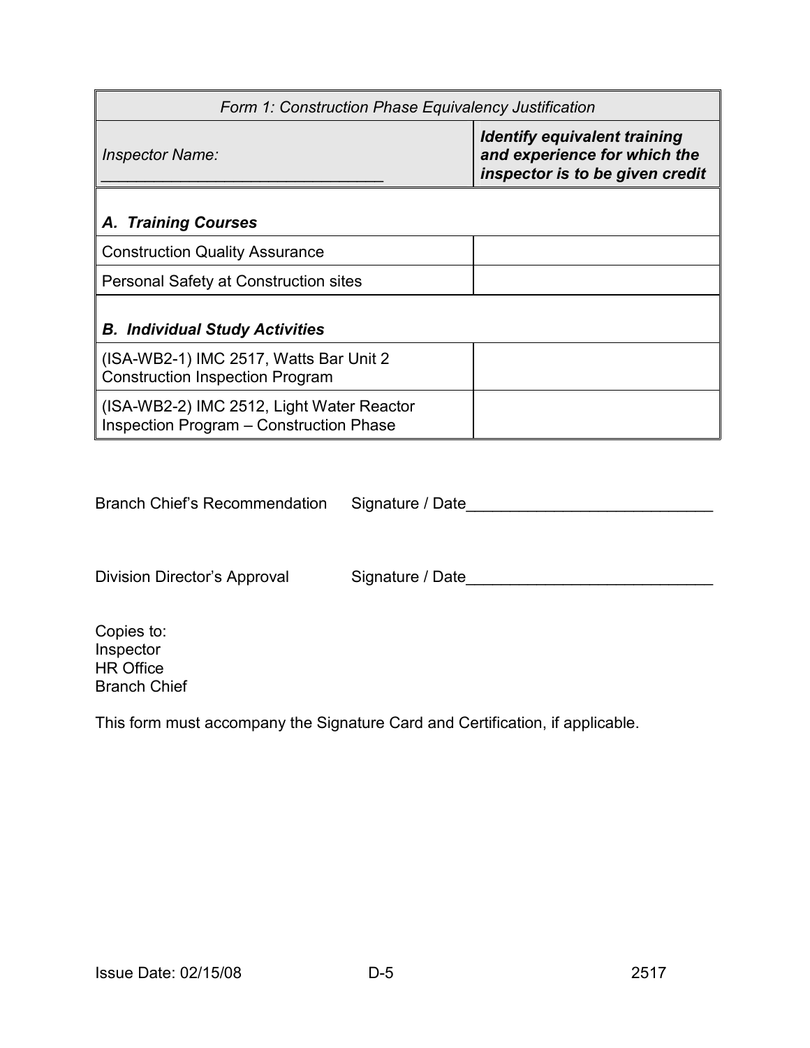| *Form 1: Construction Phase Equivalency Justification* | |
|---|---|
| *Inspector Name:* _______________________________ | ***Identify equivalent training and experience for which the inspector is to be given credit*** |
| ***A. Training Courses*** | |
| Construction Quality Assurance | |
| Personal Safety at Construction sites | |
| ***B. Individual Study Activities*** | |
| (ISA-WB2-1) IMC 2517, Watts Bar Unit 2 Construction Inspection Program | |
| (ISA-WB2-2) IMC 2512, Light Water Reactor Inspection Program – Construction Phase | |

Branch Chief's Recommendation Signature / Date____________________________

Division Director's Approval Signature / Date____________________________

Copies to:
Inspector
HR Office
Branch Chief

This form must accompany the Signature Card and Certification, if applicable.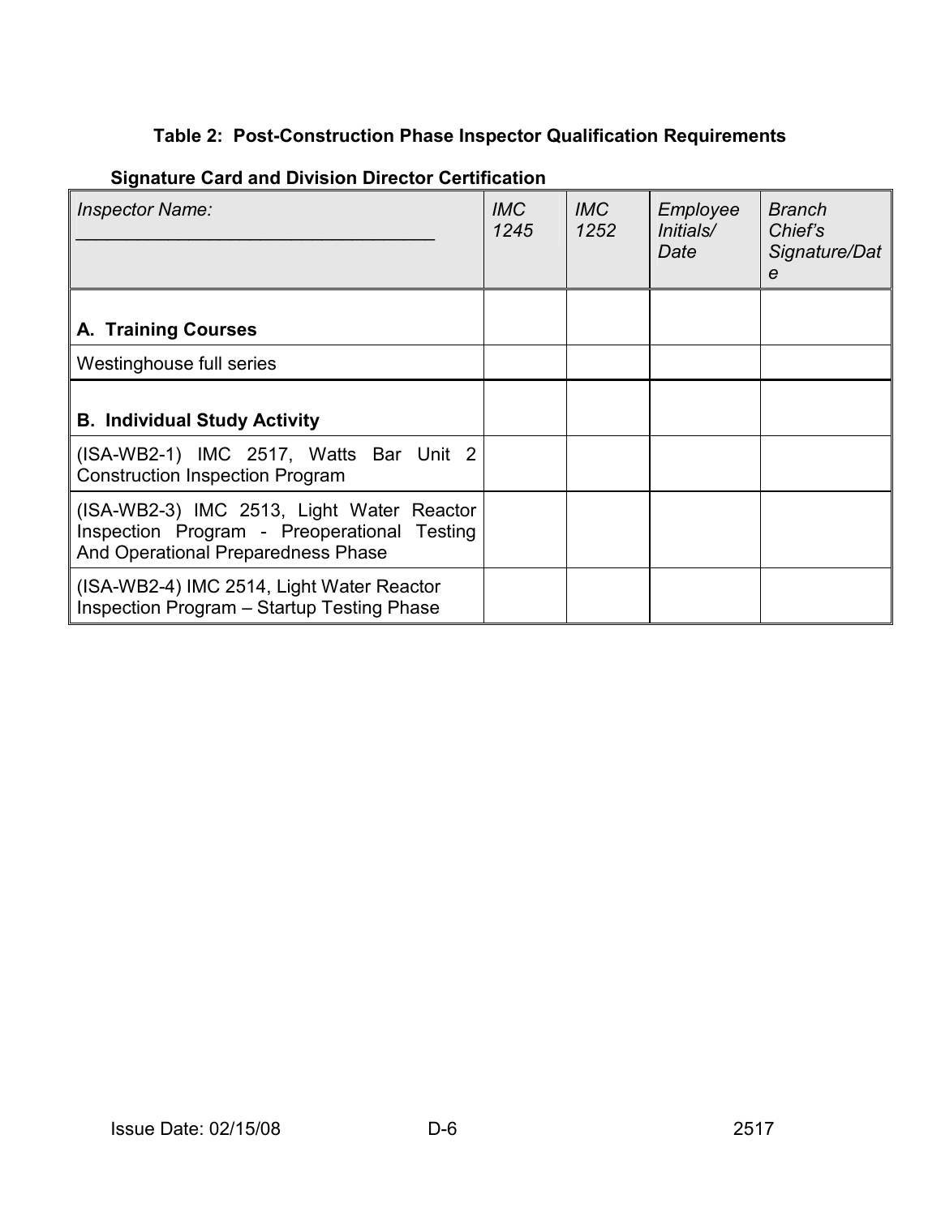**Table 2: Post-Construction Phase Inspector Qualification Requirements**

**Signature Card and Division Director Certification**

| *Inspector Name:* ___________________________________ | *IMC 1245* | *IMC 1252* | *Employee Initials/ Date* | *Branch Chief's Signature/Date* |
|---|---|---|---|---|
| **A. Training Courses** | | | | |
| Westinghouse full series | | | | |
| **B. Individual Study Activity** | | | | |
| (ISA-WB2-1) IMC 2517, Watts Bar Unit 2 Construction Inspection Program | | | | |
| (ISA-WB2-3) IMC 2513, Light Water Reactor Inspection Program - Preoperational Testing And Operational Preparedness Phase | | | | |
| (ISA-WB2-4) IMC 2514, Light Water Reactor Inspection Program – Startup Testing Phase | | | | |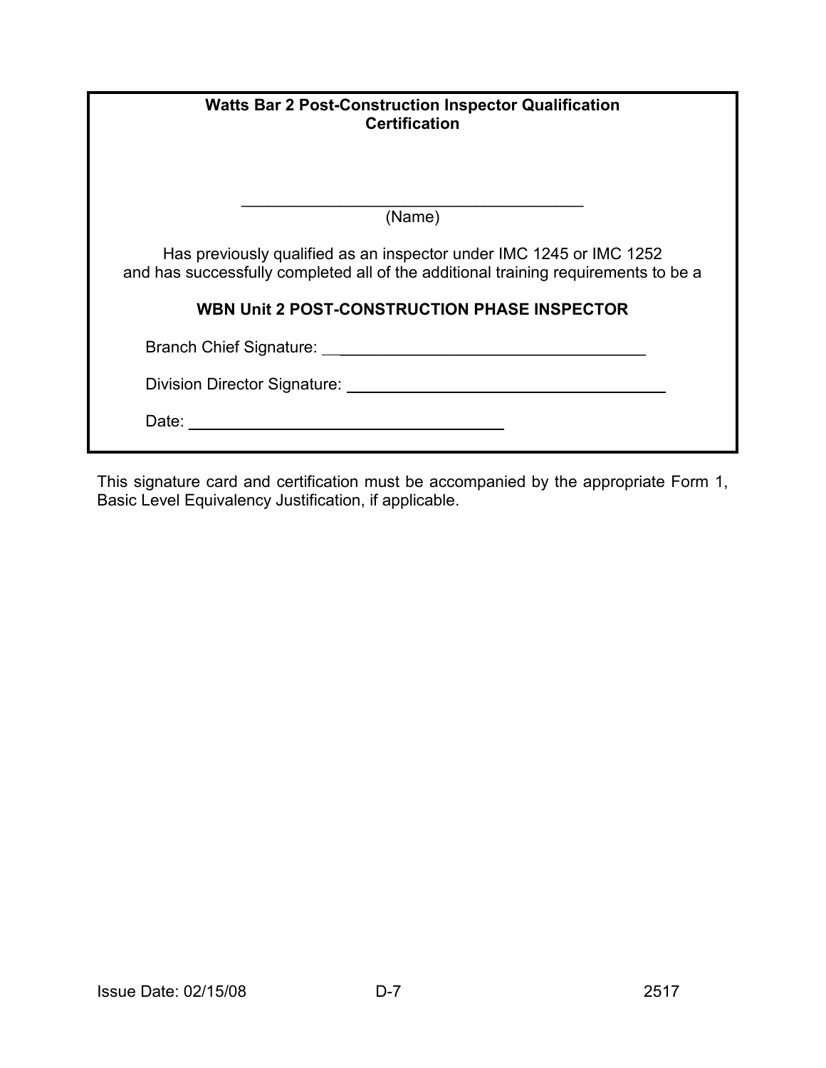**Watts Bar 2 Post-Construction Inspector Qualification Certification**

\_\_\_\_\_\_\_\_\_\_\_\_\_\_\_\_\_\_\_\_\_\_\_\_\_\_\_\_\_\_\_\_\_\_\_\_\_\_\_\_
(Name)

Has previously qualified as an inspector under IMC 1245 or IMC 1252 and has successfully completed all of the additional training requirements to be a

**WBN Unit 2 POST-CONSTRUCTION PHASE INSPECTOR**

Branch Chief Signature: \_\_\_\_\_\_\_\_\_\_\_\_\_\_\_\_\_\_\_\_\_\_\_\_\_\_\_\_\_\_\_\_\_\_\_\_

Division Director Signature: \_\_\_\_\_\_\_\_\_\_\_\_\_\_\_\_\_\_\_\_\_\_\_\_\_\_\_\_\_\_\_\_\_\_\_\_

Date: \_\_\_\_\_\_\_\_\_\_\_\_\_\_\_\_\_\_\_\_\_\_\_\_\_\_\_\_\_\_\_\_\_\_\_\_

This signature card and certification must be accompanied by the appropriate Form 1, Basic Level Equivalency Justification, if applicable.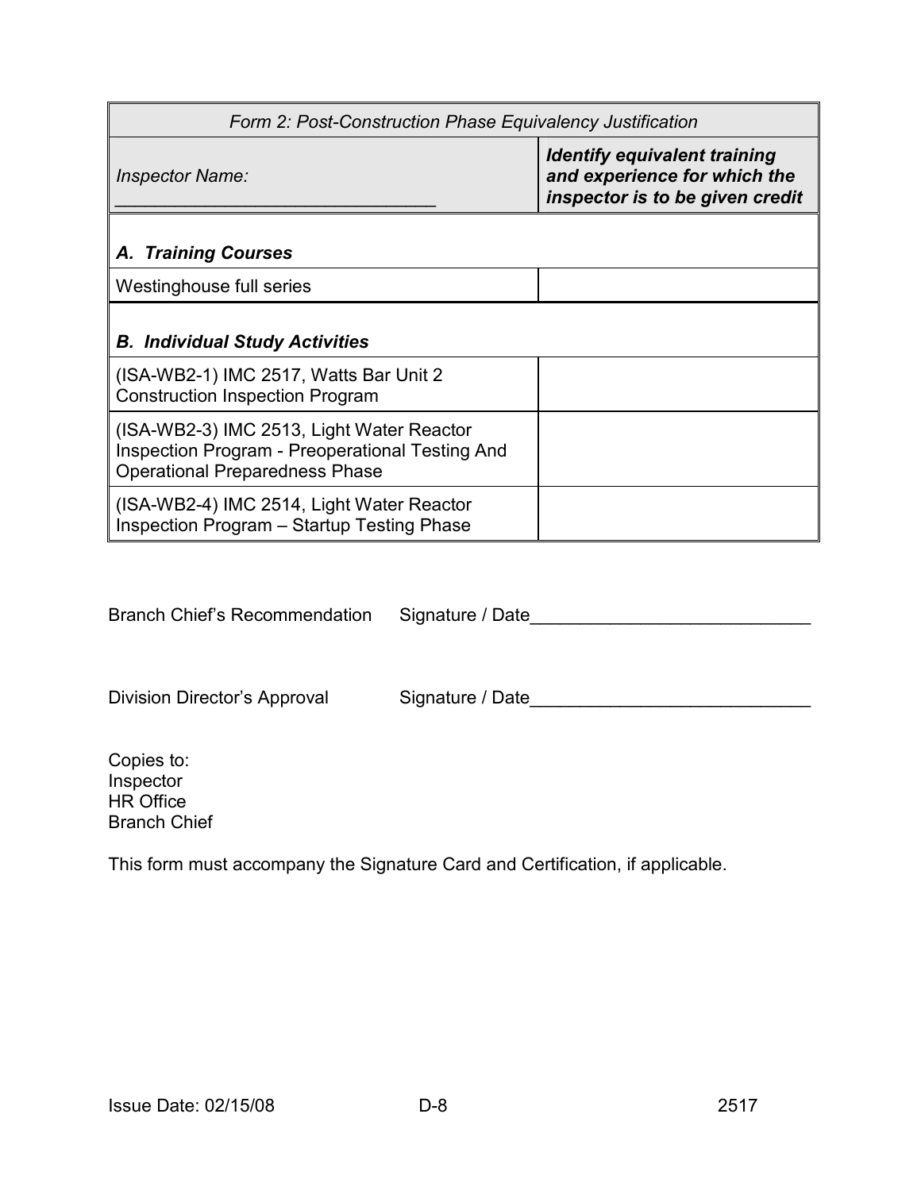| *Form 2: Post-Construction Phase Equivalency Justification* | |
|---|---|
| *Inspector Name:* _______________________________ | ***Identify equivalent training and experience for which the inspector is to be given credit*** |
| ***A. Training Courses*** | |
| Westinghouse full series | |
| ***B. Individual Study Activities*** | |
| (ISA-WB2-1) IMC 2517, Watts Bar Unit 2 Construction Inspection Program | |
| (ISA-WB2-3) IMC 2513, Light Water Reactor Inspection Program - Preoperational Testing And Operational Preparedness Phase | |
| (ISA-WB2-4) IMC 2514, Light Water Reactor Inspection Program – Startup Testing Phase | |

Branch Chief's Recommendation Signature / Date____________________________

Division Director's Approval Signature / Date____________________________

Copies to:
Inspector
HR Office
Branch Chief

This form must accompany the Signature Card and Certification, if applicable.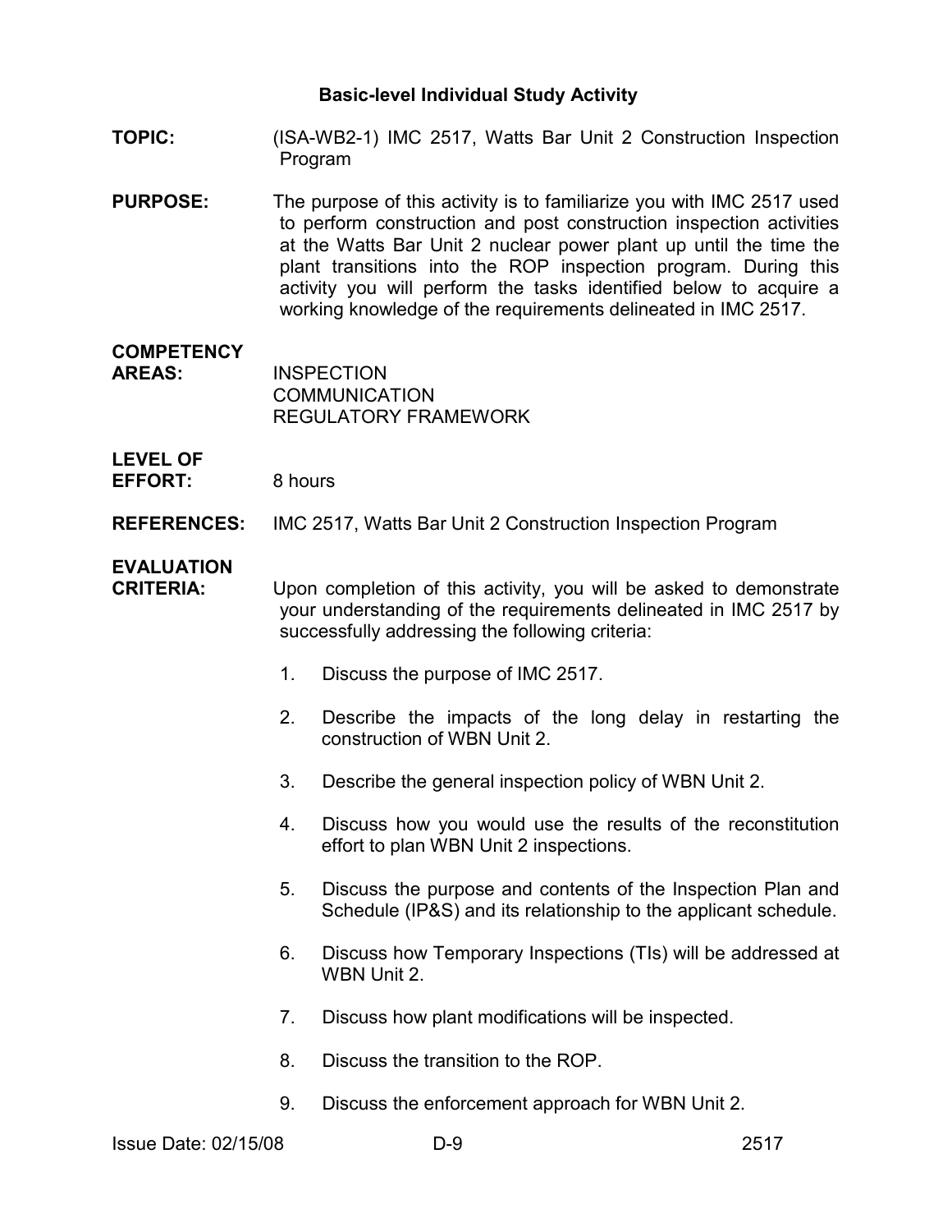## Basic-level Individual Study Activity

**TOPIC:** (ISA-WB2-1) IMC 2517, Watts Bar Unit 2 Construction Inspection Program

**PURPOSE:** The purpose of this activity is to familiarize you with IMC 2517 used to perform construction and post construction inspection activities at the Watts Bar Unit 2 nuclear power plant up until the time the plant transitions into the ROP inspection program. During this activity you will perform the tasks identified below to acquire a working knowledge of the requirements delineated in IMC 2517.

**COMPETENCY AREAS:** INSPECTION
COMMUNICATION
REGULATORY FRAMEWORK

**LEVEL OF EFFORT:** 8 hours

**REFERENCES:** IMC 2517, Watts Bar Unit 2 Construction Inspection Program

**EVALUATION CRITERIA:** Upon completion of this activity, you will be asked to demonstrate your understanding of the requirements delineated in IMC 2517 by successfully addressing the following criteria:

1. Discuss the purpose of IMC 2517.
2. Describe the impacts of the long delay in restarting the construction of WBN Unit 2.
3. Describe the general inspection policy of WBN Unit 2.
4. Discuss how you would use the results of the reconstitution effort to plan WBN Unit 2 inspections.
5. Discuss the purpose and contents of the Inspection Plan and Schedule (IP&S) and its relationship to the applicant schedule.
6. Discuss how Temporary Inspections (TIs) will be addressed at WBN Unit 2.
7. Discuss how plant modifications will be inspected.
8. Discuss the transition to the ROP.
9. Discuss the enforcement approach for WBN Unit 2.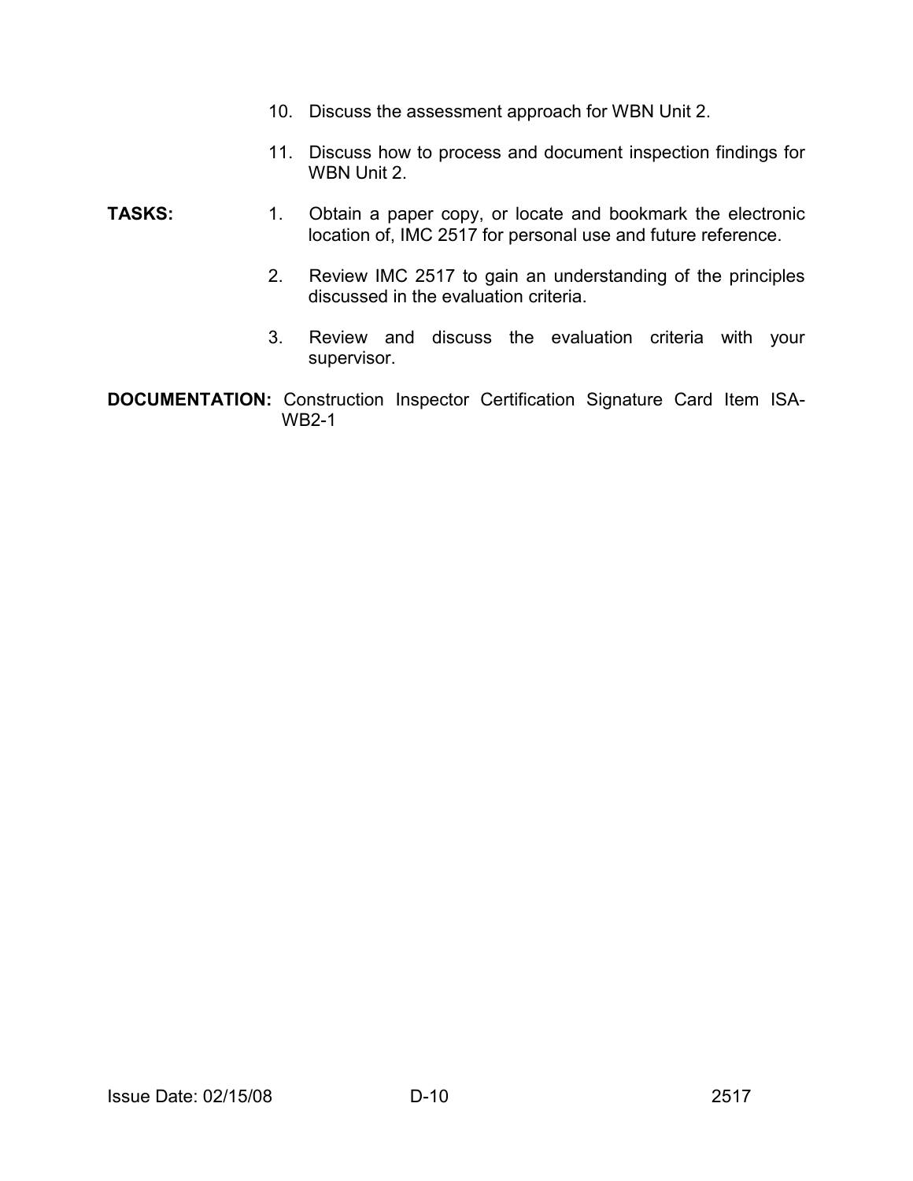10. Discuss the assessment approach for WBN Unit 2.

11. Discuss how to process and document inspection findings for WBN Unit 2.

**TASKS:**

1. Obtain a paper copy, or locate and bookmark the electronic location of, IMC 2517 for personal use and future reference.

2. Review IMC 2517 to gain an understanding of the principles discussed in the evaluation criteria.

3. Review and discuss the evaluation criteria with your supervisor.

**DOCUMENTATION:** Construction Inspector Certification Signature Card Item ISA-WB2-1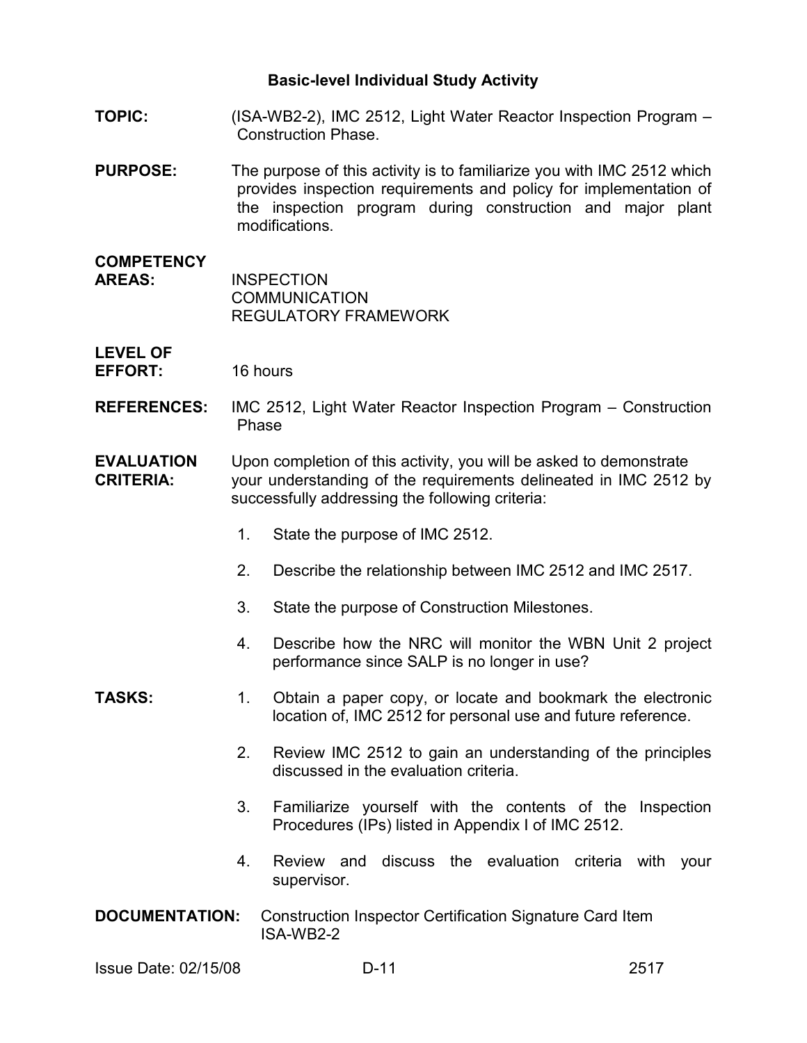## Basic-level Individual Study Activity

**TOPIC:** (ISA-WB2-2), IMC 2512, Light Water Reactor Inspection Program – Construction Phase.

**PURPOSE:** The purpose of this activity is to familiarize you with IMC 2512 which provides inspection requirements and policy for implementation of the inspection program during construction and major plant modifications.

**COMPETENCY AREAS:** INSPECTION
COMMUNICATION
REGULATORY FRAMEWORK

**LEVEL OF EFFORT:** 16 hours

**REFERENCES:** IMC 2512, Light Water Reactor Inspection Program – Construction Phase

**EVALUATION CRITERIA:** Upon completion of this activity, you will be asked to demonstrate your understanding of the requirements delineated in IMC 2512 by successfully addressing the following criteria:

1. State the purpose of IMC 2512.
2. Describe the relationship between IMC 2512 and IMC 2517.
3. State the purpose of Construction Milestones.
4. Describe how the NRC will monitor the WBN Unit 2 project performance since SALP is no longer in use?

**TASKS:**

1. Obtain a paper copy, or locate and bookmark the electronic location of, IMC 2512 for personal use and future reference.
2. Review IMC 2512 to gain an understanding of the principles discussed in the evaluation criteria.
3. Familiarize yourself with the contents of the Inspection Procedures (IPs) listed in Appendix I of IMC 2512.
4. Review and discuss the evaluation criteria with your supervisor.

**DOCUMENTATION:** Construction Inspector Certification Signature Card Item ISA-WB2-2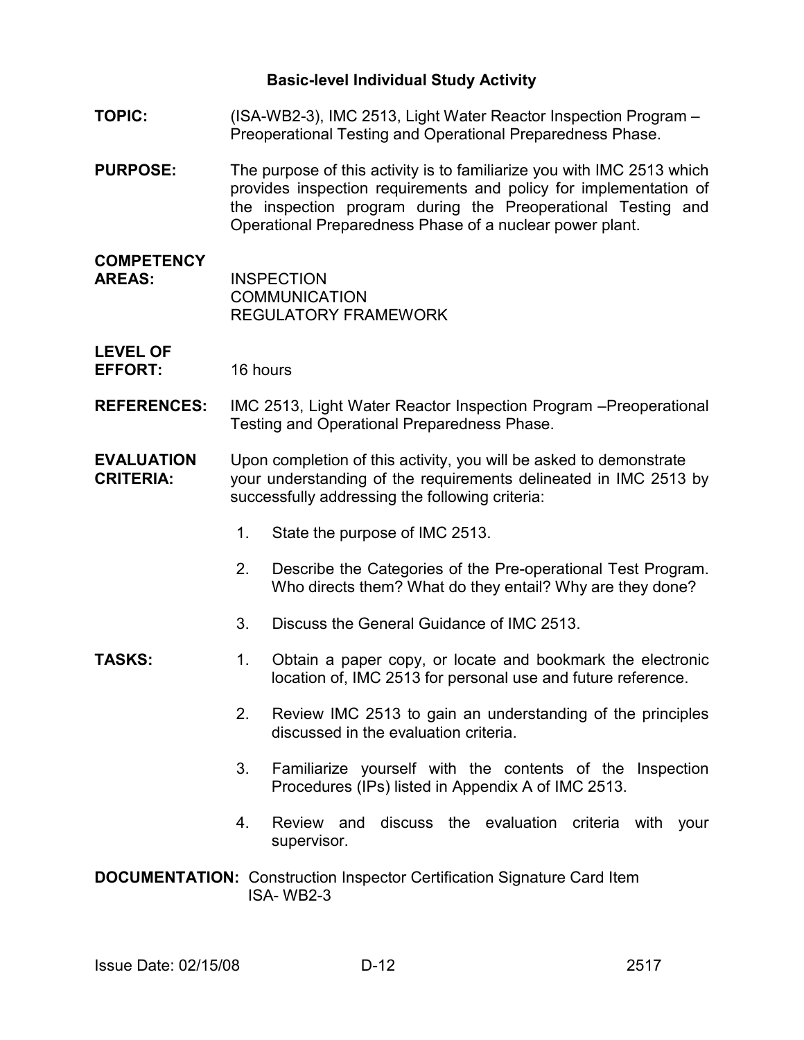## Basic-level Individual Study Activity

**TOPIC:** (ISA-WB2-3), IMC 2513, Light Water Reactor Inspection Program – Preoperational Testing and Operational Preparedness Phase.

**PURPOSE:** The purpose of this activity is to familiarize you with IMC 2513 which provides inspection requirements and policy for implementation of the inspection program during the Preoperational Testing and Operational Preparedness Phase of a nuclear power plant.

**COMPETENCY AREAS:** INSPECTION
COMMUNICATION
REGULATORY FRAMEWORK

**LEVEL OF EFFORT:** 16 hours

**REFERENCES:** IMC 2513, Light Water Reactor Inspection Program –Preoperational Testing and Operational Preparedness Phase.

**EVALUATION CRITERIA:** Upon completion of this activity, you will be asked to demonstrate your understanding of the requirements delineated in IMC 2513 by successfully addressing the following criteria:

1. State the purpose of IMC 2513.
2. Describe the Categories of the Pre-operational Test Program. Who directs them? What do they entail? Why are they done?
3. Discuss the General Guidance of IMC 2513.

**TASKS:**

1. Obtain a paper copy, or locate and bookmark the electronic location of, IMC 2513 for personal use and future reference.
2. Review IMC 2513 to gain an understanding of the principles discussed in the evaluation criteria.
3. Familiarize yourself with the contents of the Inspection Procedures (IPs) listed in Appendix A of IMC 2513.
4. Review and discuss the evaluation criteria with your supervisor.

**DOCUMENTATION:** Construction Inspector Certification Signature Card Item ISA- WB2-3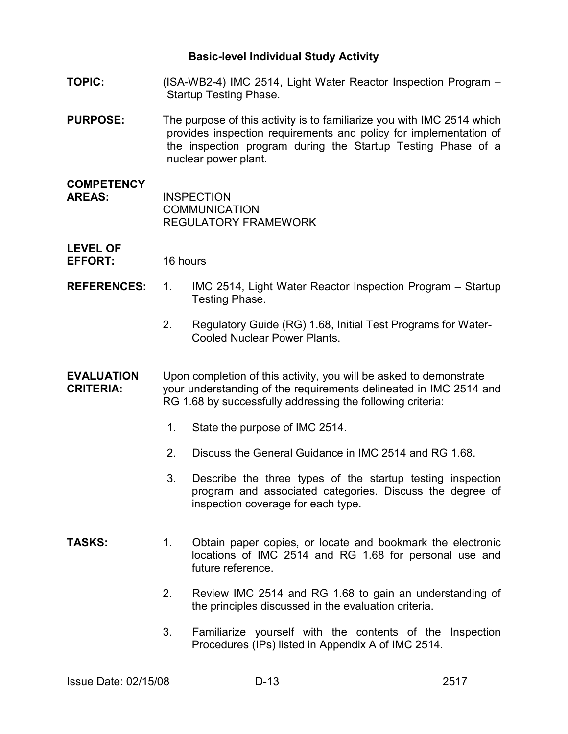## Basic-level Individual Study Activity

**TOPIC:** (ISA-WB2-4) IMC 2514, Light Water Reactor Inspection Program – Startup Testing Phase.

**PURPOSE:** The purpose of this activity is to familiarize you with IMC 2514 which provides inspection requirements and policy for implementation of the inspection program during the Startup Testing Phase of a nuclear power plant.

**COMPETENCY AREAS:** INSPECTION
COMMUNICATION
REGULATORY FRAMEWORK

**LEVEL OF EFFORT:** 16 hours

**REFERENCES:**

1. IMC 2514, Light Water Reactor Inspection Program – Startup Testing Phase.
2. Regulatory Guide (RG) 1.68, Initial Test Programs for Water-Cooled Nuclear Power Plants.

**EVALUATION CRITERIA:** Upon completion of this activity, you will be asked to demonstrate your understanding of the requirements delineated in IMC 2514 and RG 1.68 by successfully addressing the following criteria:

1. State the purpose of IMC 2514.
2. Discuss the General Guidance in IMC 2514 and RG 1.68.
3. Describe the three types of the startup testing inspection program and associated categories. Discuss the degree of inspection coverage for each type.

**TASKS:**

1. Obtain paper copies, or locate and bookmark the electronic locations of IMC 2514 and RG 1.68 for personal use and future reference.
2. Review IMC 2514 and RG 1.68 to gain an understanding of the principles discussed in the evaluation criteria.
3. Familiarize yourself with the contents of the Inspection Procedures (IPs) listed in Appendix A of IMC 2514.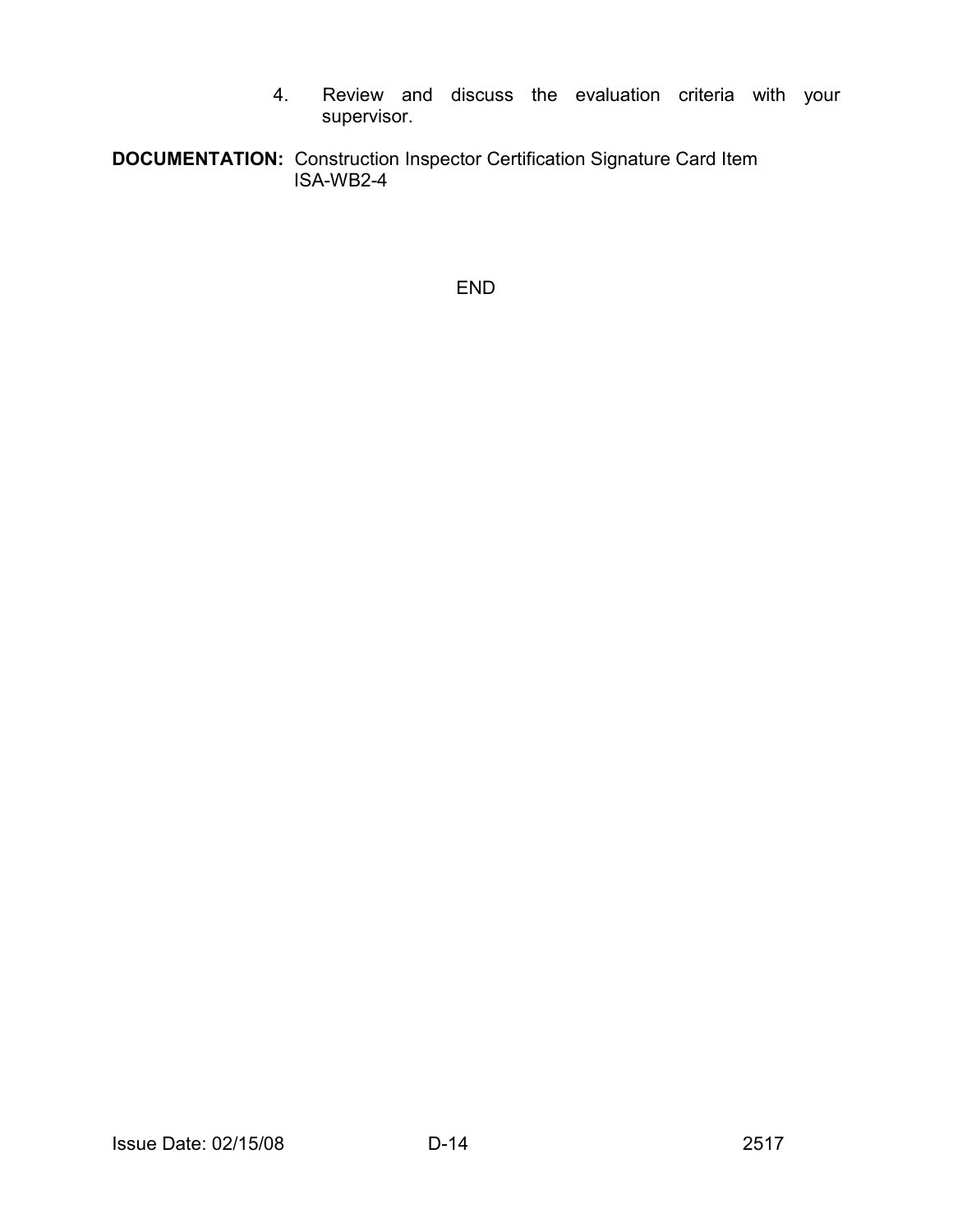4. Review and discuss the evaluation criteria with your supervisor.

**DOCUMENTATION:** Construction Inspector Certification Signature Card Item ISA-WB2-4

END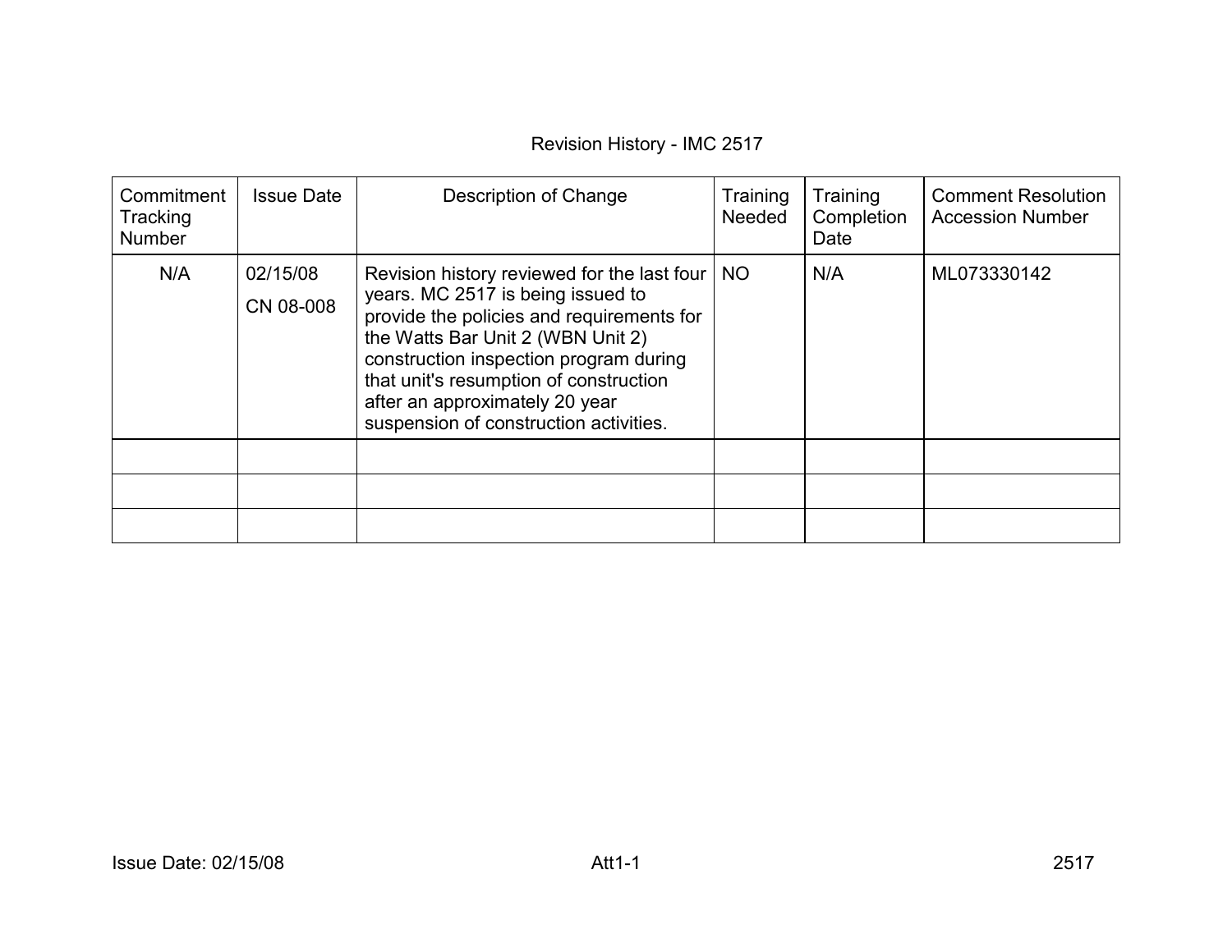Revision History - IMC 2517

| Commitment Tracking Number | Issue Date | Description of Change | Training Needed | Training Completion Date | Comment Resolution Accession Number |
|---|---|---|---|---|---|
| N/A | 02/15/08<br>CN 08-008 | Revision history reviewed for the last four years. MC 2517 is being issued to provide the policies and requirements for the Watts Bar Unit 2 (WBN Unit 2) construction inspection program during that unit's resumption of construction after an approximately 20 year suspension of construction activities. | NO | N/A | ML073330142 |
| | | | | | |
| | | | | | |
| | | | | | |